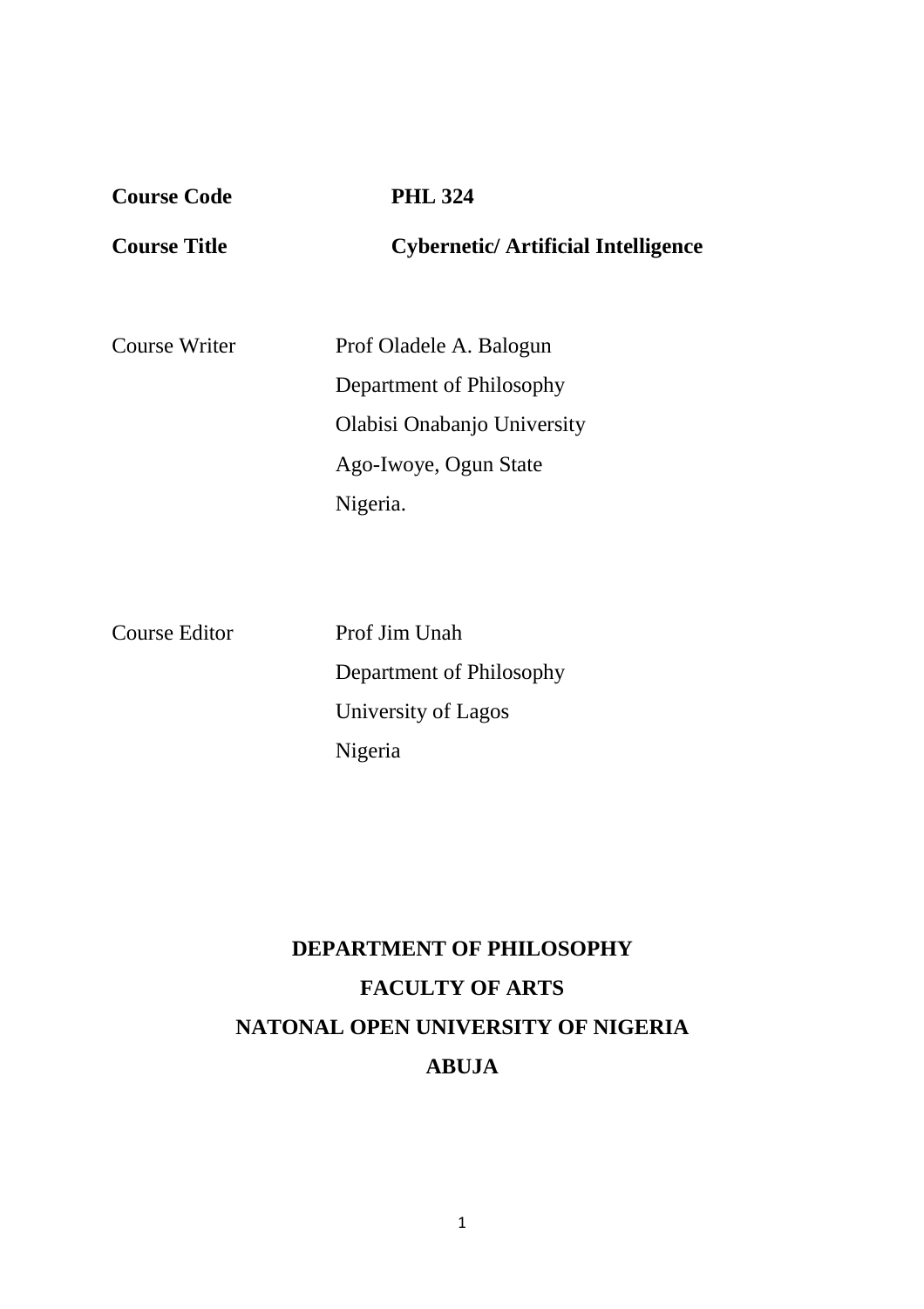**Course Code** **PHL 324**

**Course Title** **Cybernetic/ Artificial Intelligence**

Course Writer Prof Oladele A. Balogun
Department of Philosophy
Olabisi Onabanjo University
Ago-Iwoye, Ogun State
Nigeria.

Course Editor Prof Jim Unah
Department of Philosophy
University of Lagos
Nigeria

**DEPARTMENT OF PHILOSOPHY**

**FACULTY OF ARTS**

**NATONAL OPEN UNIVERSITY OF NIGERIA**

**ABUJA**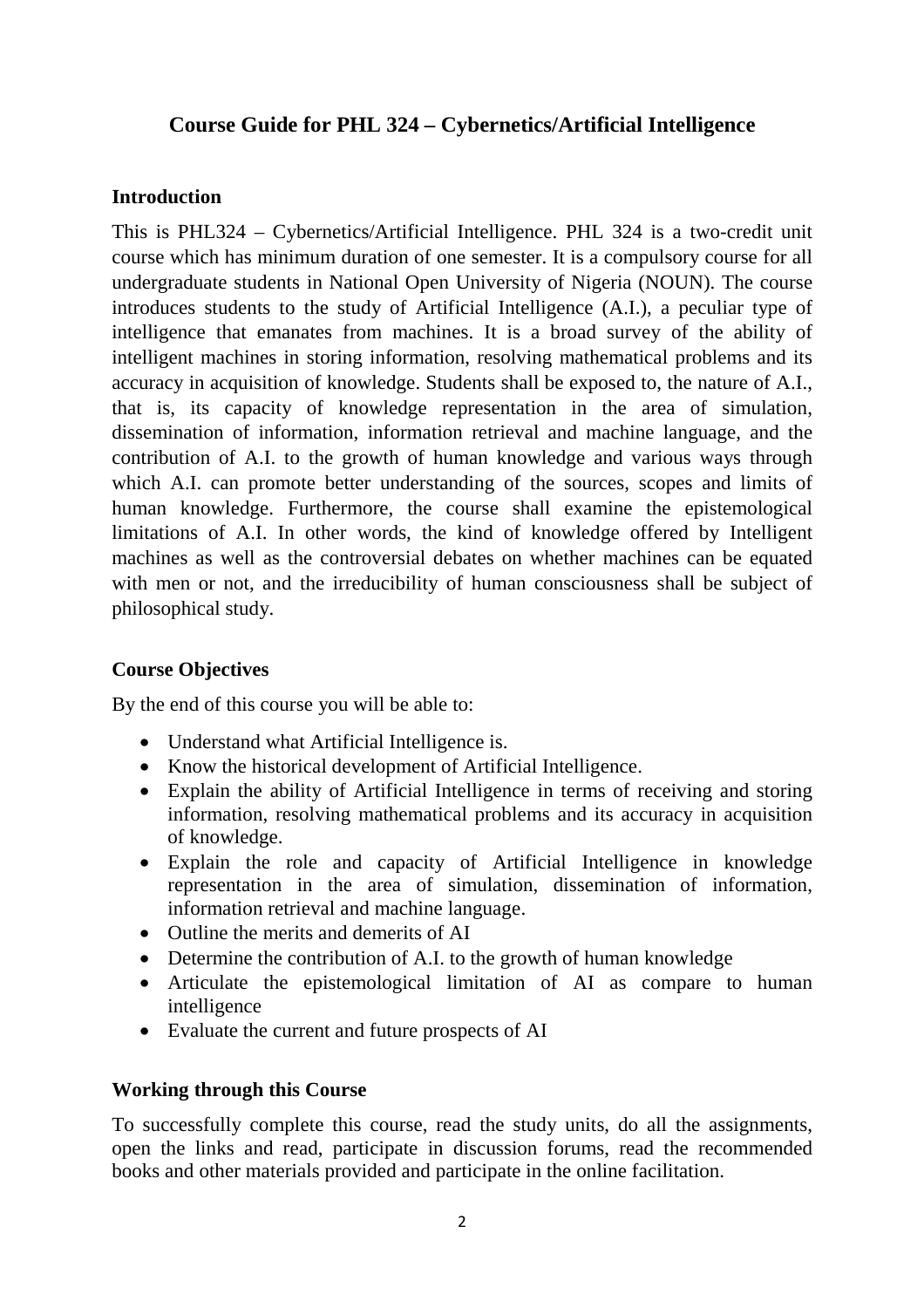# Course Guide for PHL 324 – Cybernetics/Artificial Intelligence

## Introduction

This is PHL324 – Cybernetics/Artificial Intelligence. PHL 324 is a two-credit unit course which has minimum duration of one semester. It is a compulsory course for all undergraduate students in National Open University of Nigeria (NOUN). The course introduces students to the study of Artificial Intelligence (A.I.), a peculiar type of intelligence that emanates from machines. It is a broad survey of the ability of intelligent machines in storing information, resolving mathematical problems and its accuracy in acquisition of knowledge. Students shall be exposed to, the nature of A.I., that is, its capacity of knowledge representation in the area of simulation, dissemination of information, information retrieval and machine language, and the contribution of A.I. to the growth of human knowledge and various ways through which A.I. can promote better understanding of the sources, scopes and limits of human knowledge. Furthermore, the course shall examine the epistemological limitations of A.I. In other words, the kind of knowledge offered by Intelligent machines as well as the controversial debates on whether machines can be equated with men or not, and the irreducibility of human consciousness shall be subject of philosophical study.

## Course Objectives

By the end of this course you will be able to:

- Understand what Artificial Intelligence is.
- Know the historical development of Artificial Intelligence.
- Explain the ability of Artificial Intelligence in terms of receiving and storing information, resolving mathematical problems and its accuracy in acquisition of knowledge.
- Explain the role and capacity of Artificial Intelligence in knowledge representation in the area of simulation, dissemination of information, information retrieval and machine language.
- Outline the merits and demerits of AI
- Determine the contribution of A.I. to the growth of human knowledge
- Articulate the epistemological limitation of AI as compare to human intelligence
- Evaluate the current and future prospects of AI

## Working through this Course

To successfully complete this course, read the study units, do all the assignments, open the links and read, participate in discussion forums, read the recommended books and other materials provided and participate in the online facilitation.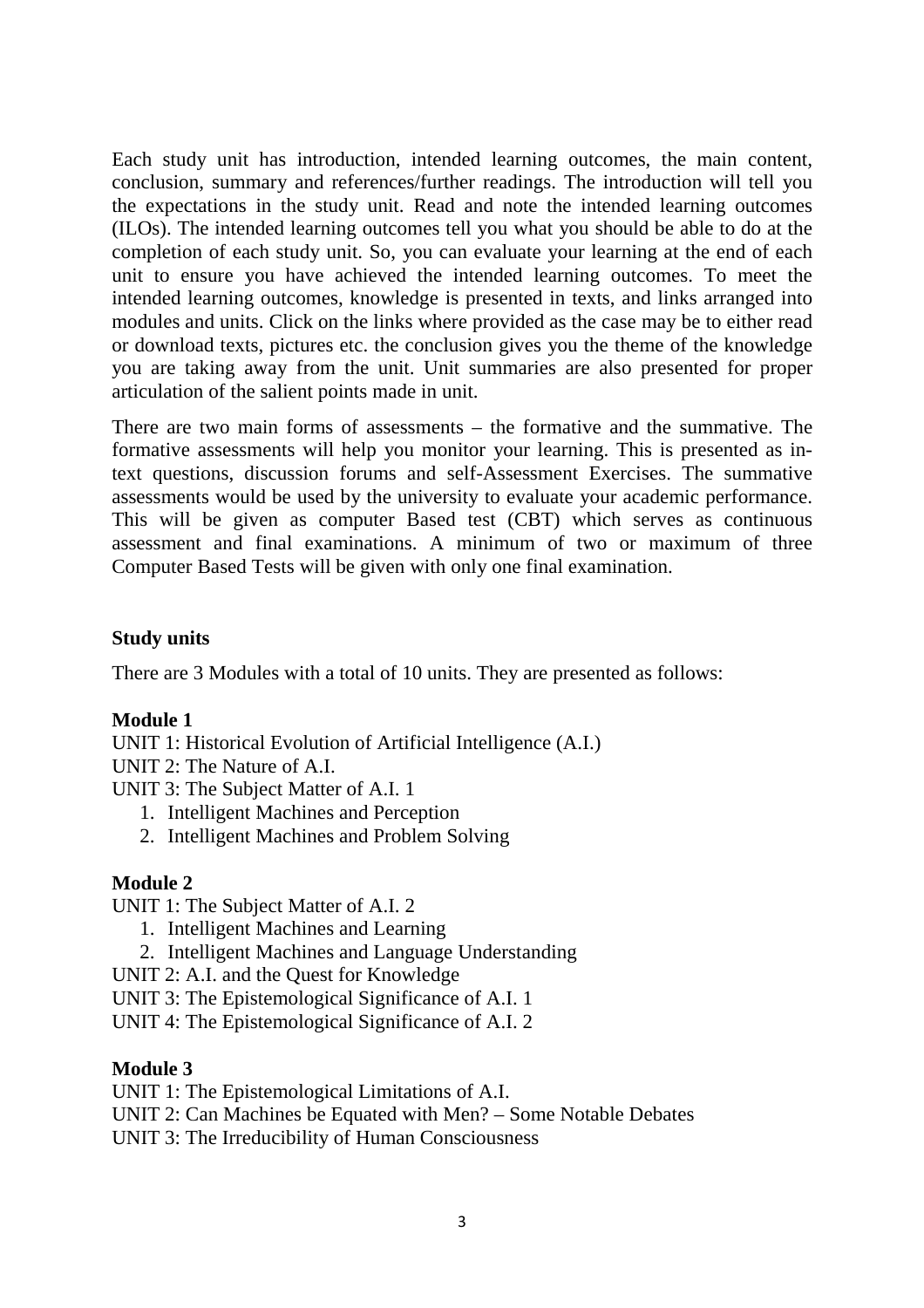Each study unit has introduction, intended learning outcomes, the main content, conclusion, summary and references/further readings. The introduction will tell you the expectations in the study unit. Read and note the intended learning outcomes (ILOs). The intended learning outcomes tell you what you should be able to do at the completion of each study unit. So, you can evaluate your learning at the end of each unit to ensure you have achieved the intended learning outcomes. To meet the intended learning outcomes, knowledge is presented in texts, and links arranged into modules and units. Click on the links where provided as the case may be to either read or download texts, pictures etc. the conclusion gives you the theme of the knowledge you are taking away from the unit. Unit summaries are also presented for proper articulation of the salient points made in unit.

There are two main forms of assessments – the formative and the summative. The formative assessments will help you monitor your learning. This is presented as in-text questions, discussion forums and self-Assessment Exercises. The summative assessments would be used by the university to evaluate your academic performance. This will be given as computer Based test (CBT) which serves as continuous assessment and final examinations. A minimum of two or maximum of three Computer Based Tests will be given with only one final examination.

**Study units**

There are 3 Modules with a total of 10 units. They are presented as follows:

**Module 1**

UNIT 1: Historical Evolution of Artificial Intelligence (A.I.)
UNIT 2: The Nature of A.I.
UNIT 3: The Subject Matter of A.I. 1

1. Intelligent Machines and Perception
2. Intelligent Machines and Problem Solving

**Module 2**

UNIT 1: The Subject Matter of A.I. 2

1. Intelligent Machines and Learning
2. Intelligent Machines and Language Understanding

UNIT 2: A.I. and the Quest for Knowledge
UNIT 3: The Epistemological Significance of A.I. 1
UNIT 4: The Epistemological Significance of A.I. 2

**Module 3**

UNIT 1: The Epistemological Limitations of A.I.
UNIT 2: Can Machines be Equated with Men? – Some Notable Debates
UNIT 3: The Irreducibility of Human Consciousness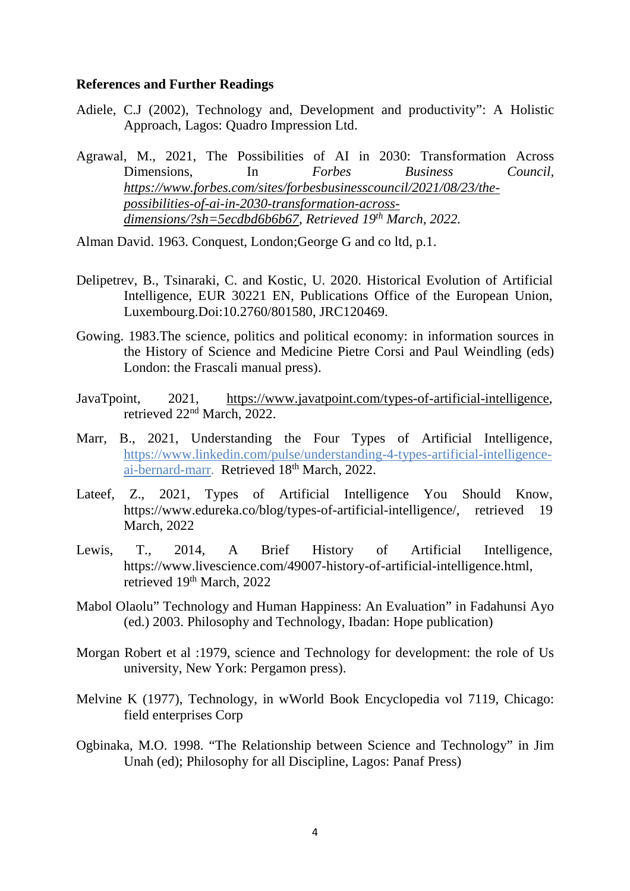**References and Further Readings**

Adiele, C.J (2002), Technology and, Development and productivity": A Holistic Approach, Lagos: Quadro Impression Ltd.

Agrawal, M., 2021, The Possibilities of AI in 2030: Transformation Across Dimensions, In *Forbes Business Council*, *https://www.forbes.com/sites/forbesbusinesscouncil/2021/08/23/the-possibilities-of-ai-in-2030-transformation-across-dimensions/?sh=5ecdbd6b6b67, Retrieved 19th March, 2022.*

Alman David. 1963. Conquest, London;George G and co ltd, p.1.

Delipetrev, B., Tsinaraki, C. and Kostic, U. 2020. Historical Evolution of Artificial Intelligence, EUR 30221 EN, Publications Office of the European Union, Luxembourg.Doi:10.2760/801580, JRC120469.

Gowing. 1983.The science, politics and political economy: in information sources in the History of Science and Medicine Pietre Corsi and Paul Weindling (eds) London: the Frascali manual press).

JavaTpoint, 2021, https://www.javatpoint.com/types-of-artificial-intelligence, retrieved 22nd March, 2022.

Marr, B., 2021, Understanding the Four Types of Artificial Intelligence, https://www.linkedin.com/pulse/understanding-4-types-artificial-intelligence-ai-bernard-marr. Retrieved 18th March, 2022.

Lateef, Z., 2021, Types of Artificial Intelligence You Should Know, https://www.edureka.co/blog/types-of-artificial-intelligence/, retrieved 19 March, 2022

Lewis, T., 2014, A Brief History of Artificial Intelligence, https://www.livescience.com/49007-history-of-artificial-intelligence.html, retrieved 19th March, 2022

Mabol Olaolu" Technology and Human Happiness: An Evaluation" in Fadahunsi Ayo (ed.) 2003. Philosophy and Technology, Ibadan: Hope publication)

Morgan Robert et al :1979, science and Technology for development: the role of Us university, New York: Pergamon press).

Melvine K (1977), Technology, in wWorld Book Encyclopedia vol 7119, Chicago: field enterprises Corp

Ogbinaka, M.O. 1998. "The Relationship between Science and Technology" in Jim Unah (ed); Philosophy for all Discipline, Lagos: Panaf Press)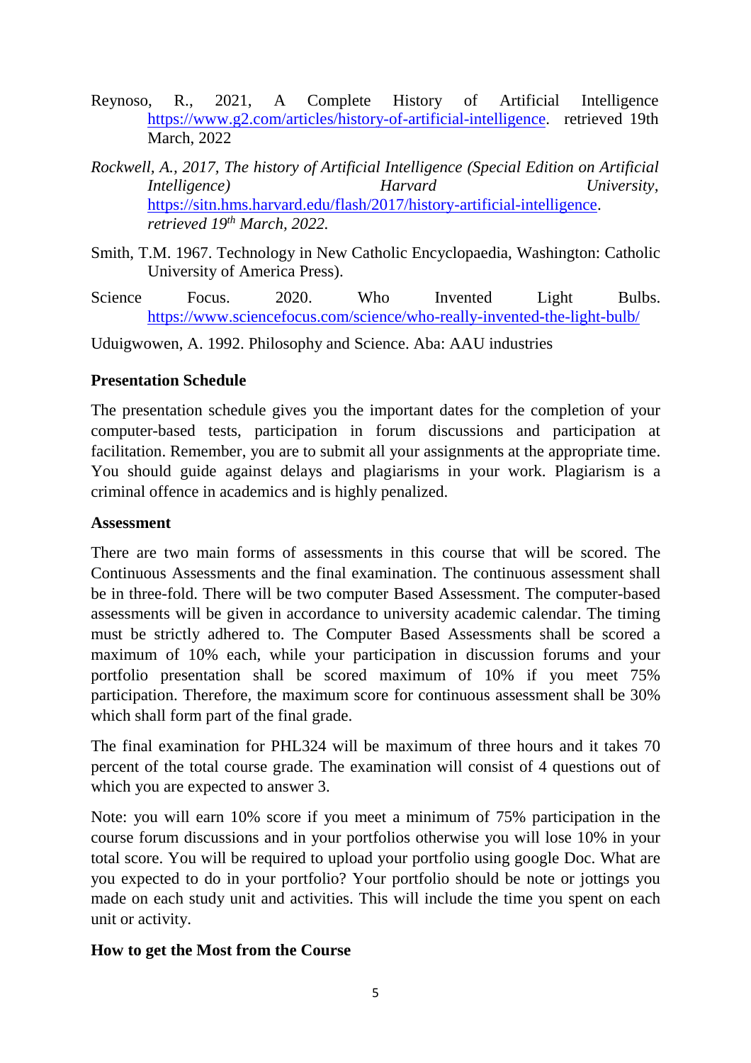Reynoso, R., 2021, A Complete History of Artificial Intelligence https://www.g2.com/articles/history-of-artificial-intelligence. retrieved 19th March, 2022

*Rockwell, A., 2017, The history of Artificial Intelligence (Special Edition on Artificial Intelligence) Harvard University,* https://sitn.hms.harvard.edu/flash/2017/history-artificial-intelligence. *retrieved 19th March, 2022.*

Smith, T.M. 1967. Technology in New Catholic Encyclopaedia, Washington: Catholic University of America Press).

Science Focus. 2020. Who Invented Light Bulbs. https://www.sciencefocus.com/science/who-really-invented-the-light-bulb/

Uduigwowen, A. 1992. Philosophy and Science. Aba: AAU industries

**Presentation Schedule**

The presentation schedule gives you the important dates for the completion of your computer-based tests, participation in forum discussions and participation at facilitation. Remember, you are to submit all your assignments at the appropriate time. You should guide against delays and plagiarisms in your work. Plagiarism is a criminal offence in academics and is highly penalized.

**Assessment**

There are two main forms of assessments in this course that will be scored. The Continuous Assessments and the final examination. The continuous assessment shall be in three-fold. There will be two computer Based Assessment. The computer-based assessments will be given in accordance to university academic calendar. The timing must be strictly adhered to. The Computer Based Assessments shall be scored a maximum of 10% each, while your participation in discussion forums and your portfolio presentation shall be scored maximum of 10% if you meet 75% participation. Therefore, the maximum score for continuous assessment shall be 30% which shall form part of the final grade.

The final examination for PHL324 will be maximum of three hours and it takes 70 percent of the total course grade. The examination will consist of 4 questions out of which you are expected to answer 3.

Note: you will earn 10% score if you meet a minimum of 75% participation in the course forum discussions and in your portfolios otherwise you will lose 10% in your total score. You will be required to upload your portfolio using google Doc. What are you expected to do in your portfolio? Your portfolio should be note or jottings you made on each study unit and activities. This will include the time you spent on each unit or activity.

**How to get the Most from the Course**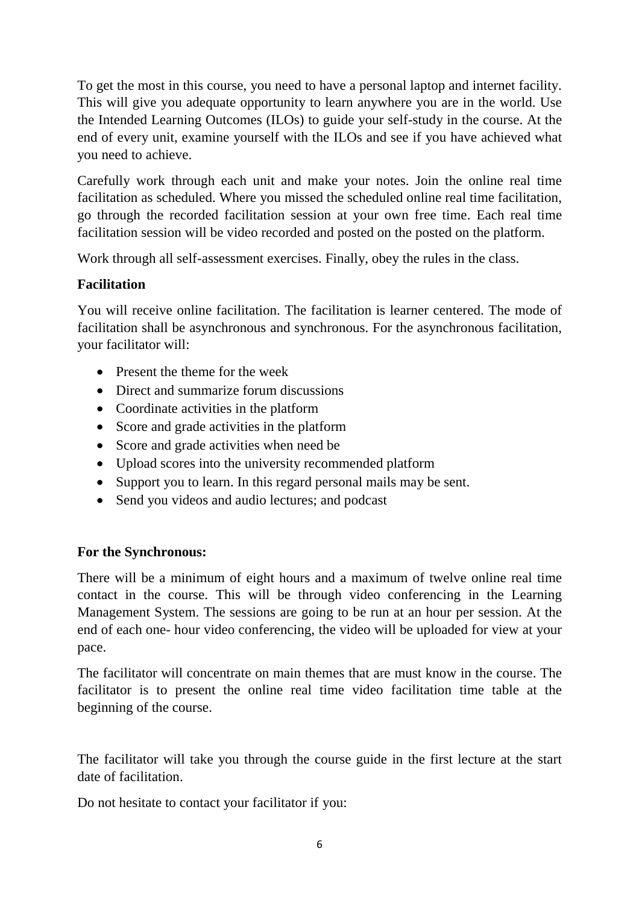To get the most in this course, you need to have a personal laptop and internet facility. This will give you adequate opportunity to learn anywhere you are in the world. Use the Intended Learning Outcomes (ILOs) to guide your self-study in the course. At the end of every unit, examine yourself with the ILOs and see if you have achieved what you need to achieve.

Carefully work through each unit and make your notes. Join the online real time facilitation as scheduled. Where you missed the scheduled online real time facilitation, go through the recorded facilitation session at your own free time. Each real time facilitation session will be video recorded and posted on the posted on the platform.

Work through all self-assessment exercises. Finally, obey the rules in the class.

**Facilitation**

You will receive online facilitation. The facilitation is learner centered. The mode of facilitation shall be asynchronous and synchronous. For the asynchronous facilitation, your facilitator will:

- Present the theme for the week
- Direct and summarize forum discussions
- Coordinate activities in the platform
- Score and grade activities in the platform
- Score and grade activities when need be
- Upload scores into the university recommended platform
- Support you to learn. In this regard personal mails may be sent.
- Send you videos and audio lectures; and podcast

**For the Synchronous:**

There will be a minimum of eight hours and a maximum of twelve online real time contact in the course. This will be through video conferencing in the Learning Management System. The sessions are going to be run at an hour per session. At the end of each one- hour video conferencing, the video will be uploaded for view at your pace.

The facilitator will concentrate on main themes that are must know in the course. The facilitator is to present the online real time video facilitation time table at the beginning of the course.

The facilitator will take you through the course guide in the first lecture at the start date of facilitation.

Do not hesitate to contact your facilitator if you: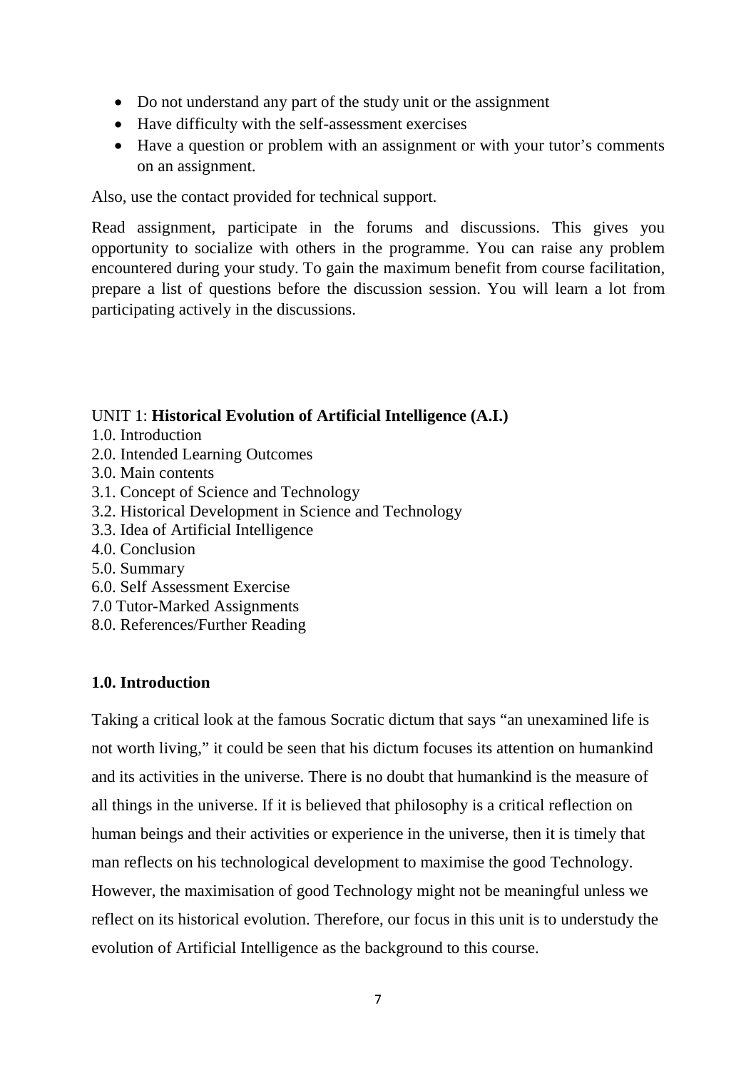- Do not understand any part of the study unit or the assignment
- Have difficulty with the self-assessment exercises
- Have a question or problem with an assignment or with your tutor's comments on an assignment.

Also, use the contact provided for technical support.

Read assignment, participate in the forums and discussions. This gives you opportunity to socialize with others in the programme. You can raise any problem encountered during your study. To gain the maximum benefit from course facilitation, prepare a list of questions before the discussion session. You will learn a lot from participating actively in the discussions.

## UNIT 1: **Historical Evolution of Artificial Intelligence (A.I.)**

1.0. Introduction
2.0. Intended Learning Outcomes
3.0. Main contents
3.1. Concept of Science and Technology
3.2. Historical Development in Science and Technology
3.3. Idea of Artificial Intelligence
4.0. Conclusion
5.0. Summary
6.0. Self Assessment Exercise
7.0 Tutor-Marked Assignments
8.0. References/Further Reading

### 1.0. Introduction

Taking a critical look at the famous Socratic dictum that says "an unexamined life is not worth living," it could be seen that his dictum focuses its attention on humankind and its activities in the universe. There is no doubt that humankind is the measure of all things in the universe. If it is believed that philosophy is a critical reflection on human beings and their activities or experience in the universe, then it is timely that man reflects on his technological development to maximise the good Technology. However, the maximisation of good Technology might not be meaningful unless we reflect on its historical evolution. Therefore, our focus in this unit is to understudy the evolution of Artificial Intelligence as the background to this course.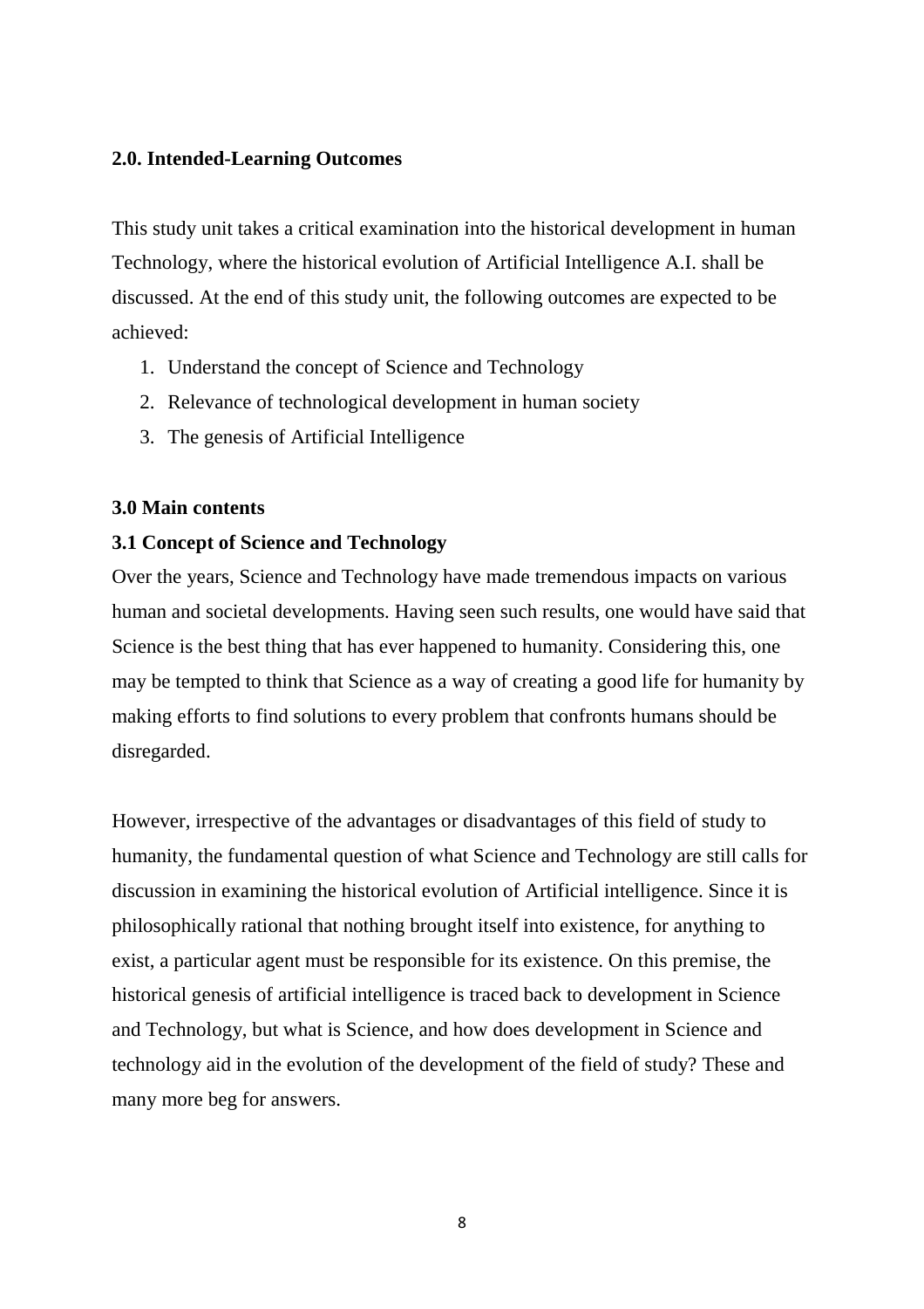**2.0. Intended-Learning Outcomes**

This study unit takes a critical examination into the historical development in human Technology, where the historical evolution of Artificial Intelligence A.I. shall be discussed. At the end of this study unit, the following outcomes are expected to be achieved:

1. Understand the concept of Science and Technology
2. Relevance of technological development in human society
3. The genesis of Artificial Intelligence

**3.0 Main contents**

**3.1 Concept of Science and Technology**

Over the years, Science and Technology have made tremendous impacts on various human and societal developments. Having seen such results, one would have said that Science is the best thing that has ever happened to humanity. Considering this, one may be tempted to think that Science as a way of creating a good life for humanity by making efforts to find solutions to every problem that confronts humans should be disregarded.

However, irrespective of the advantages or disadvantages of this field of study to humanity, the fundamental question of what Science and Technology are still calls for discussion in examining the historical evolution of Artificial intelligence. Since it is philosophically rational that nothing brought itself into existence, for anything to exist, a particular agent must be responsible for its existence. On this premise, the historical genesis of artificial intelligence is traced back to development in Science and Technology, but what is Science, and how does development in Science and technology aid in the evolution of the development of the field of study? These and many more beg for answers.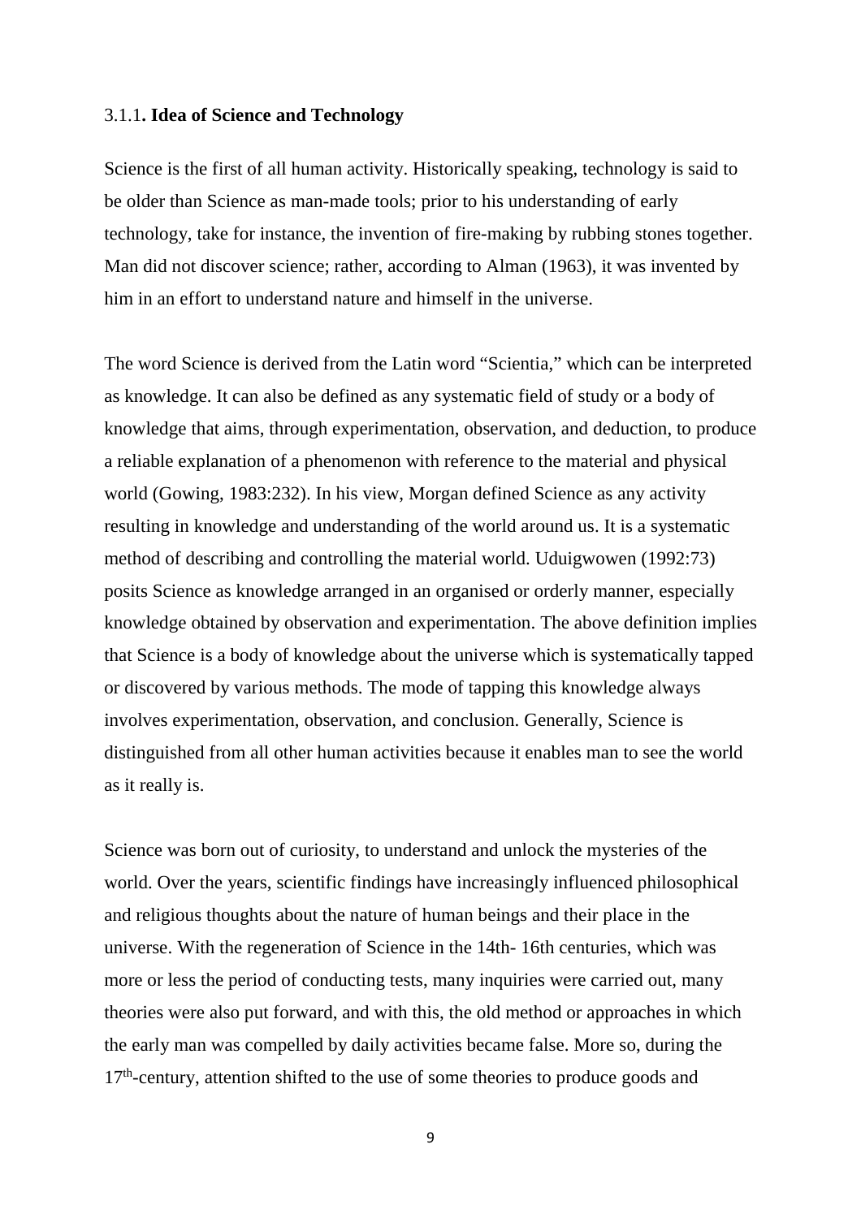### 3.1.1. **Idea of Science and Technology**

Science is the first of all human activity. Historically speaking, technology is said to be older than Science as man-made tools; prior to his understanding of early technology, take for instance, the invention of fire-making by rubbing stones together. Man did not discover science; rather, according to Alman (1963), it was invented by him in an effort to understand nature and himself in the universe.

The word Science is derived from the Latin word "Scientia," which can be interpreted as knowledge. It can also be defined as any systematic field of study or a body of knowledge that aims, through experimentation, observation, and deduction, to produce a reliable explanation of a phenomenon with reference to the material and physical world (Gowing, 1983:232). In his view, Morgan defined Science as any activity resulting in knowledge and understanding of the world around us. It is a systematic method of describing and controlling the material world. Uduigwowen (1992:73) posits Science as knowledge arranged in an organised or orderly manner, especially knowledge obtained by observation and experimentation. The above definition implies that Science is a body of knowledge about the universe which is systematically tapped or discovered by various methods. The mode of tapping this knowledge always involves experimentation, observation, and conclusion. Generally, Science is distinguished from all other human activities because it enables man to see the world as it really is.

Science was born out of curiosity, to understand and unlock the mysteries of the world. Over the years, scientific findings have increasingly influenced philosophical and religious thoughts about the nature of human beings and their place in the universe. With the regeneration of Science in the 14th- 16th centuries, which was more or less the period of conducting tests, many inquiries were carried out, many theories were also put forward, and with this, the old method or approaches in which the early man was compelled by daily activities became false. More so, during the 17th-century, attention shifted to the use of some theories to produce goods and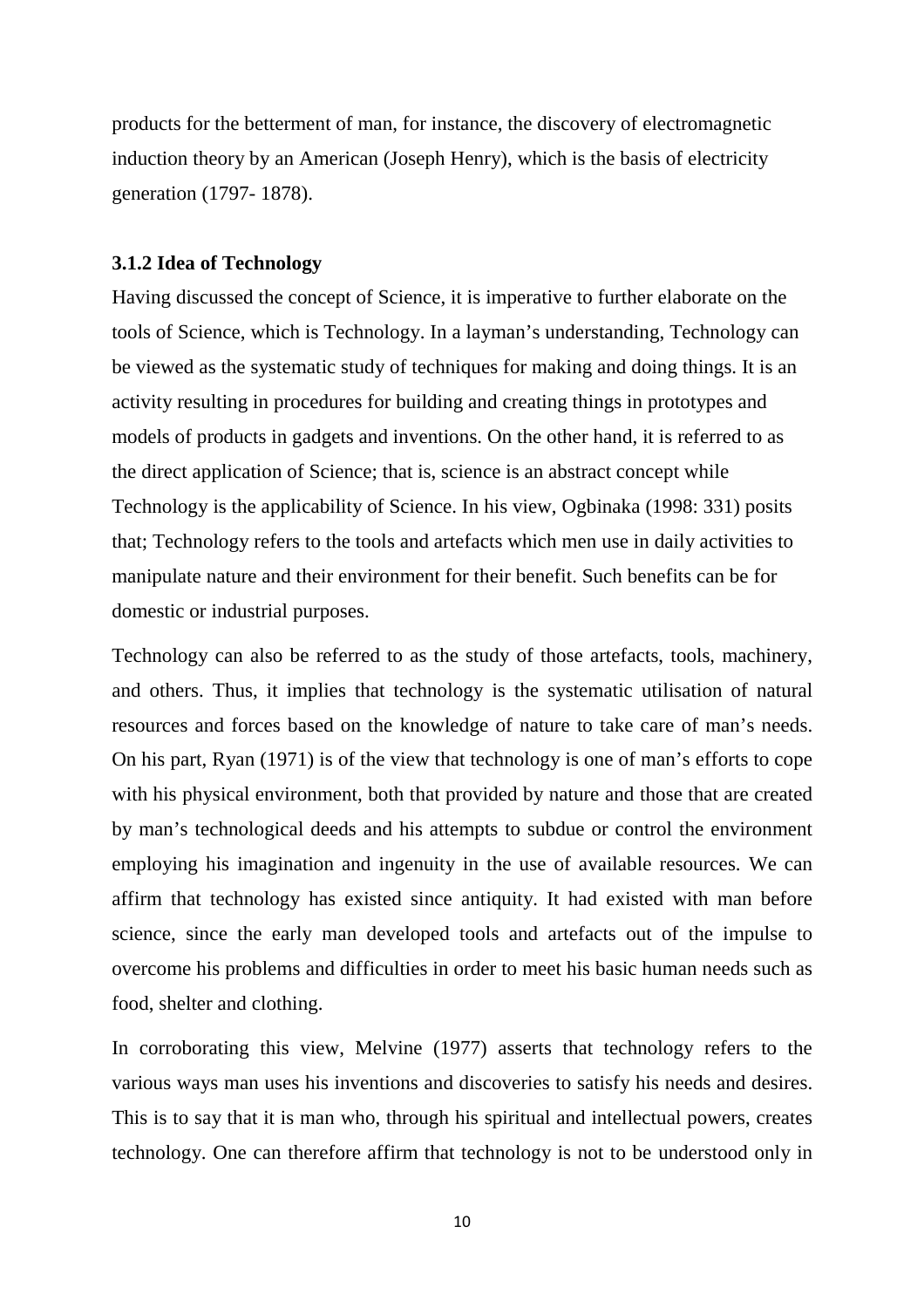products for the betterment of man, for instance, the discovery of electromagnetic induction theory by an American (Joseph Henry), which is the basis of electricity generation (1797- 1878).

### 3.1.2 Idea of Technology

Having discussed the concept of Science, it is imperative to further elaborate on the tools of Science, which is Technology. In a layman's understanding, Technology can be viewed as the systematic study of techniques for making and doing things. It is an activity resulting in procedures for building and creating things in prototypes and models of products in gadgets and inventions. On the other hand, it is referred to as the direct application of Science; that is, science is an abstract concept while Technology is the applicability of Science. In his view, Ogbinaka (1998: 331) posits that; Technology refers to the tools and artefacts which men use in daily activities to manipulate nature and their environment for their benefit. Such benefits can be for domestic or industrial purposes.

Technology can also be referred to as the study of those artefacts, tools, machinery, and others. Thus, it implies that technology is the systematic utilisation of natural resources and forces based on the knowledge of nature to take care of man's needs. On his part, Ryan (1971) is of the view that technology is one of man's efforts to cope with his physical environment, both that provided by nature and those that are created by man's technological deeds and his attempts to subdue or control the environment employing his imagination and ingenuity in the use of available resources. We can affirm that technology has existed since antiquity. It had existed with man before science, since the early man developed tools and artefacts out of the impulse to overcome his problems and difficulties in order to meet his basic human needs such as food, shelter and clothing.

In corroborating this view, Melvine (1977) asserts that technology refers to the various ways man uses his inventions and discoveries to satisfy his needs and desires. This is to say that it is man who, through his spiritual and intellectual powers, creates technology. One can therefore affirm that technology is not to be understood only in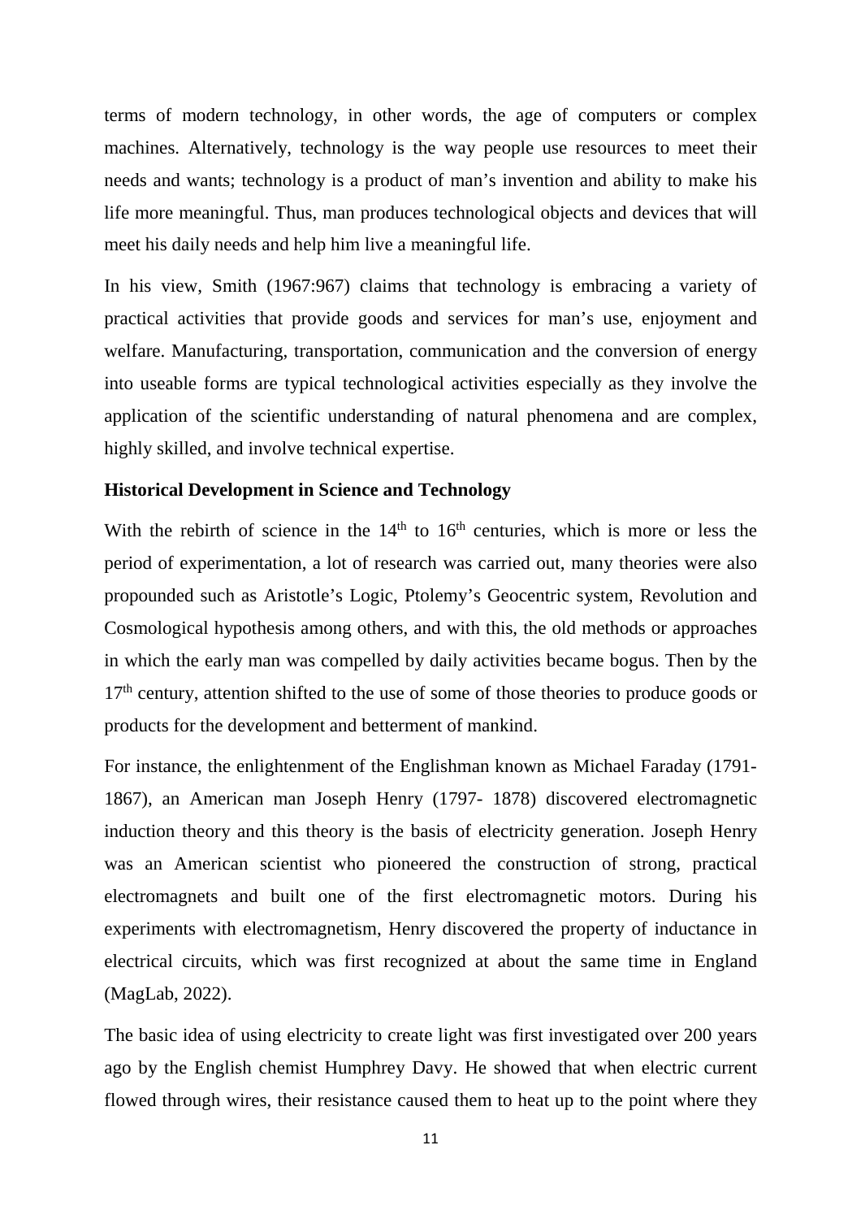terms of modern technology, in other words, the age of computers or complex machines. Alternatively, technology is the way people use resources to meet their needs and wants; technology is a product of man's invention and ability to make his life more meaningful. Thus, man produces technological objects and devices that will meet his daily needs and help him live a meaningful life.

In his view, Smith (1967:967) claims that technology is embracing a variety of practical activities that provide goods and services for man's use, enjoyment and welfare. Manufacturing, transportation, communication and the conversion of energy into useable forms are typical technological activities especially as they involve the application of the scientific understanding of natural phenomena and are complex, highly skilled, and involve technical expertise.

**Historical Development in Science and Technology**

With the rebirth of science in the 14th to 16th centuries, which is more or less the period of experimentation, a lot of research was carried out, many theories were also propounded such as Aristotle's Logic, Ptolemy's Geocentric system, Revolution and Cosmological hypothesis among others, and with this, the old methods or approaches in which the early man was compelled by daily activities became bogus. Then by the 17th century, attention shifted to the use of some of those theories to produce goods or products for the development and betterment of mankind.

For instance, the enlightenment of the Englishman known as Michael Faraday (1791-1867), an American man Joseph Henry (1797- 1878) discovered electromagnetic induction theory and this theory is the basis of electricity generation. Joseph Henry was an American scientist who pioneered the construction of strong, practical electromagnets and built one of the first electromagnetic motors. During his experiments with electromagnetism, Henry discovered the property of inductance in electrical circuits, which was first recognized at about the same time in England (MagLab, 2022).

The basic idea of using electricity to create light was first investigated over 200 years ago by the English chemist Humphrey Davy. He showed that when electric current flowed through wires, their resistance caused them to heat up to the point where they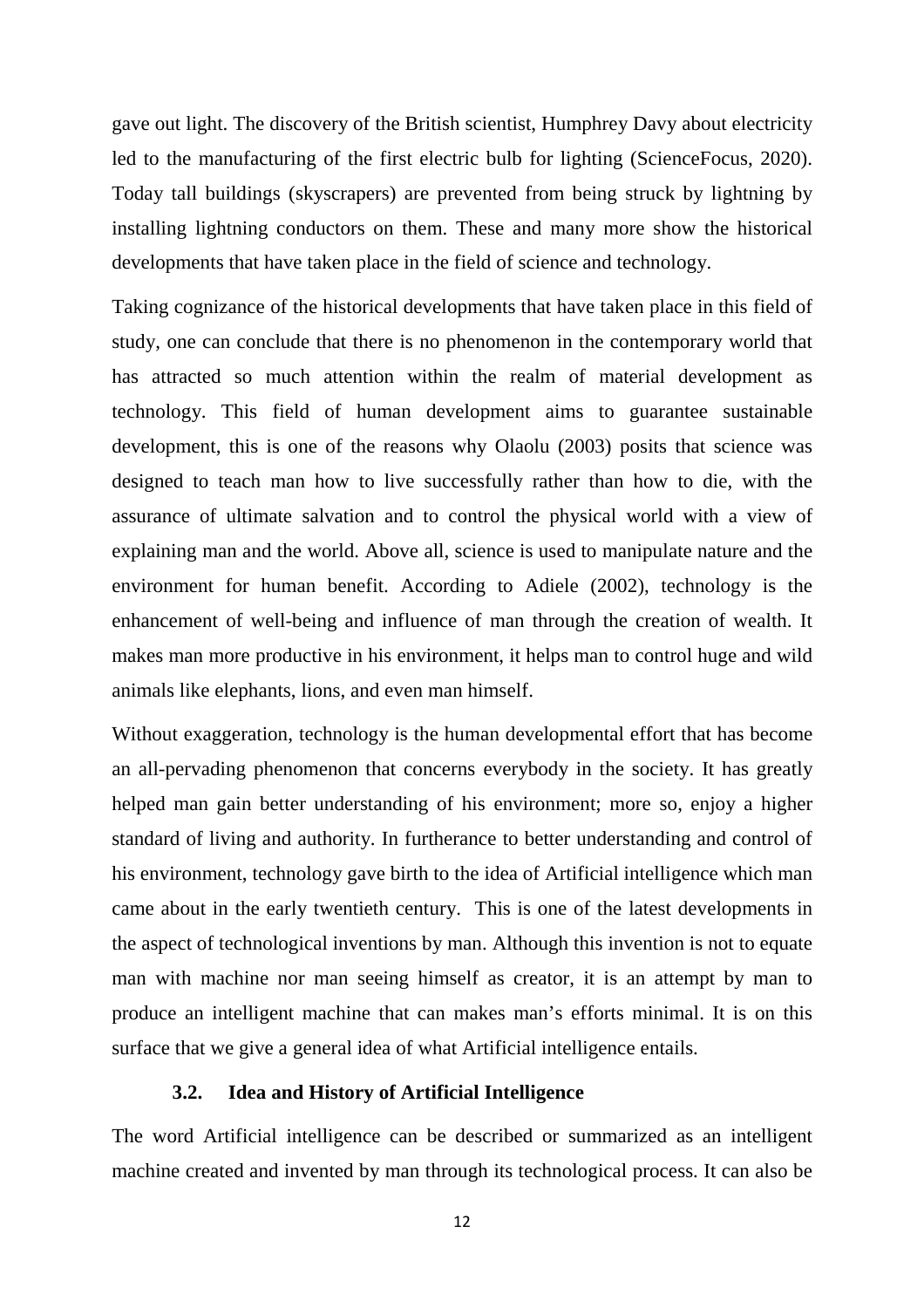gave out light. The discovery of the British scientist, Humphrey Davy about electricity led to the manufacturing of the first electric bulb for lighting (ScienceFocus, 2020). Today tall buildings (skyscrapers) are prevented from being struck by lightning by installing lightning conductors on them. These and many more show the historical developments that have taken place in the field of science and technology.

Taking cognizance of the historical developments that have taken place in this field of study, one can conclude that there is no phenomenon in the contemporary world that has attracted so much attention within the realm of material development as technology. This field of human development aims to guarantee sustainable development, this is one of the reasons why Olaolu (2003) posits that science was designed to teach man how to live successfully rather than how to die, with the assurance of ultimate salvation and to control the physical world with a view of explaining man and the world. Above all, science is used to manipulate nature and the environment for human benefit. According to Adiele (2002), technology is the enhancement of well-being and influence of man through the creation of wealth. It makes man more productive in his environment, it helps man to control huge and wild animals like elephants, lions, and even man himself.

Without exaggeration, technology is the human developmental effort that has become an all-pervading phenomenon that concerns everybody in the society. It has greatly helped man gain better understanding of his environment; more so, enjoy a higher standard of living and authority. In furtherance to better understanding and control of his environment, technology gave birth to the idea of Artificial intelligence which man came about in the early twentieth century. This is one of the latest developments in the aspect of technological inventions by man. Although this invention is not to equate man with machine nor man seeing himself as creator, it is an attempt by man to produce an intelligent machine that can makes man's efforts minimal. It is on this surface that we give a general idea of what Artificial intelligence entails.

### 3.2. Idea and History of Artificial Intelligence

The word Artificial intelligence can be described or summarized as an intelligent machine created and invented by man through its technological process. It can also be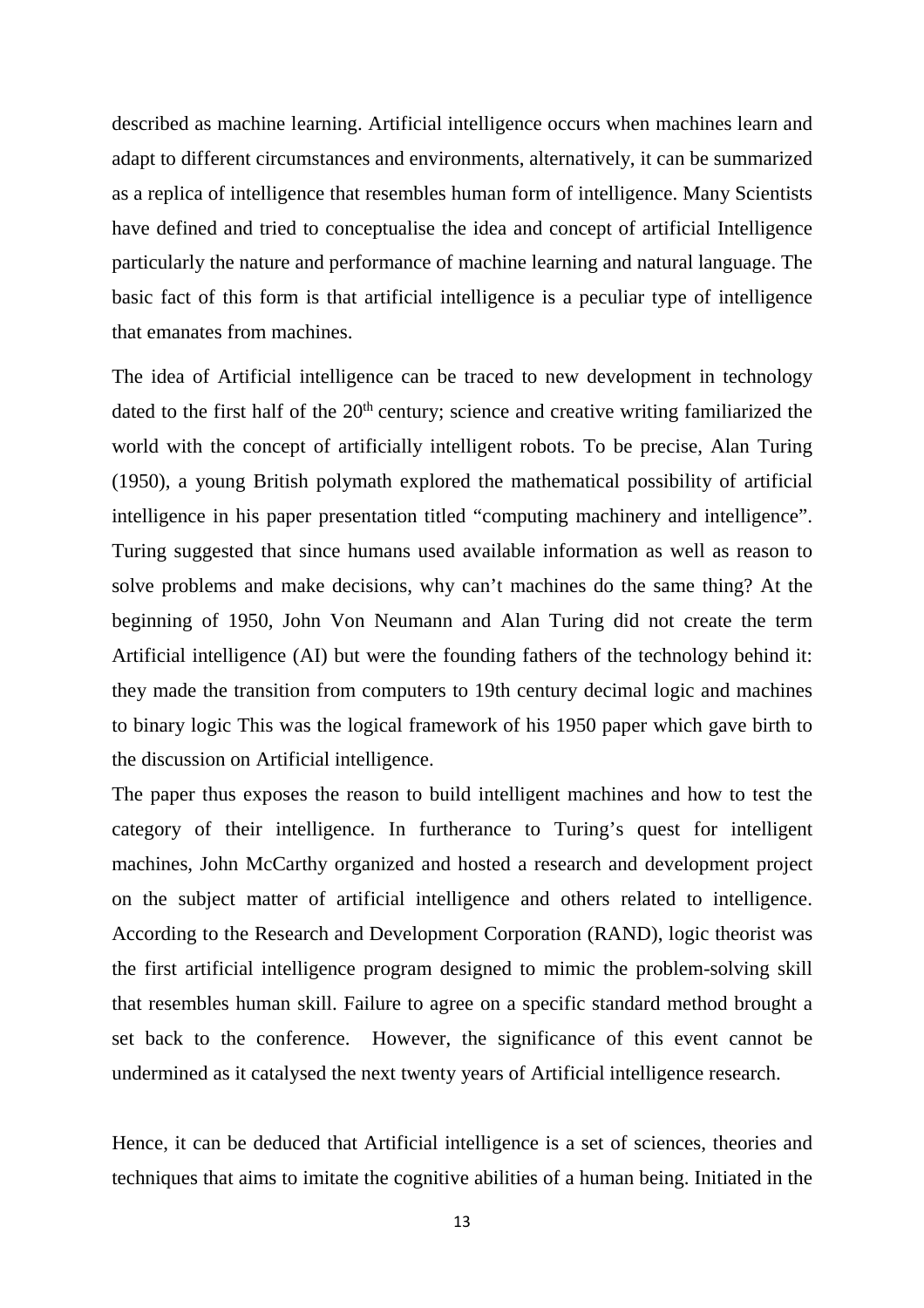described as machine learning. Artificial intelligence occurs when machines learn and adapt to different circumstances and environments, alternatively, it can be summarized as a replica of intelligence that resembles human form of intelligence. Many Scientists have defined and tried to conceptualise the idea and concept of artificial Intelligence particularly the nature and performance of machine learning and natural language. The basic fact of this form is that artificial intelligence is a peculiar type of intelligence that emanates from machines.

The idea of Artificial intelligence can be traced to new development in technology dated to the first half of the 20th century; science and creative writing familiarized the world with the concept of artificially intelligent robots. To be precise, Alan Turing (1950), a young British polymath explored the mathematical possibility of artificial intelligence in his paper presentation titled "computing machinery and intelligence". Turing suggested that since humans used available information as well as reason to solve problems and make decisions, why can't machines do the same thing? At the beginning of 1950, John Von Neumann and Alan Turing did not create the term Artificial intelligence (AI) but were the founding fathers of the technology behind it: they made the transition from computers to 19th century decimal logic and machines to binary logic This was the logical framework of his 1950 paper which gave birth to the discussion on Artificial intelligence.

The paper thus exposes the reason to build intelligent machines and how to test the category of their intelligence. In furtherance to Turing's quest for intelligent machines, John McCarthy organized and hosted a research and development project on the subject matter of artificial intelligence and others related to intelligence. According to the Research and Development Corporation (RAND), logic theorist was the first artificial intelligence program designed to mimic the problem-solving skill that resembles human skill. Failure to agree on a specific standard method brought a set back to the conference. However, the significance of this event cannot be undermined as it catalysed the next twenty years of Artificial intelligence research.

Hence, it can be deduced that Artificial intelligence is a set of sciences, theories and techniques that aims to imitate the cognitive abilities of a human being. Initiated in the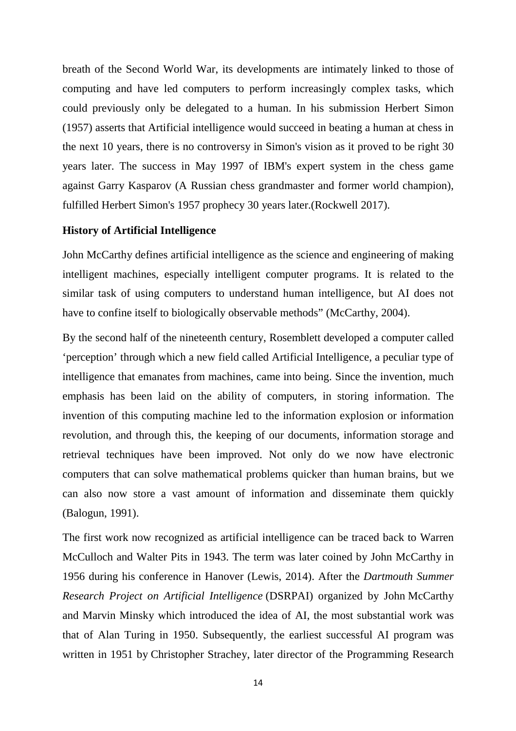breath of the Second World War, its developments are intimately linked to those of computing and have led computers to perform increasingly complex tasks, which could previously only be delegated to a human. In his submission Herbert Simon (1957) asserts that Artificial intelligence would succeed in beating a human at chess in the next 10 years, there is no controversy in Simon's vision as it proved to be right 30 years later. The success in May 1997 of IBM's expert system in the chess game against Garry Kasparov (A Russian chess grandmaster and former world champion), fulfilled Herbert Simon's 1957 prophecy 30 years later.(Rockwell 2017).

**History of Artificial Intelligence**

John McCarthy defines artificial intelligence as the science and engineering of making intelligent machines, especially intelligent computer programs. It is related to the similar task of using computers to understand human intelligence, but AI does not have to confine itself to biologically observable methods" (McCarthy, 2004).

By the second half of the nineteenth century, Rosemblett developed a computer called 'perception' through which a new field called Artificial Intelligence, a peculiar type of intelligence that emanates from machines, came into being. Since the invention, much emphasis has been laid on the ability of computers, in storing information. The invention of this computing machine led to the information explosion or information revolution, and through this, the keeping of our documents, information storage and retrieval techniques have been improved. Not only do we now have electronic computers that can solve mathematical problems quicker than human brains, but we can also now store a vast amount of information and disseminate them quickly (Balogun, 1991).

The first work now recognized as artificial intelligence can be traced back to Warren McCulloch and Walter Pits in 1943. The term was later coined by John McCarthy in 1956 during his conference in Hanover (Lewis, 2014). After the *Dartmouth Summer Research Project on Artificial Intelligence* (DSRPAI) organized by John McCarthy and Marvin Minsky which introduced the idea of AI, the most substantial work was that of Alan Turing in 1950. Subsequently, the earliest successful AI program was written in 1951 by Christopher Strachey, later director of the Programming Research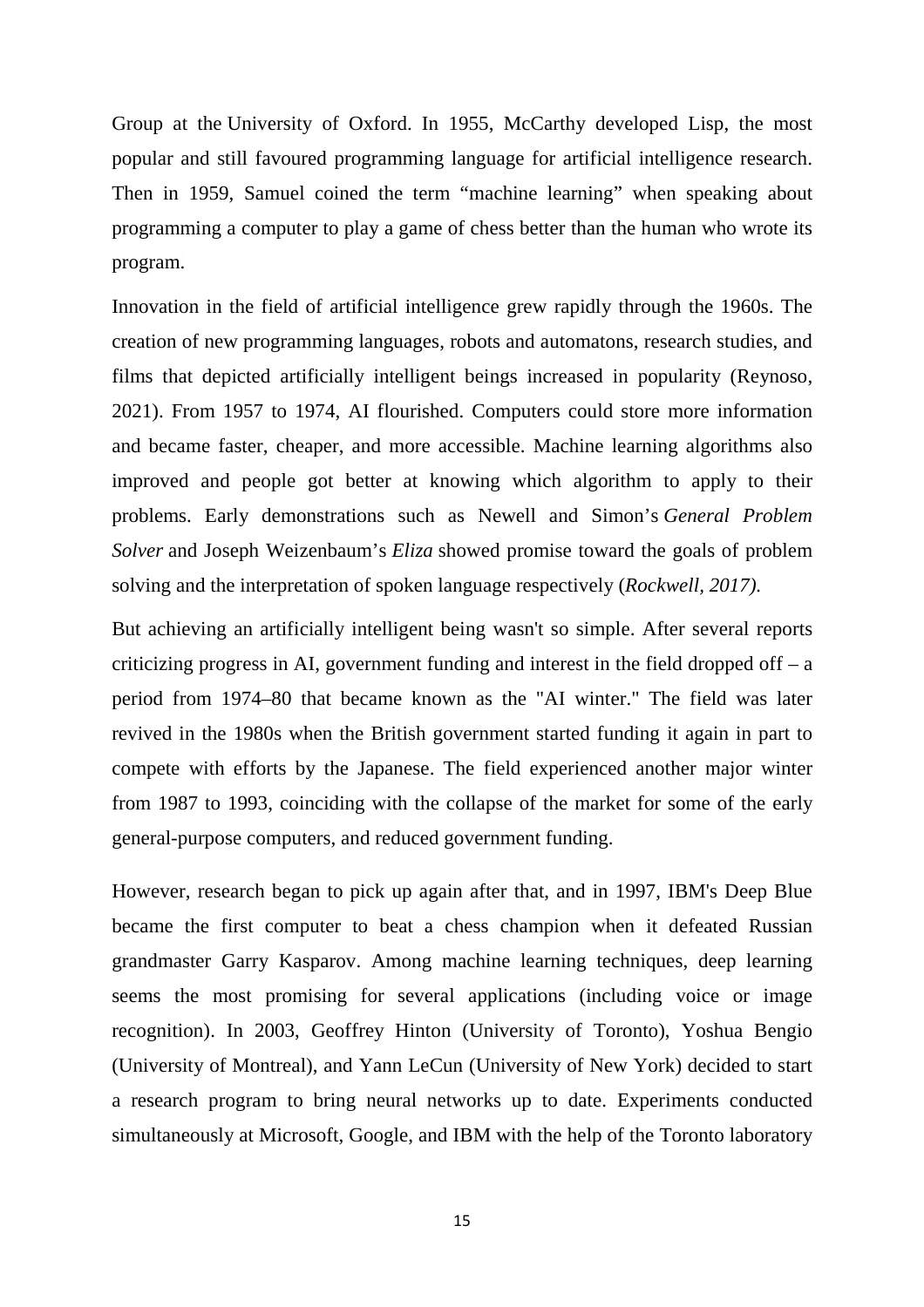Group at the University of Oxford. In 1955, McCarthy developed Lisp, the most popular and still favoured programming language for artificial intelligence research. Then in 1959, Samuel coined the term “machine learning” when speaking about programming a computer to play a game of chess better than the human who wrote its program.

Innovation in the field of artificial intelligence grew rapidly through the 1960s. The creation of new programming languages, robots and automatons, research studies, and films that depicted artificially intelligent beings increased in popularity (Reynoso, 2021). From 1957 to 1974, AI flourished. Computers could store more information and became faster, cheaper, and more accessible. Machine learning algorithms also improved and people got better at knowing which algorithm to apply to their problems. Early demonstrations such as Newell and Simon’s *General Problem Solver* and Joseph Weizenbaum’s *Eliza* showed promise toward the goals of problem solving and the interpretation of spoken language respectively (*Rockwell, 2017).*

But achieving an artificially intelligent being wasn't so simple. After several reports criticizing progress in AI, government funding and interest in the field dropped off – a period from 1974–80 that became known as the "AI winter." The field was later revived in the 1980s when the British government started funding it again in part to compete with efforts by the Japanese. The field experienced another major winter from 1987 to 1993, coinciding with the collapse of the market for some of the early general-purpose computers, and reduced government funding.

However, research began to pick up again after that, and in 1997, IBM's Deep Blue became the first computer to beat a chess champion when it defeated Russian grandmaster Garry Kasparov. Among machine learning techniques, deep learning seems the most promising for several applications (including voice or image recognition). In 2003, Geoffrey Hinton (University of Toronto), Yoshua Bengio (University of Montreal), and Yann LeCun (University of New York) decided to start a research program to bring neural networks up to date. Experiments conducted simultaneously at Microsoft, Google, and IBM with the help of the Toronto laboratory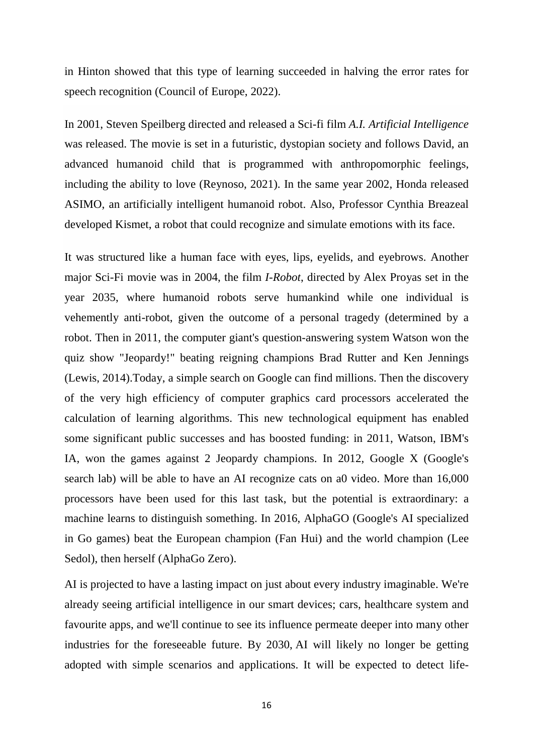in Hinton showed that this type of learning succeeded in halving the error rates for speech recognition (Council of Europe, 2022).

In 2001, Steven Speilberg directed and released a Sci-fi film *A.I. Artificial Intelligence* was released. The movie is set in a futuristic, dystopian society and follows David, an advanced humanoid child that is programmed with anthropomorphic feelings, including the ability to love (Reynoso, 2021). In the same year 2002, Honda released ASIMO, an artificially intelligent humanoid robot. Also, Professor Cynthia Breazeal developed Kismet, a robot that could recognize and simulate emotions with its face.

It was structured like a human face with eyes, lips, eyelids, and eyebrows. Another major Sci-Fi movie was in 2004, the film *I-Robot*, directed by Alex Proyas set in the year 2035, where humanoid robots serve humankind while one individual is vehemently anti-robot, given the outcome of a personal tragedy (determined by a robot. Then in 2011, the computer giant's question-answering system Watson won the quiz show "Jeopardy!" beating reigning champions Brad Rutter and Ken Jennings (Lewis, 2014).Today, a simple search on Google can find millions. Then the discovery of the very high efficiency of computer graphics card processors accelerated the calculation of learning algorithms. This new technological equipment has enabled some significant public successes and has boosted funding: in 2011, Watson, IBM's IA, won the games against 2 Jeopardy champions. In 2012, Google X (Google's search lab) will be able to have an AI recognize cats on a0 video. More than 16,000 processors have been used for this last task, but the potential is extraordinary: a machine learns to distinguish something. In 2016, AlphaGO (Google's AI specialized in Go games) beat the European champion (Fan Hui) and the world champion (Lee Sedol), then herself (AlphaGo Zero).

AI is projected to have a lasting impact on just about every industry imaginable. We're already seeing artificial intelligence in our smart devices; cars, healthcare system and favourite apps, and we'll continue to see its influence permeate deeper into many other industries for the foreseeable future. By 2030, AI will likely no longer be getting adopted with simple scenarios and applications. It will be expected to detect life-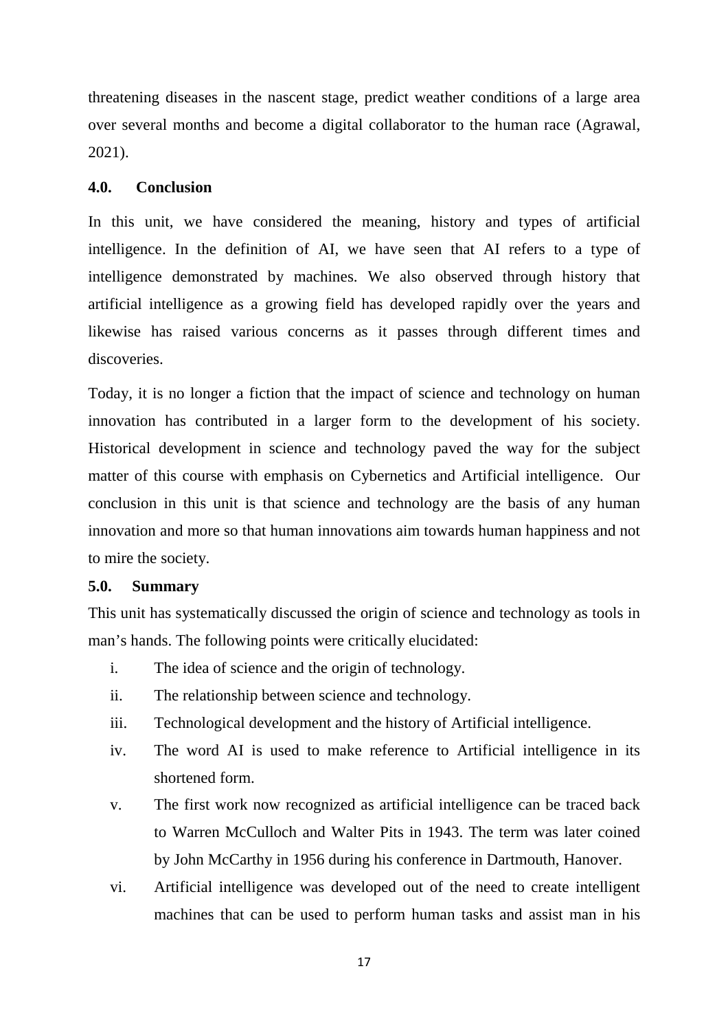threatening diseases in the nascent stage, predict weather conditions of a large area over several months and become a digital collaborator to the human race (Agrawal, 2021).

## 4.0. Conclusion

In this unit, we have considered the meaning, history and types of artificial intelligence. In the definition of AI, we have seen that AI refers to a type of intelligence demonstrated by machines. We also observed through history that artificial intelligence as a growing field has developed rapidly over the years and likewise has raised various concerns as it passes through different times and discoveries.

Today, it is no longer a fiction that the impact of science and technology on human innovation has contributed in a larger form to the development of his society. Historical development in science and technology paved the way for the subject matter of this course with emphasis on Cybernetics and Artificial intelligence. Our conclusion in this unit is that science and technology are the basis of any human innovation and more so that human innovations aim towards human happiness and not to mire the society.

## 5.0. Summary

This unit has systematically discussed the origin of science and technology as tools in man's hands. The following points were critically elucidated:

i. The idea of science and the origin of technology.

ii. The relationship between science and technology.

iii. Technological development and the history of Artificial intelligence.

iv. The word AI is used to make reference to Artificial intelligence in its shortened form.

v. The first work now recognized as artificial intelligence can be traced back to Warren McCulloch and Walter Pits in 1943. The term was later coined by John McCarthy in 1956 during his conference in Dartmouth, Hanover.

vi. Artificial intelligence was developed out of the need to create intelligent machines that can be used to perform human tasks and assist man in his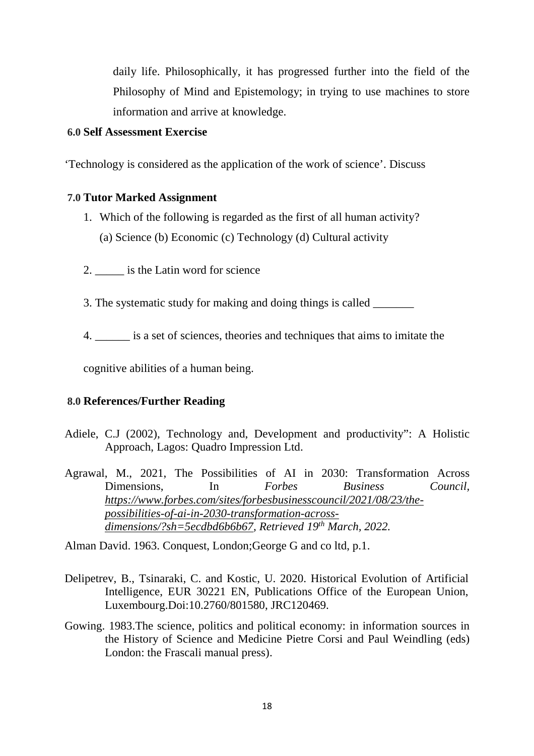daily life. Philosophically, it has progressed further into the field of the Philosophy of Mind and Epistemology; in trying to use machines to store information and arrive at knowledge.

## 6.0 Self Assessment Exercise

'Technology is considered as the application of the work of science'. Discuss

## 7.0 Tutor Marked Assignment

1. Which of the following is regarded as the first of all human activity?
   (a) Science (b) Economic (c) Technology (d) Cultural activity

2. _____ is the Latin word for science

3. The systematic study for making and doing things is called _______

4. ______ is a set of sciences, theories and techniques that aims to imitate the cognitive abilities of a human being.

## 8.0 References/Further Reading

Adiele, C.J (2002), Technology and, Development and productivity": A Holistic Approach, Lagos: Quadro Impression Ltd.

Agrawal, M., 2021, The Possibilities of AI in 2030: Transformation Across Dimensions, In *Forbes Business Council*, *https://www.forbes.com/sites/forbesbusinesscouncil/2021/08/23/the-possibilities-of-ai-in-2030-transformation-across-dimensions/?sh=5ecdbd6b6b67, Retrieved 19th March, 2022.*

Alman David. 1963. Conquest, London;George G and co ltd, p.1.

Delipetrev, B., Tsinaraki, C. and Kostic, U. 2020. Historical Evolution of Artificial Intelligence, EUR 30221 EN, Publications Office of the European Union, Luxembourg.Doi:10.2760/801580, JRC120469.

Gowing. 1983.The science, politics and political economy: in information sources in the History of Science and Medicine Pietre Corsi and Paul Weindling (eds) London: the Frascali manual press).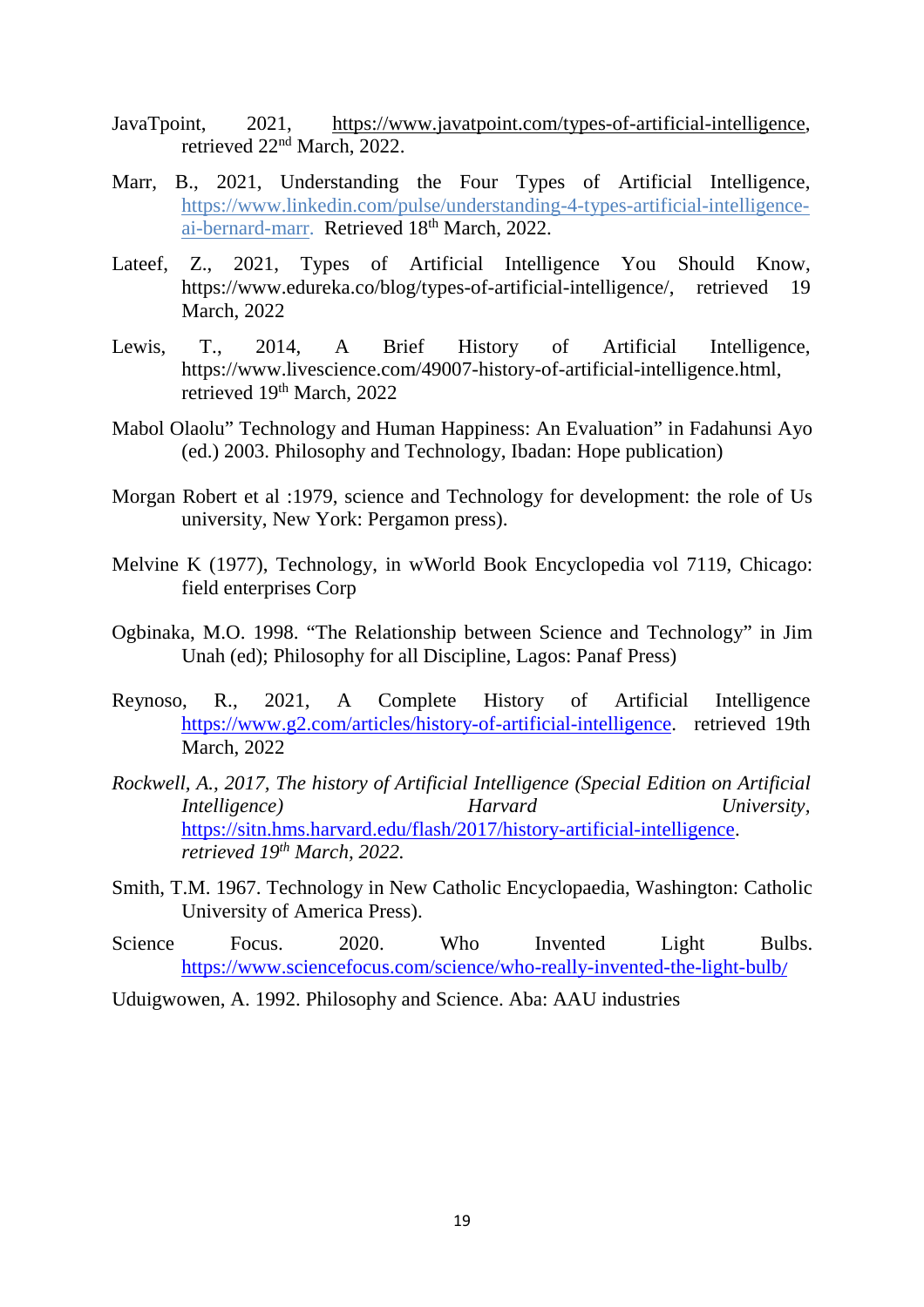JavaTpoint, 2021, https://www.javatpoint.com/types-of-artificial-intelligence, retrieved 22nd March, 2022.

Marr, B., 2021, Understanding the Four Types of Artificial Intelligence, https://www.linkedin.com/pulse/understanding-4-types-artificial-intelligence-ai-bernard-marr. Retrieved 18th March, 2022.

Lateef, Z., 2021, Types of Artificial Intelligence You Should Know, https://www.edureka.co/blog/types-of-artificial-intelligence/, retrieved 19 March, 2022

Lewis, T., 2014, A Brief History of Artificial Intelligence, https://www.livescience.com/49007-history-of-artificial-intelligence.html, retrieved 19th March, 2022

Mabol Olaolu" Technology and Human Happiness: An Evaluation" in Fadahunsi Ayo (ed.) 2003. Philosophy and Technology, Ibadan: Hope publication)

Morgan Robert et al :1979, science and Technology for development: the role of Us university, New York: Pergamon press).

Melvine K (1977), Technology, in wWorld Book Encyclopedia vol 7119, Chicago: field enterprises Corp

Ogbinaka, M.O. 1998. "The Relationship between Science and Technology" in Jim Unah (ed); Philosophy for all Discipline, Lagos: Panaf Press)

Reynoso, R., 2021, A Complete History of Artificial Intelligence https://www.g2.com/articles/history-of-artificial-intelligence. retrieved 19th March, 2022

*Rockwell, A., 2017, The history of Artificial Intelligence (Special Edition on Artificial Intelligence) Harvard University,* https://sitn.hms.harvard.edu/flash/2017/history-artificial-intelligence. *retrieved 19th March, 2022.*

Smith, T.M. 1967. Technology in New Catholic Encyclopaedia, Washington: Catholic University of America Press).

Science Focus. 2020. Who Invented Light Bulbs. https://www.sciencefocus.com/science/who-really-invented-the-light-bulb/

Uduigwowen, A. 1992. Philosophy and Science. Aba: AAU industries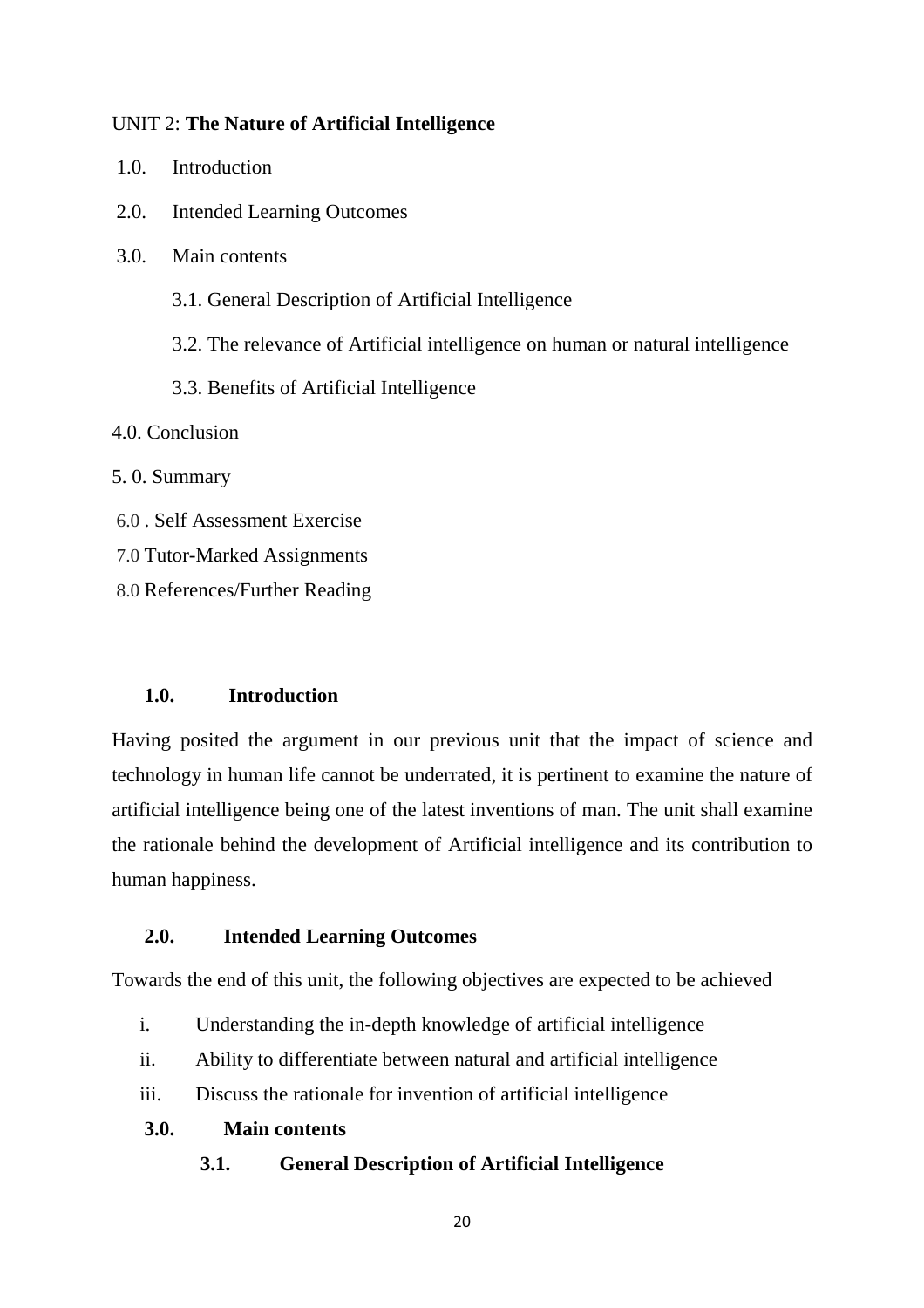UNIT 2: **The Nature of Artificial Intelligence**

1.0. Introduction

2.0. Intended Learning Outcomes

3.0. Main contents

3.1. General Description of Artificial Intelligence

3.2. The relevance of Artificial intelligence on human or natural intelligence

3.3. Benefits of Artificial Intelligence

4.0. Conclusion

5. 0. Summary

6.0 . Self Assessment Exercise

7.0 Tutor-Marked Assignments

8.0 References/Further Reading

## 1.0. Introduction

Having posited the argument in our previous unit that the impact of science and technology in human life cannot be underrated, it is pertinent to examine the nature of artificial intelligence being one of the latest inventions of man. The unit shall examine the rationale behind the development of Artificial intelligence and its contribution to human happiness.

## 2.0. Intended Learning Outcomes

Towards the end of this unit, the following objectives are expected to be achieved

i. Understanding the in-depth knowledge of artificial intelligence

ii. Ability to differentiate between natural and artificial intelligence

iii. Discuss the rationale for invention of artificial intelligence

## 3.0. Main contents

### 3.1. General Description of Artificial Intelligence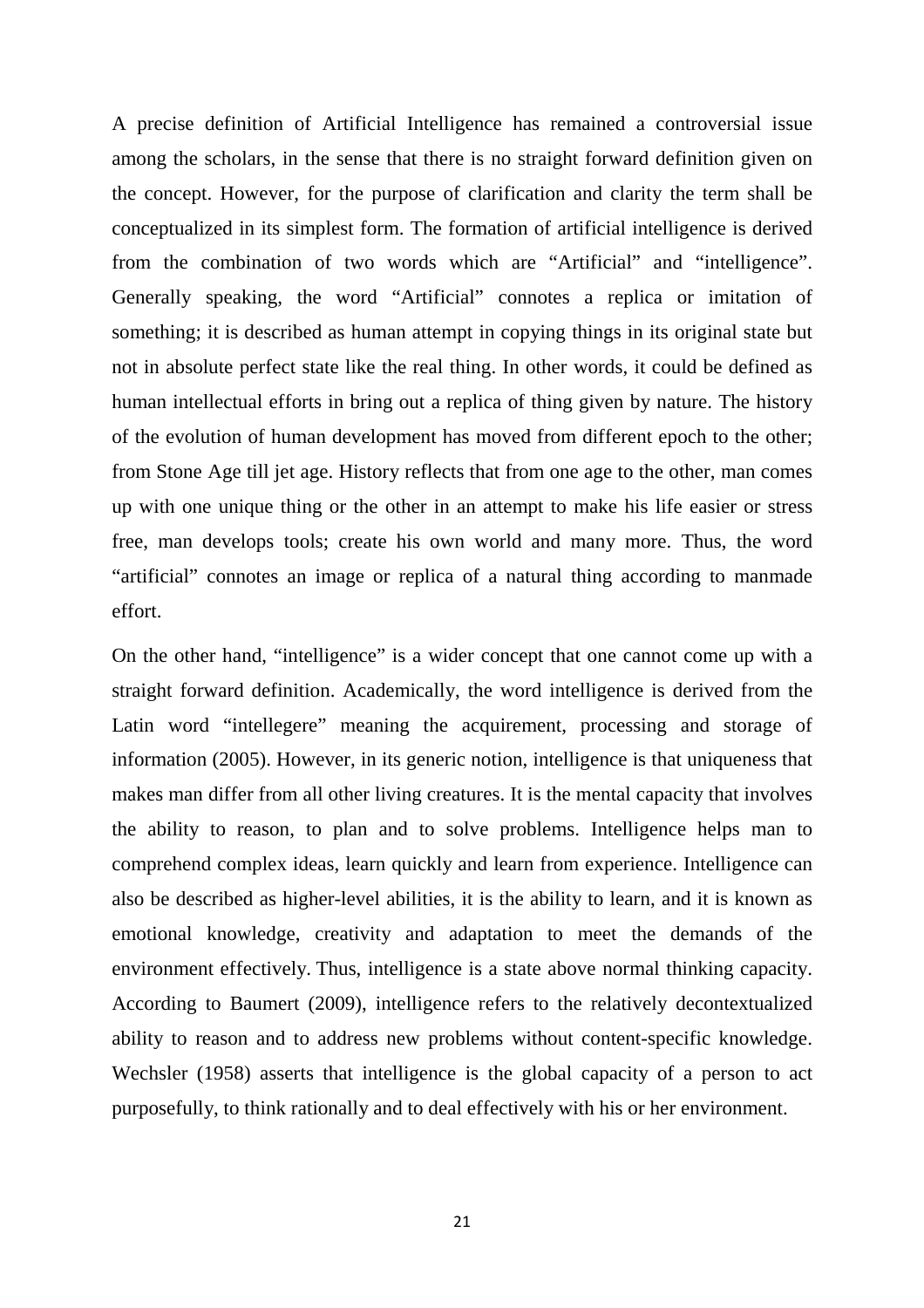A precise definition of Artificial Intelligence has remained a controversial issue among the scholars, in the sense that there is no straight forward definition given on the concept. However, for the purpose of clarification and clarity the term shall be conceptualized in its simplest form. The formation of artificial intelligence is derived from the combination of two words which are “Artificial” and “intelligence”. Generally speaking, the word “Artificial” connotes a replica or imitation of something; it is described as human attempt in copying things in its original state but not in absolute perfect state like the real thing. In other words, it could be defined as human intellectual efforts in bring out a replica of thing given by nature. The history of the evolution of human development has moved from different epoch to the other; from Stone Age till jet age. History reflects that from one age to the other, man comes up with one unique thing or the other in an attempt to make his life easier or stress free, man develops tools; create his own world and many more. Thus, the word “artificial” connotes an image or replica of a natural thing according to manmade effort.

On the other hand, “intelligence” is a wider concept that one cannot come up with a straight forward definition. Academically, the word intelligence is derived from the Latin word “intellegere” meaning the acquirement, processing and storage of information (2005). However, in its generic notion, intelligence is that uniqueness that makes man differ from all other living creatures. It is the mental capacity that involves the ability to reason, to plan and to solve problems. Intelligence helps man to comprehend complex ideas, learn quickly and learn from experience. Intelligence can also be described as higher-level abilities, it is the ability to learn, and it is known as emotional knowledge, creativity and adaptation to meet the demands of the environment effectively. Thus, intelligence is a state above normal thinking capacity. According to Baumert (2009), intelligence refers to the relatively decontextualized ability to reason and to address new problems without content-specific knowledge. Wechsler (1958) asserts that intelligence is the global capacity of a person to act purposefully, to think rationally and to deal effectively with his or her environment.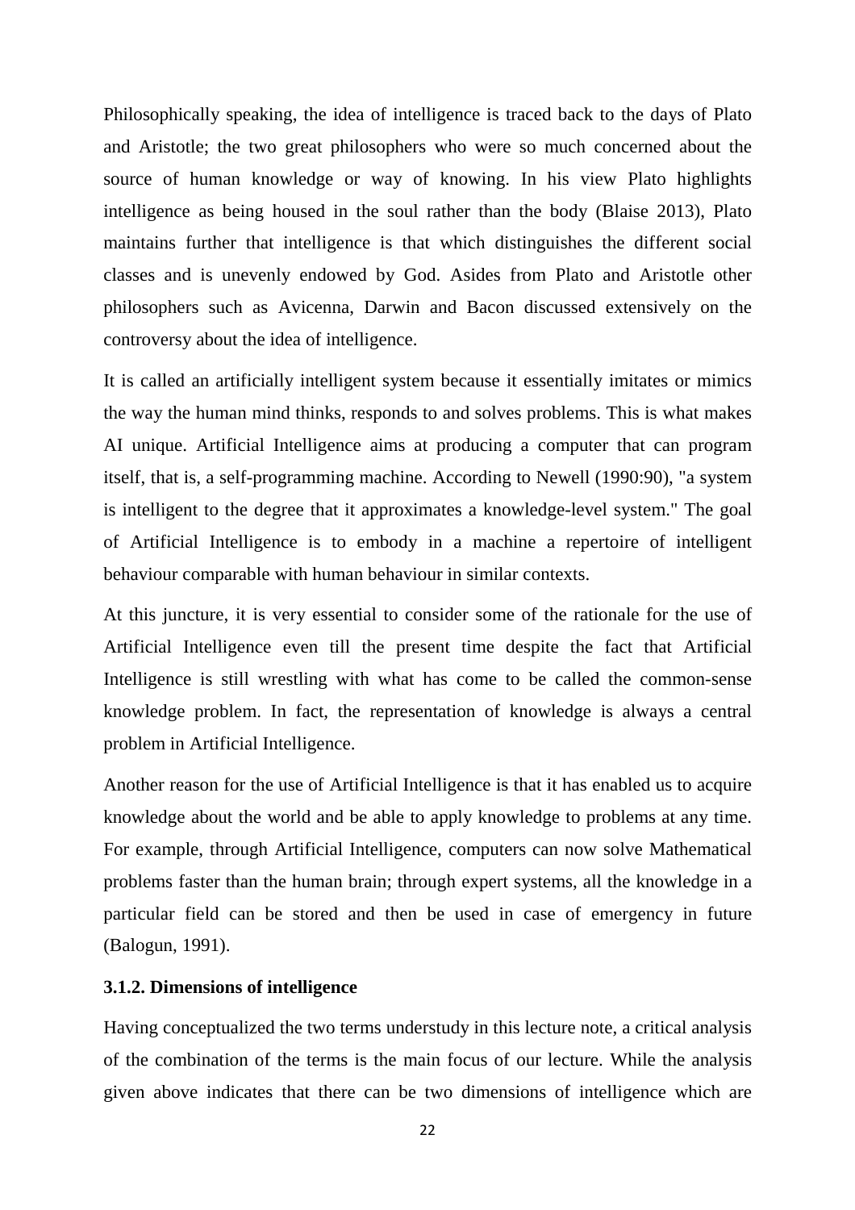Philosophically speaking, the idea of intelligence is traced back to the days of Plato and Aristotle; the two great philosophers who were so much concerned about the source of human knowledge or way of knowing. In his view Plato highlights intelligence as being housed in the soul rather than the body (Blaise 2013), Plato maintains further that intelligence is that which distinguishes the different social classes and is unevenly endowed by God. Asides from Plato and Aristotle other philosophers such as Avicenna, Darwin and Bacon discussed extensively on the controversy about the idea of intelligence.

It is called an artificially intelligent system because it essentially imitates or mimics the way the human mind thinks, responds to and solves problems. This is what makes AI unique. Artificial Intelligence aims at producing a computer that can program itself, that is, a self-programming machine. According to Newell (1990:90), "a system is intelligent to the degree that it approximates a knowledge-level system." The goal of Artificial Intelligence is to embody in a machine a repertoire of intelligent behaviour comparable with human behaviour in similar contexts.

At this juncture, it is very essential to consider some of the rationale for the use of Artificial Intelligence even till the present time despite the fact that Artificial Intelligence is still wrestling with what has come to be called the common-sense knowledge problem. In fact, the representation of knowledge is always a central problem in Artificial Intelligence.

Another reason for the use of Artificial Intelligence is that it has enabled us to acquire knowledge about the world and be able to apply knowledge to problems at any time. For example, through Artificial Intelligence, computers can now solve Mathematical problems faster than the human brain; through expert systems, all the knowledge in a particular field can be stored and then be used in case of emergency in future (Balogun, 1991).

### 3.1.2. Dimensions of intelligence

Having conceptualized the two terms understudy in this lecture note, a critical analysis of the combination of the terms is the main focus of our lecture. While the analysis given above indicates that there can be two dimensions of intelligence which are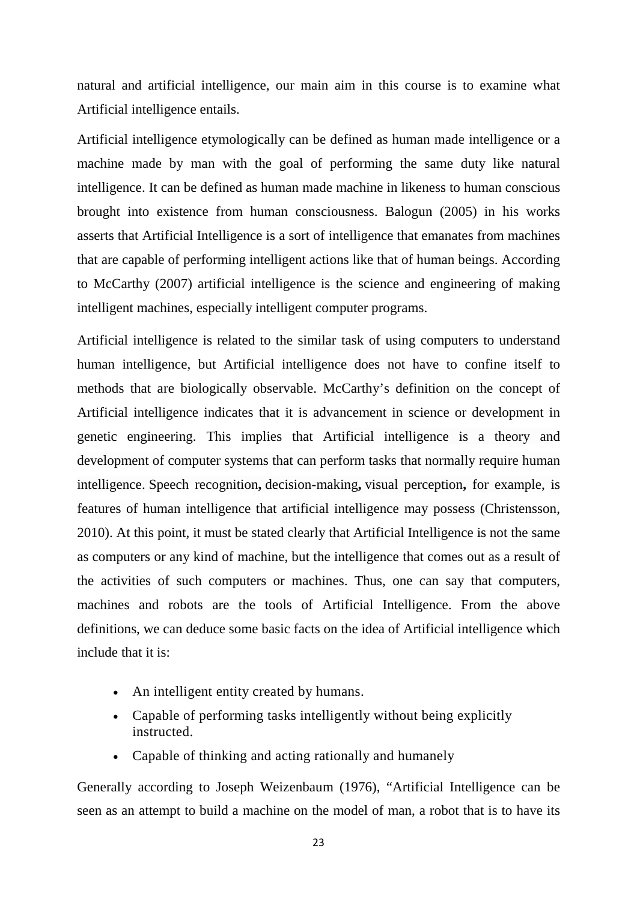natural and artificial intelligence, our main aim in this course is to examine what Artificial intelligence entails.

Artificial intelligence etymologically can be defined as human made intelligence or a machine made by man with the goal of performing the same duty like natural intelligence. It can be defined as human made machine in likeness to human conscious brought into existence from human consciousness. Balogun (2005) in his works asserts that Artificial Intelligence is a sort of intelligence that emanates from machines that are capable of performing intelligent actions like that of human beings. According to McCarthy (2007) artificial intelligence is the science and engineering of making intelligent machines, especially intelligent computer programs.

Artificial intelligence is related to the similar task of using computers to understand human intelligence, but Artificial intelligence does not have to confine itself to methods that are biologically observable. McCarthy's definition on the concept of Artificial intelligence indicates that it is advancement in science or development in genetic engineering. This implies that Artificial intelligence is a theory and development of computer systems that can perform tasks that normally require human intelligence. Speech recognition**,** decision-making**,** visual perception**,** for example, is features of human intelligence that artificial intelligence may possess (Christensson, 2010). At this point, it must be stated clearly that Artificial Intelligence is not the same as computers or any kind of machine, but the intelligence that comes out as a result of the activities of such computers or machines. Thus, one can say that computers, machines and robots are the tools of Artificial Intelligence. From the above definitions, we can deduce some basic facts on the idea of Artificial intelligence which include that it is:

- An intelligent entity created by humans.
- Capable of performing tasks intelligently without being explicitly instructed.
- Capable of thinking and acting rationally and humanely

Generally according to Joseph Weizenbaum (1976), "Artificial Intelligence can be seen as an attempt to build a machine on the model of man, a robot that is to have its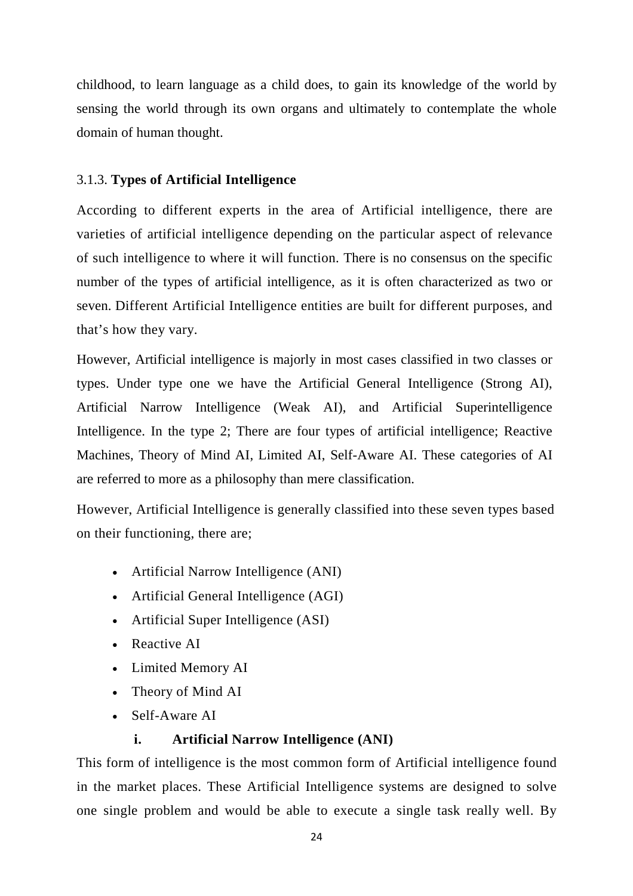childhood, to learn language as a child does, to gain its knowledge of the world by sensing the world through its own organs and ultimately to contemplate the whole domain of human thought.

### 3.1.3. **Types of Artificial Intelligence**

According to different experts in the area of Artificial intelligence, there are varieties of artificial intelligence depending on the particular aspect of relevance of such intelligence to where it will function. There is no consensus on the specific number of the types of artificial intelligence, as it is often characterized as two or seven. Different Artificial Intelligence entities are built for different purposes, and that's how they vary.

However, Artificial intelligence is majorly in most cases classified in two classes or types. Under type one we have the Artificial General Intelligence (Strong AI), Artificial Narrow Intelligence (Weak AI), and Artificial Superintelligence Intelligence. In the type 2; There are four types of artificial intelligence; Reactive Machines, Theory of Mind AI, Limited AI, Self-Aware AI. These categories of AI are referred to more as a philosophy than mere classification.

However, Artificial Intelligence is generally classified into these seven types based on their functioning, there are;

- Artificial Narrow Intelligence (ANI)
- Artificial General Intelligence (AGI)
- Artificial Super Intelligence (ASI)
- Reactive AI
- Limited Memory AI
- Theory of Mind AI
- Self-Aware AI

#### i. Artificial Narrow Intelligence (ANI)

This form of intelligence is the most common form of Artificial intelligence found in the market places. These Artificial Intelligence systems are designed to solve one single problem and would be able to execute a single task really well. By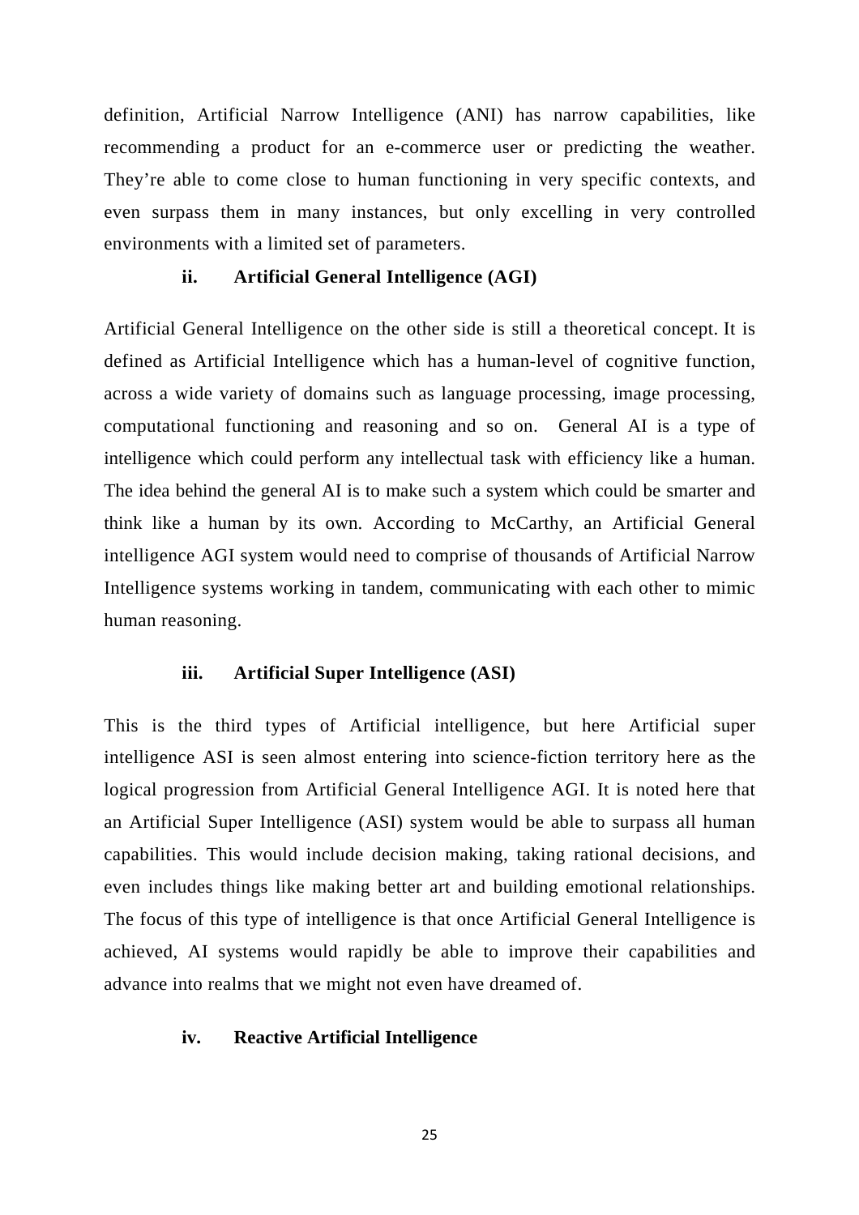definition, Artificial Narrow Intelligence (ANI) has narrow capabilities, like recommending a product for an e-commerce user or predicting the weather. They're able to come close to human functioning in very specific contexts, and even surpass them in many instances, but only excelling in very controlled environments with a limited set of parameters.

### ii. Artificial General Intelligence (AGI)

Artificial General Intelligence on the other side is still a theoretical concept. It is defined as Artificial Intelligence which has a human-level of cognitive function, across a wide variety of domains such as language processing, image processing, computational functioning and reasoning and so on. General AI is a type of intelligence which could perform any intellectual task with efficiency like a human. The idea behind the general AI is to make such a system which could be smarter and think like a human by its own. According to McCarthy, an Artificial General intelligence AGI system would need to comprise of thousands of Artificial Narrow Intelligence systems working in tandem, communicating with each other to mimic human reasoning.

### iii. Artificial Super Intelligence (ASI)

This is the third types of Artificial intelligence, but here Artificial super intelligence ASI is seen almost entering into science-fiction territory here as the logical progression from Artificial General Intelligence AGI. It is noted here that an Artificial Super Intelligence (ASI) system would be able to surpass all human capabilities. This would include decision making, taking rational decisions, and even includes things like making better art and building emotional relationships. The focus of this type of intelligence is that once Artificial General Intelligence is achieved, AI systems would rapidly be able to improve their capabilities and advance into realms that we might not even have dreamed of.

### iv. Reactive Artificial Intelligence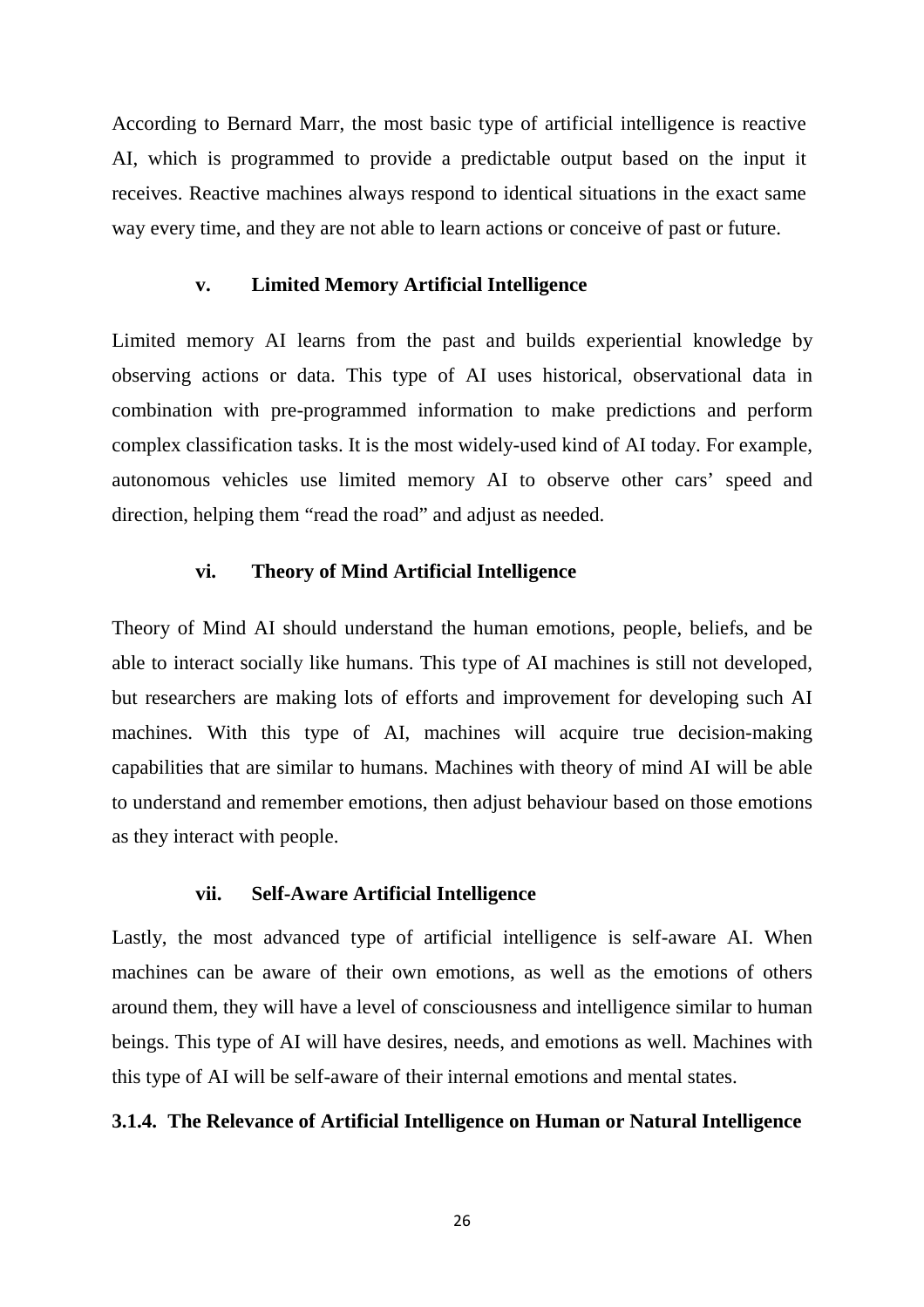According to Bernard Marr, the most basic type of artificial intelligence is reactive AI, which is programmed to provide a predictable output based on the input it receives. Reactive machines always respond to identical situations in the exact same way every time, and they are not able to learn actions or conceive of past or future.

#### v. Limited Memory Artificial Intelligence

Limited memory AI learns from the past and builds experiential knowledge by observing actions or data. This type of AI uses historical, observational data in combination with pre-programmed information to make predictions and perform complex classification tasks. It is the most widely-used kind of AI today. For example, autonomous vehicles use limited memory AI to observe other cars' speed and direction, helping them "read the road" and adjust as needed.

#### vi. Theory of Mind Artificial Intelligence

Theory of Mind AI should understand the human emotions, people, beliefs, and be able to interact socially like humans. This type of AI machines is still not developed, but researchers are making lots of efforts and improvement for developing such AI machines. With this type of AI, machines will acquire true decision-making capabilities that are similar to humans. Machines with theory of mind AI will be able to understand and remember emotions, then adjust behaviour based on those emotions as they interact with people.

#### vii. Self-Aware Artificial Intelligence

Lastly, the most advanced type of artificial intelligence is self-aware AI. When machines can be aware of their own emotions, as well as the emotions of others around them, they will have a level of consciousness and intelligence similar to human beings. This type of AI will have desires, needs, and emotions as well. Machines with this type of AI will be self-aware of their internal emotions and mental states.

### 3.1.4. The Relevance of Artificial Intelligence on Human or Natural Intelligence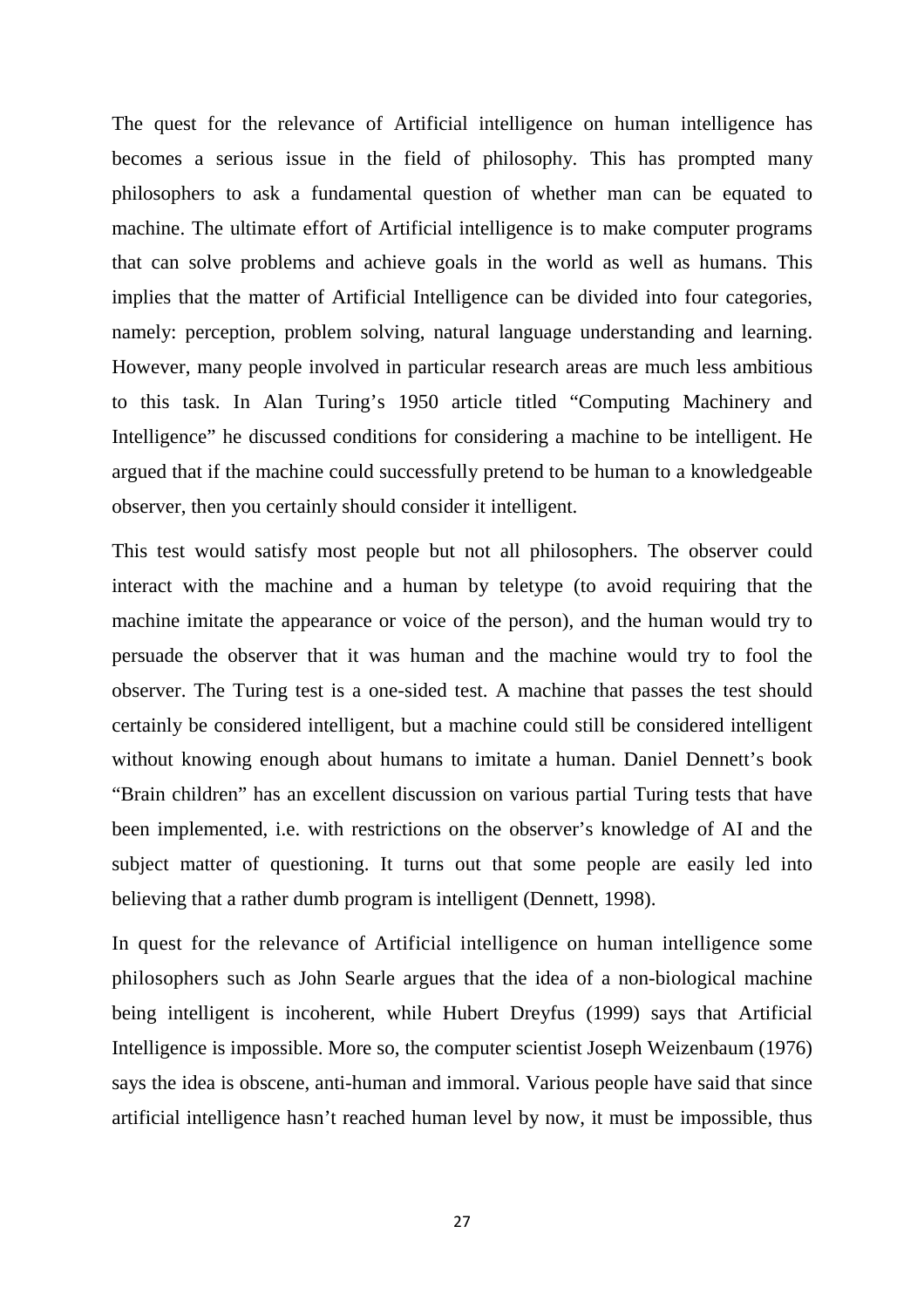The quest for the relevance of Artificial intelligence on human intelligence has becomes a serious issue in the field of philosophy. This has prompted many philosophers to ask a fundamental question of whether man can be equated to machine. The ultimate effort of Artificial intelligence is to make computer programs that can solve problems and achieve goals in the world as well as humans. This implies that the matter of Artificial Intelligence can be divided into four categories, namely: perception, problem solving, natural language understanding and learning. However, many people involved in particular research areas are much less ambitious to this task. In Alan Turing's 1950 article titled "Computing Machinery and Intelligence" he discussed conditions for considering a machine to be intelligent. He argued that if the machine could successfully pretend to be human to a knowledgeable observer, then you certainly should consider it intelligent.

This test would satisfy most people but not all philosophers. The observer could interact with the machine and a human by teletype (to avoid requiring that the machine imitate the appearance or voice of the person), and the human would try to persuade the observer that it was human and the machine would try to fool the observer. The Turing test is a one-sided test. A machine that passes the test should certainly be considered intelligent, but a machine could still be considered intelligent without knowing enough about humans to imitate a human. Daniel Dennett's book "Brain children" has an excellent discussion on various partial Turing tests that have been implemented, i.e. with restrictions on the observer's knowledge of AI and the subject matter of questioning. It turns out that some people are easily led into believing that a rather dumb program is intelligent (Dennett, 1998).

In quest for the relevance of Artificial intelligence on human intelligence some philosophers such as John Searle argues that the idea of a non-biological machine being intelligent is incoherent, while Hubert Dreyfus (1999) says that Artificial Intelligence is impossible. More so, the computer scientist Joseph Weizenbaum (1976) says the idea is obscene, anti-human and immoral. Various people have said that since artificial intelligence hasn't reached human level by now, it must be impossible, thus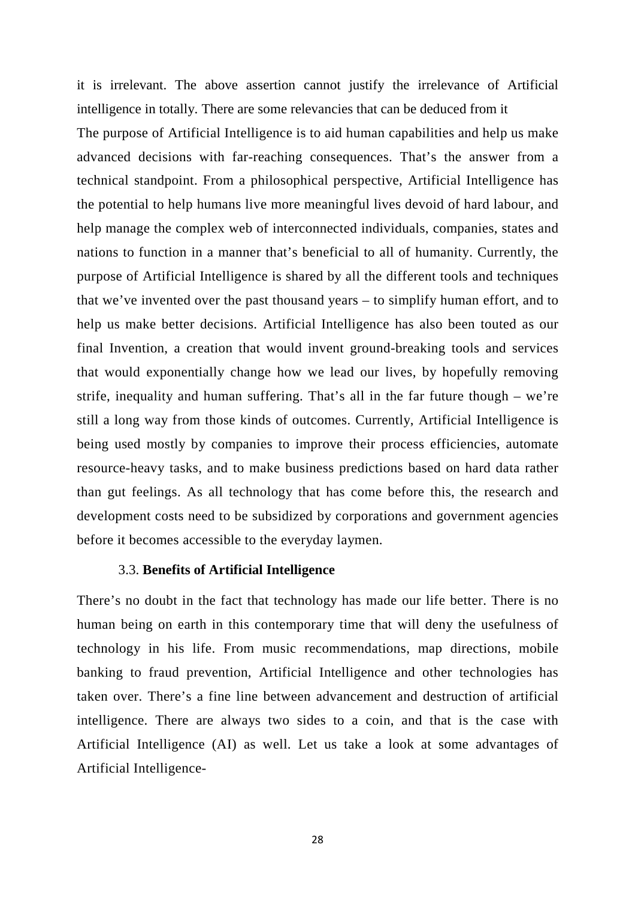it is irrelevant. The above assertion cannot justify the irrelevance of Artificial intelligence in totally. There are some relevancies that can be deduced from it

The purpose of Artificial Intelligence is to aid human capabilities and help us make advanced decisions with far-reaching consequences. That's the answer from a technical standpoint. From a philosophical perspective, Artificial Intelligence has the potential to help humans live more meaningful lives devoid of hard labour, and help manage the complex web of interconnected individuals, companies, states and nations to function in a manner that's beneficial to all of humanity. Currently, the purpose of Artificial Intelligence is shared by all the different tools and techniques that we've invented over the past thousand years – to simplify human effort, and to help us make better decisions. Artificial Intelligence has also been touted as our final Invention, a creation that would invent ground-breaking tools and services that would exponentially change how we lead our lives, by hopefully removing strife, inequality and human suffering. That's all in the far future though – we're still a long way from those kinds of outcomes. Currently, Artificial Intelligence is being used mostly by companies to improve their process efficiencies, automate resource-heavy tasks, and to make business predictions based on hard data rather than gut feelings. As all technology that has come before this, the research and development costs need to be subsidized by corporations and government agencies before it becomes accessible to the everyday laymen.

### 3.3. **Benefits of Artificial Intelligence**

There's no doubt in the fact that technology has made our life better. There is no human being on earth in this contemporary time that will deny the usefulness of technology in his life. From music recommendations, map directions, mobile banking to fraud prevention, Artificial Intelligence and other technologies has taken over. There's a fine line between advancement and destruction of artificial intelligence. There are always two sides to a coin, and that is the case with Artificial Intelligence (AI) as well. Let us take a look at some advantages of Artificial Intelligence-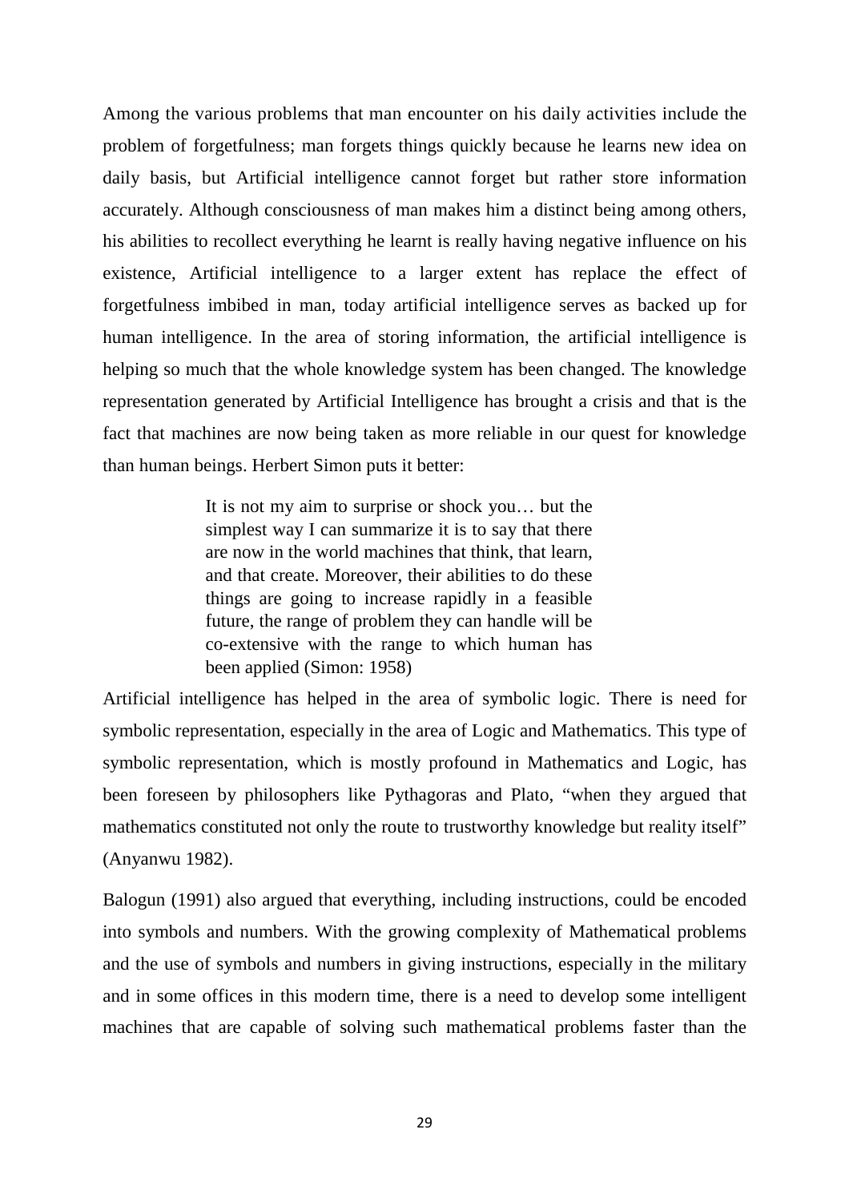Among the various problems that man encounter on his daily activities include the problem of forgetfulness; man forgets things quickly because he learns new idea on daily basis, but Artificial intelligence cannot forget but rather store information accurately. Although consciousness of man makes him a distinct being among others, his abilities to recollect everything he learnt is really having negative influence on his existence, Artificial intelligence to a larger extent has replace the effect of forgetfulness imbibed in man, today artificial intelligence serves as backed up for human intelligence. In the area of storing information, the artificial intelligence is helping so much that the whole knowledge system has been changed. The knowledge representation generated by Artificial Intelligence has brought a crisis and that is the fact that machines are now being taken as more reliable in our quest for knowledge than human beings. Herbert Simon puts it better:

> It is not my aim to surprise or shock you… but the simplest way I can summarize it is to say that there are now in the world machines that think, that learn, and that create. Moreover, their abilities to do these things are going to increase rapidly in a feasible future, the range of problem they can handle will be co-extensive with the range to which human has been applied (Simon: 1958)

Artificial intelligence has helped in the area of symbolic logic. There is need for symbolic representation, especially in the area of Logic and Mathematics. This type of symbolic representation, which is mostly profound in Mathematics and Logic, has been foreseen by philosophers like Pythagoras and Plato, "when they argued that mathematics constituted not only the route to trustworthy knowledge but reality itself" (Anyanwu 1982).

Balogun (1991) also argued that everything, including instructions, could be encoded into symbols and numbers. With the growing complexity of Mathematical problems and the use of symbols and numbers in giving instructions, especially in the military and in some offices in this modern time, there is a need to develop some intelligent machines that are capable of solving such mathematical problems faster than the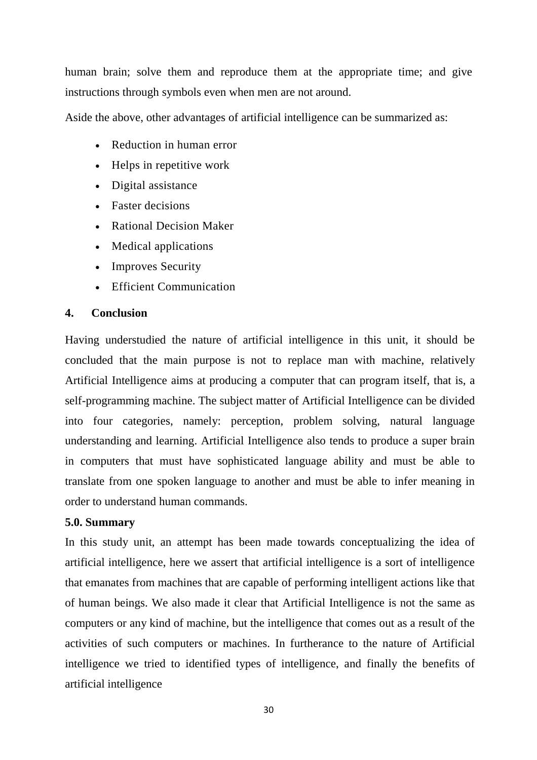human brain; solve them and reproduce them at the appropriate time; and give instructions through symbols even when men are not around.

Aside the above, other advantages of artificial intelligence can be summarized as:

- Reduction in human error
- Helps in repetitive work
- Digital assistance
- Faster decisions
- Rational Decision Maker
- Medical applications
- Improves Security
- Efficient Communication

## 4. Conclusion

Having understudied the nature of artificial intelligence in this unit, it should be concluded that the main purpose is not to replace man with machine, relatively Artificial Intelligence aims at producing a computer that can program itself, that is, a self-programming machine. The subject matter of Artificial Intelligence can be divided into four categories, namely: perception, problem solving, natural language understanding and learning. Artificial Intelligence also tends to produce a super brain in computers that must have sophisticated language ability and must be able to translate from one spoken language to another and must be able to infer meaning in order to understand human commands.

## 5.0. Summary

In this study unit, an attempt has been made towards conceptualizing the idea of artificial intelligence, here we assert that artificial intelligence is a sort of intelligence that emanates from machines that are capable of performing intelligent actions like that of human beings. We also made it clear that Artificial Intelligence is not the same as computers or any kind of machine, but the intelligence that comes out as a result of the activities of such computers or machines. In furtherance to the nature of Artificial intelligence we tried to identified types of intelligence, and finally the benefits of artificial intelligence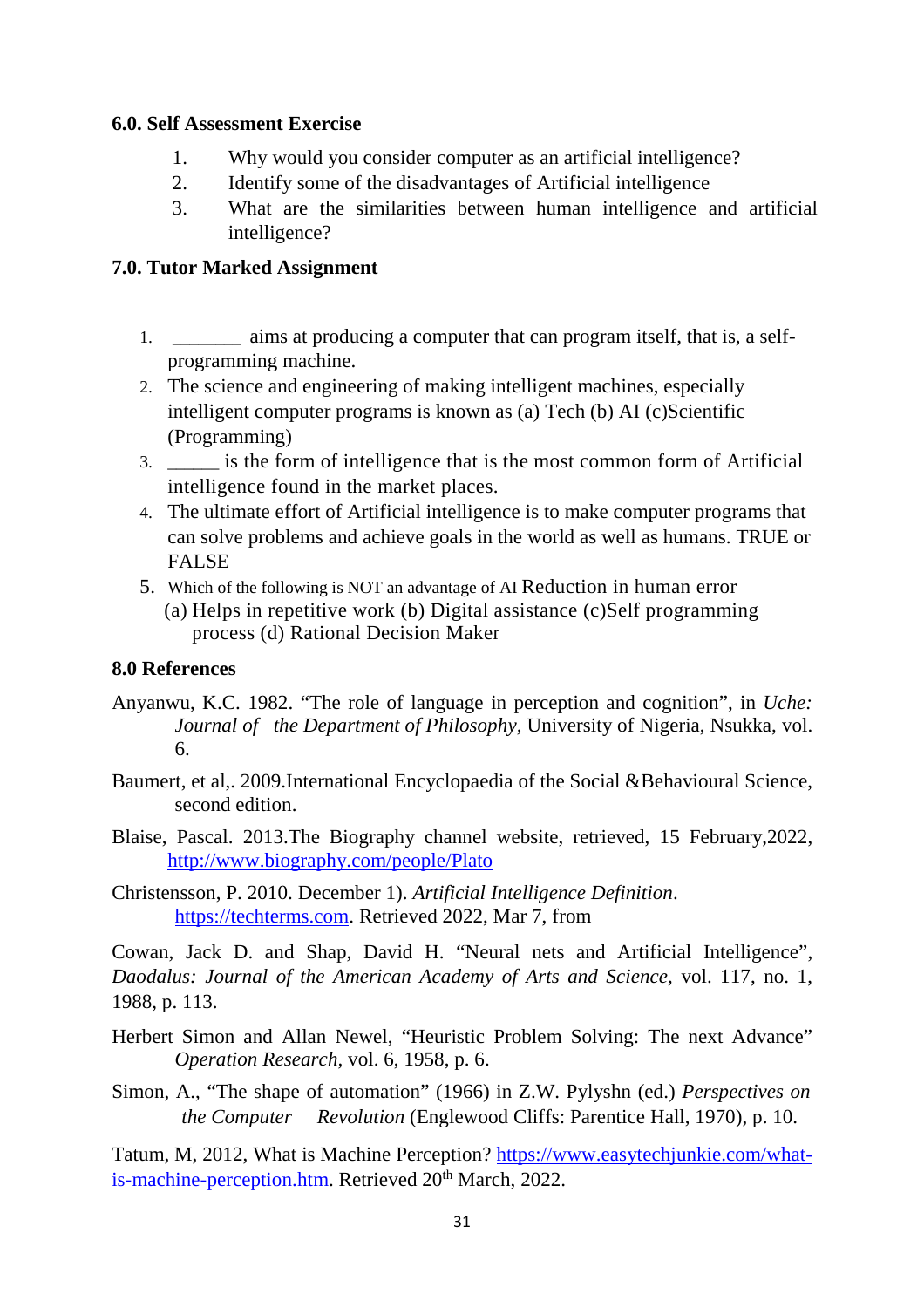### 6.0. Self Assessment Exercise

1. Why would you consider computer as an artificial intelligence?
2. Identify some of the disadvantages of Artificial intelligence
3. What are the similarities between human intelligence and artificial intelligence?

### 7.0. Tutor Marked Assignment

1. _______ aims at producing a computer that can program itself, that is, a self-programming machine.
2. The science and engineering of making intelligent machines, especially intelligent computer programs is known as (a) Tech (b) AI (c)Scientific (Programming)
3. _____ is the form of intelligence that is the most common form of Artificial intelligence found in the market places.
4. The ultimate effort of Artificial intelligence is to make computer programs that can solve problems and achieve goals in the world as well as humans. TRUE or FALSE
5. Which of the following is NOT an advantage of AI Reduction in human error
   (a) Helps in repetitive work (b) Digital assistance (c)Self programming process (d) Rational Decision Maker

### 8.0 References

Anyanwu, K.C. 1982. "The role of language in perception and cognition", in *Uche: Journal of the Department of Philosophy*, University of Nigeria, Nsukka, vol. 6.

Baumert, et al,. 2009.International Encyclopaedia of the Social &Behavioural Science, second edition.

Blaise, Pascal. 2013.The Biography channel website, retrieved, 15 February,2022, http://www.biography.com/people/Plato

Christensson, P. 2010. December 1). *Artificial Intelligence Definition*. https://techterms.com. Retrieved 2022, Mar 7, from

Cowan, Jack D. and Shap, David H. "Neural nets and Artificial Intelligence", *Daodalus: Journal of the American Academy of Arts and Science*, vol. 117, no. 1, 1988, p. 113.

Herbert Simon and Allan Newel, "Heuristic Problem Solving: The next Advance" *Operation Research*, vol. 6, 1958, p. 6.

Simon, A., "The shape of automation" (1966) in Z.W. Pylyshn (ed.) *Perspectives on the Computer Revolution* (Englewood Cliffs: Parentice Hall, 1970), p. 10.

Tatum, M, 2012, What is Machine Perception? https://www.easytechjunkie.com/what-is-machine-perception.htm. Retrieved 20th March, 2022.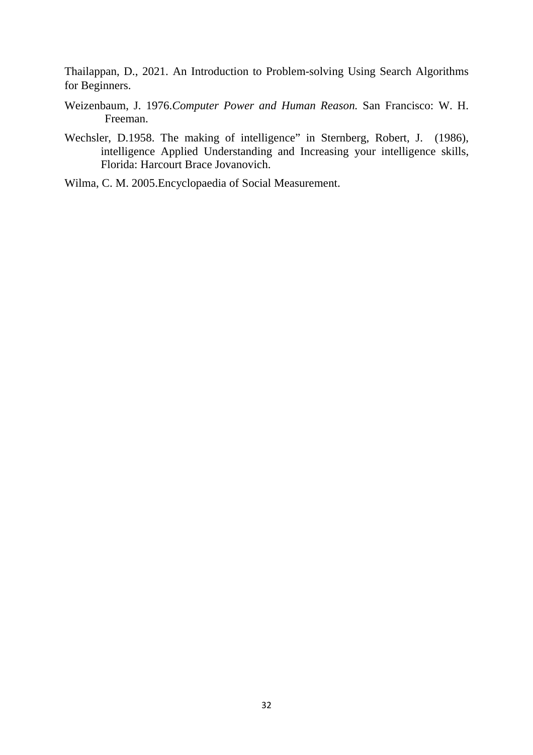Thailappan, D., 2021. An Introduction to Problem-solving Using Search Algorithms for Beginners.

Weizenbaum, J. 1976.*Computer Power and Human Reason.* San Francisco: W. H. Freeman.

Wechsler, D.1958. The making of intelligence" in Sternberg, Robert, J. (1986), intelligence Applied Understanding and Increasing your intelligence skills, Florida: Harcourt Brace Jovanovich.

Wilma, C. M. 2005.Encyclopaedia of Social Measurement.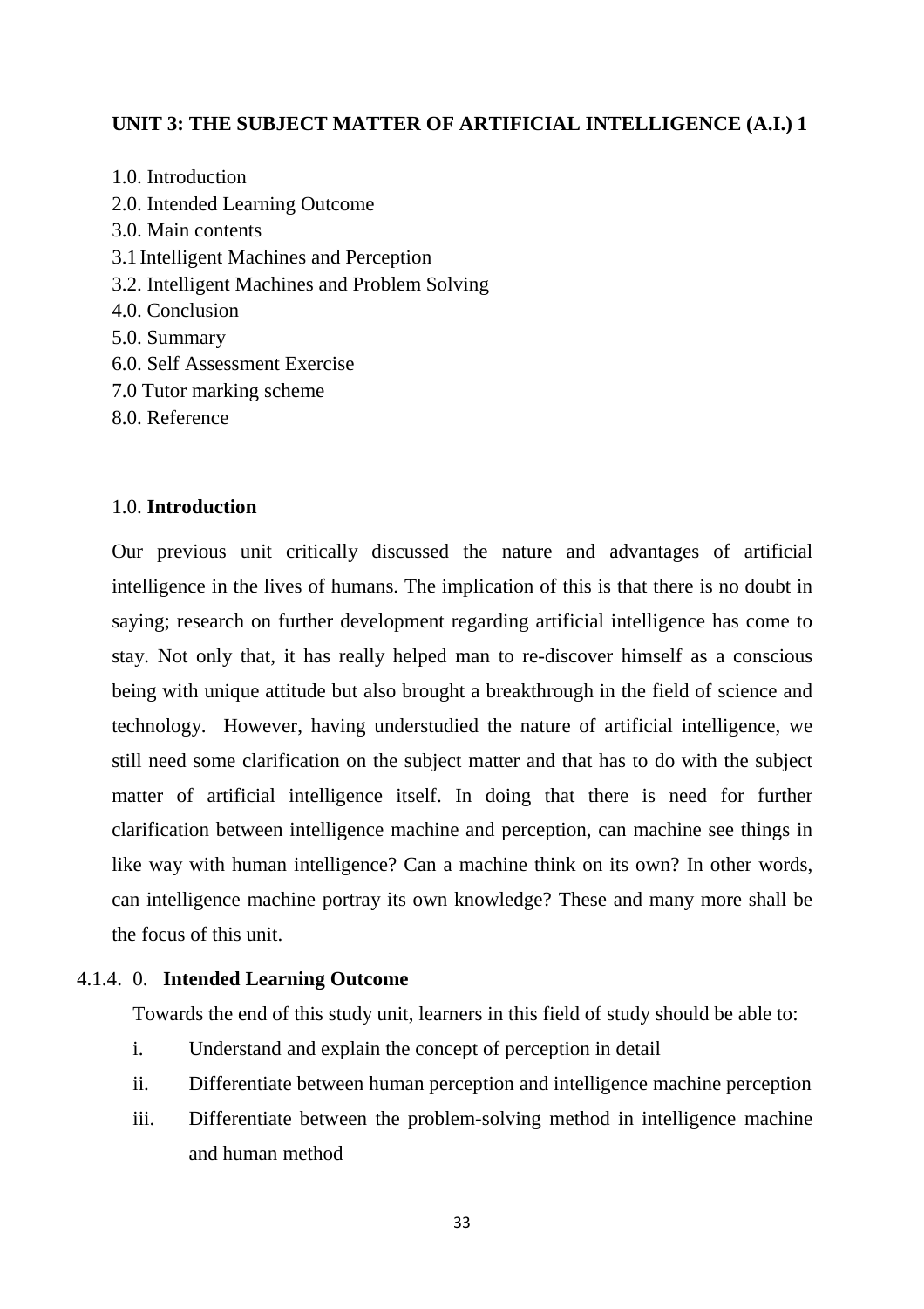## UNIT 3: THE SUBJECT MATTER OF ARTIFICIAL INTELLIGENCE (A.I.) 1

1.0. Introduction
2.0. Intended Learning Outcome
3.0. Main contents
3.1 Intelligent Machines and Perception
3.2. Intelligent Machines and Problem Solving
4.0. Conclusion
5.0. Summary
6.0. Self Assessment Exercise
7.0 Tutor marking scheme
8.0. Reference

### 1.0. Introduction

Our previous unit critically discussed the nature and advantages of artificial intelligence in the lives of humans. The implication of this is that there is no doubt in saying; research on further development regarding artificial intelligence has come to stay. Not only that, it has really helped man to re-discover himself as a conscious being with unique attitude but also brought a breakthrough in the field of science and technology. However, having understudied the nature of artificial intelligence, we still need some clarification on the subject matter and that has to do with the subject matter of artificial intelligence itself. In doing that there is need for further clarification between intelligence machine and perception, can machine see things in like way with human intelligence? Can a machine think on its own? In other words, can intelligence machine portray its own knowledge? These and many more shall be the focus of this unit.

### 4.1.4. 0. Intended Learning Outcome

Towards the end of this study unit, learners in this field of study should be able to:

i. Understand and explain the concept of perception in detail
ii. Differentiate between human perception and intelligence machine perception
iii. Differentiate between the problem-solving method in intelligence machine and human method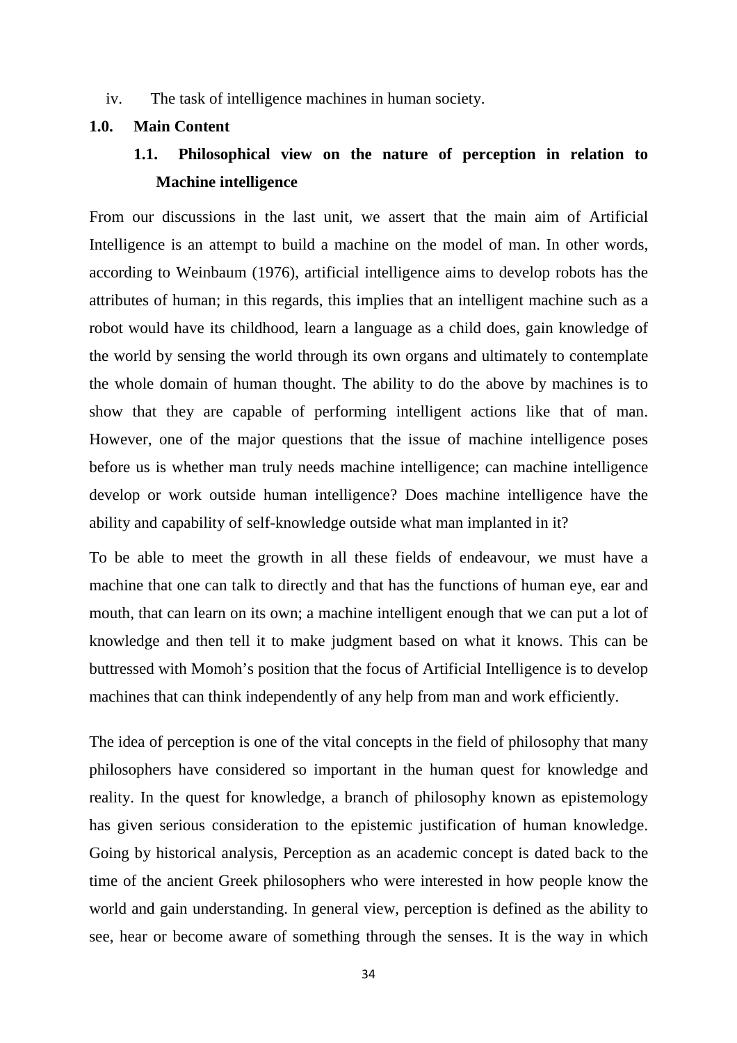iv. The task of intelligence machines in human society.

## 1.0. Main Content

### 1.1. Philosophical view on the nature of perception in relation to Machine intelligence

From our discussions in the last unit, we assert that the main aim of Artificial Intelligence is an attempt to build a machine on the model of man. In other words, according to Weinbaum (1976), artificial intelligence aims to develop robots has the attributes of human; in this regards, this implies that an intelligent machine such as a robot would have its childhood, learn a language as a child does, gain knowledge of the world by sensing the world through its own organs and ultimately to contemplate the whole domain of human thought. The ability to do the above by machines is to show that they are capable of performing intelligent actions like that of man. However, one of the major questions that the issue of machine intelligence poses before us is whether man truly needs machine intelligence; can machine intelligence develop or work outside human intelligence? Does machine intelligence have the ability and capability of self-knowledge outside what man implanted in it?

To be able to meet the growth in all these fields of endeavour, we must have a machine that one can talk to directly and that has the functions of human eye, ear and mouth, that can learn on its own; a machine intelligent enough that we can put a lot of knowledge and then tell it to make judgment based on what it knows. This can be buttressed with Momoh's position that the focus of Artificial Intelligence is to develop machines that can think independently of any help from man and work efficiently.

The idea of perception is one of the vital concepts in the field of philosophy that many philosophers have considered so important in the human quest for knowledge and reality. In the quest for knowledge, a branch of philosophy known as epistemology has given serious consideration to the epistemic justification of human knowledge. Going by historical analysis, Perception as an academic concept is dated back to the time of the ancient Greek philosophers who were interested in how people know the world and gain understanding. In general view, perception is defined as the ability to see, hear or become aware of something through the senses. It is the way in which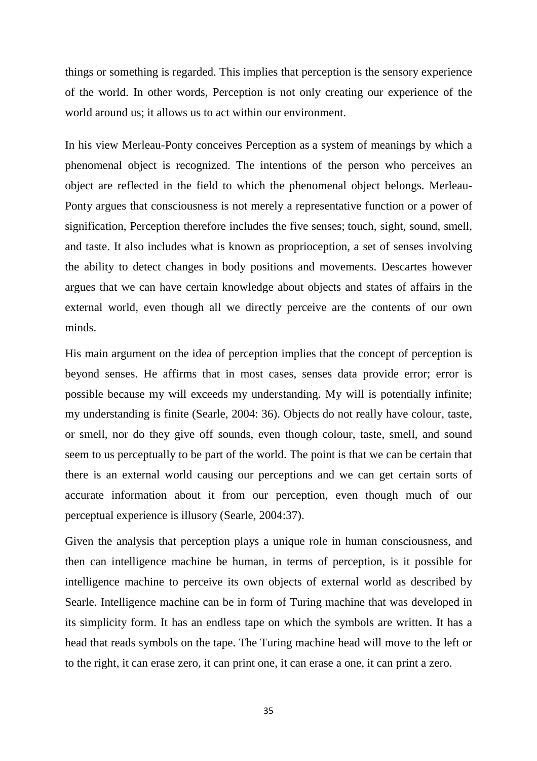things or something is regarded. This implies that perception is the sensory experience of the world. In other words, Perception is not only creating our experience of the world around us; it allows us to act within our environment.

In his view Merleau-Ponty conceives Perception as a system of meanings by which a phenomenal object is recognized. The intentions of the person who perceives an object are reflected in the field to which the phenomenal object belongs. Merleau-Ponty argues that consciousness is not merely a representative function or a power of signification, Perception therefore includes the five senses; touch, sight, sound, smell, and taste. It also includes what is known as proprioception, a set of senses involving the ability to detect changes in body positions and movements. Descartes however argues that we can have certain knowledge about objects and states of affairs in the external world, even though all we directly perceive are the contents of our own minds.

His main argument on the idea of perception implies that the concept of perception is beyond senses. He affirms that in most cases, senses data provide error; error is possible because my will exceeds my understanding. My will is potentially infinite; my understanding is finite (Searle, 2004: 36). Objects do not really have colour, taste, or smell, nor do they give off sounds, even though colour, taste, smell, and sound seem to us perceptually to be part of the world. The point is that we can be certain that there is an external world causing our perceptions and we can get certain sorts of accurate information about it from our perception, even though much of our perceptual experience is illusory (Searle, 2004:37).

Given the analysis that perception plays a unique role in human consciousness, and then can intelligence machine be human, in terms of perception, is it possible for intelligence machine to perceive its own objects of external world as described by Searle. Intelligence machine can be in form of Turing machine that was developed in its simplicity form. It has an endless tape on which the symbols are written. It has a head that reads symbols on the tape. The Turing machine head will move to the left or to the right, it can erase zero, it can print one, it can erase a one, it can print a zero.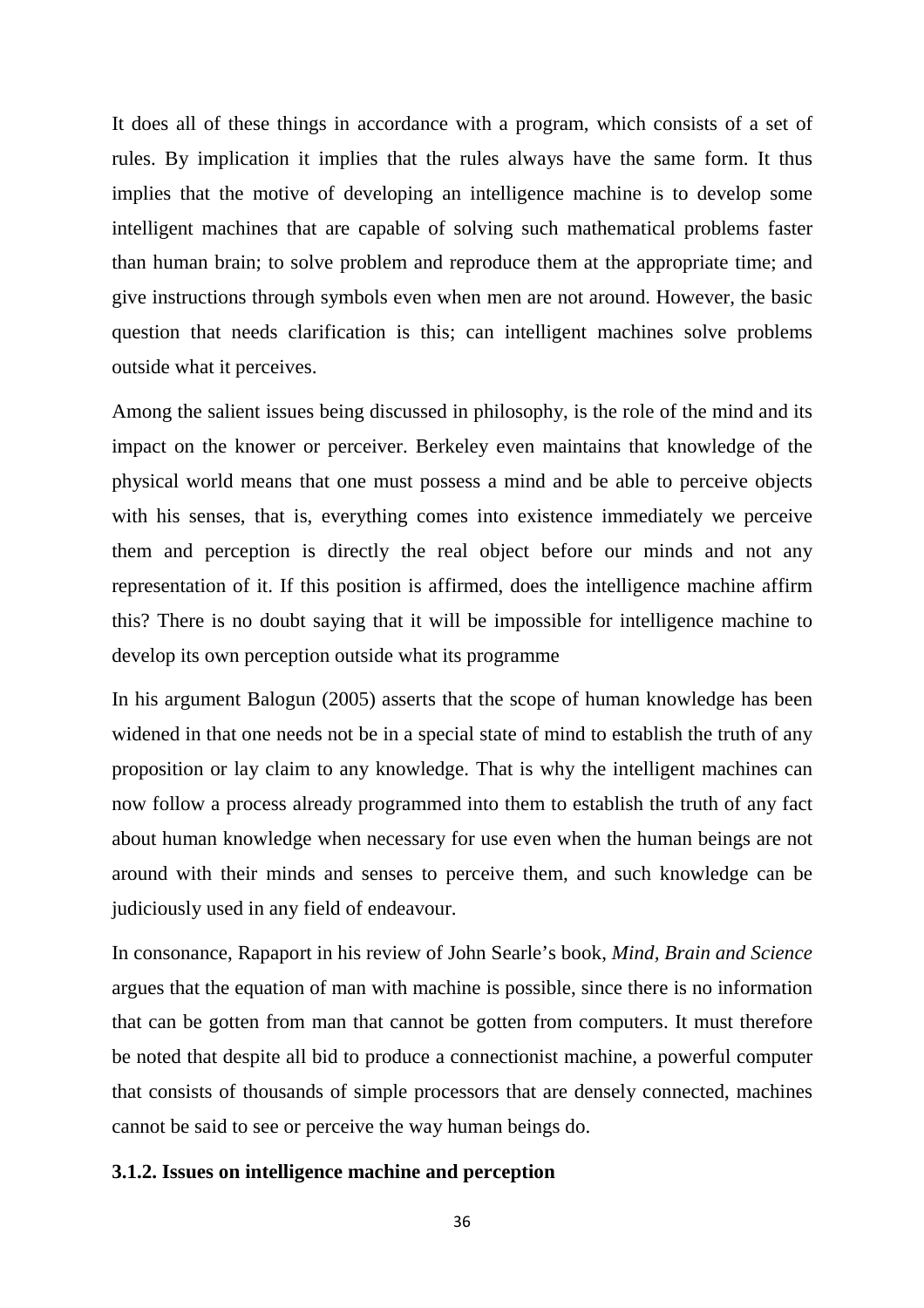It does all of these things in accordance with a program, which consists of a set of rules. By implication it implies that the rules always have the same form. It thus implies that the motive of developing an intelligence machine is to develop some intelligent machines that are capable of solving such mathematical problems faster than human brain; to solve problem and reproduce them at the appropriate time; and give instructions through symbols even when men are not around. However, the basic question that needs clarification is this; can intelligent machines solve problems outside what it perceives.

Among the salient issues being discussed in philosophy, is the role of the mind and its impact on the knower or perceiver. Berkeley even maintains that knowledge of the physical world means that one must possess a mind and be able to perceive objects with his senses, that is, everything comes into existence immediately we perceive them and perception is directly the real object before our minds and not any representation of it. If this position is affirmed, does the intelligence machine affirm this? There is no doubt saying that it will be impossible for intelligence machine to develop its own perception outside what its programme

In his argument Balogun (2005) asserts that the scope of human knowledge has been widened in that one needs not be in a special state of mind to establish the truth of any proposition or lay claim to any knowledge. That is why the intelligent machines can now follow a process already programmed into them to establish the truth of any fact about human knowledge when necessary for use even when the human beings are not around with their minds and senses to perceive them, and such knowledge can be judiciously used in any field of endeavour.

In consonance, Rapaport in his review of John Searle's book, *Mind, Brain and Science* argues that the equation of man with machine is possible, since there is no information that can be gotten from man that cannot be gotten from computers. It must therefore be noted that despite all bid to produce a connectionist machine, a powerful computer that consists of thousands of simple processors that are densely connected, machines cannot be said to see or perceive the way human beings do.

### 3.1.2. Issues on intelligence machine and perception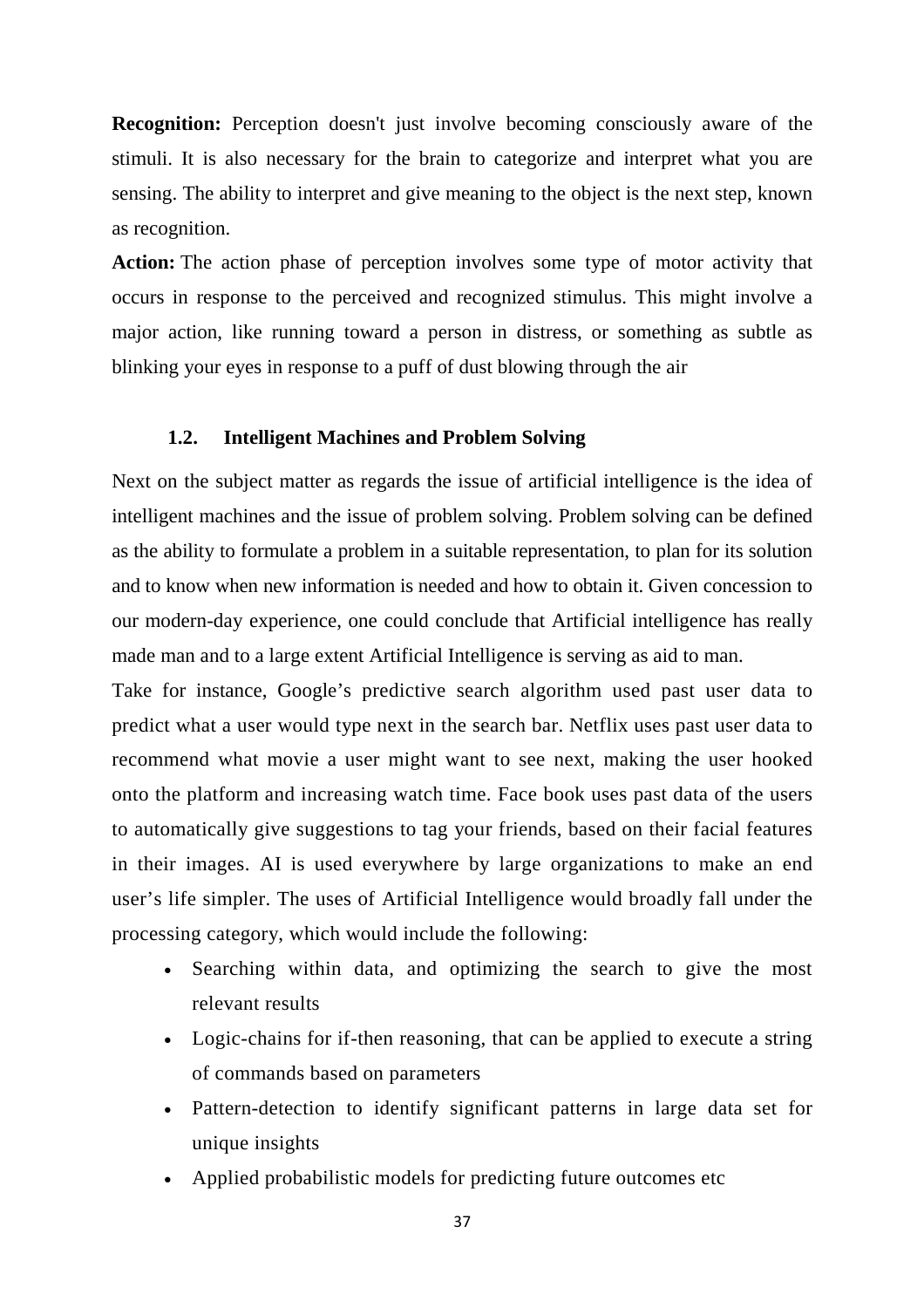**Recognition:** Perception doesn't just involve becoming consciously aware of the stimuli. It is also necessary for the brain to categorize and interpret what you are sensing. The ability to interpret and give meaning to the object is the next step, known as recognition.

**Action:** The action phase of perception involves some type of motor activity that occurs in response to the perceived and recognized stimulus. This might involve a major action, like running toward a person in distress, or something as subtle as blinking your eyes in response to a puff of dust blowing through the air

## 1.2. Intelligent Machines and Problem Solving

Next on the subject matter as regards the issue of artificial intelligence is the idea of intelligent machines and the issue of problem solving. Problem solving can be defined as the ability to formulate a problem in a suitable representation, to plan for its solution and to know when new information is needed and how to obtain it. Given concession to our modern-day experience, one could conclude that Artificial intelligence has really made man and to a large extent Artificial Intelligence is serving as aid to man.

Take for instance, Google's predictive search algorithm used past user data to predict what a user would type next in the search bar. Netflix uses past user data to recommend what movie a user might want to see next, making the user hooked onto the platform and increasing watch time. Face book uses past data of the users to automatically give suggestions to tag your friends, based on their facial features in their images. AI is used everywhere by large organizations to make an end user's life simpler. The uses of Artificial Intelligence would broadly fall under the processing category, which would include the following:

- Searching within data, and optimizing the search to give the most relevant results
- Logic-chains for if-then reasoning, that can be applied to execute a string of commands based on parameters
- Pattern-detection to identify significant patterns in large data set for unique insights
- Applied probabilistic models for predicting future outcomes etc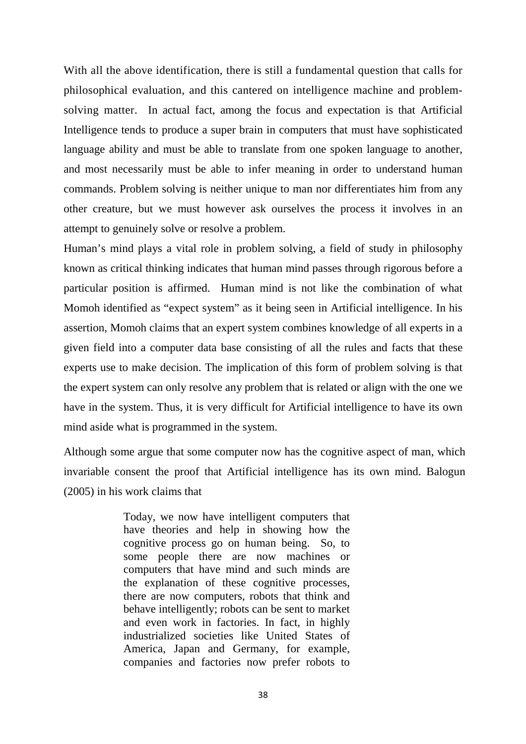With all the above identification, there is still a fundamental question that calls for philosophical evaluation, and this cantered on intelligence machine and problem-solving matter. In actual fact, among the focus and expectation is that Artificial Intelligence tends to produce a super brain in computers that must have sophisticated language ability and must be able to translate from one spoken language to another, and most necessarily must be able to infer meaning in order to understand human commands. Problem solving is neither unique to man nor differentiates him from any other creature, but we must however ask ourselves the process it involves in an attempt to genuinely solve or resolve a problem.

Human's mind plays a vital role in problem solving, a field of study in philosophy known as critical thinking indicates that human mind passes through rigorous before a particular position is affirmed. Human mind is not like the combination of what Momoh identified as "expect system" as it being seen in Artificial intelligence. In his assertion, Momoh claims that an expert system combines knowledge of all experts in a given field into a computer data base consisting of all the rules and facts that these experts use to make decision. The implication of this form of problem solving is that the expert system can only resolve any problem that is related or align with the one we have in the system. Thus, it is very difficult for Artificial intelligence to have its own mind aside what is programmed in the system.

Although some argue that some computer now has the cognitive aspect of man, which invariable consent the proof that Artificial intelligence has its own mind. Balogun (2005) in his work claims that

> Today, we now have intelligent computers that have theories and help in showing how the cognitive process go on human being. So, to some people there are now machines or computers that have mind and such minds are the explanation of these cognitive processes, there are now computers, robots that think and behave intelligently; robots can be sent to market and even work in factories. In fact, in highly industrialized societies like United States of America, Japan and Germany, for example, companies and factories now prefer robots to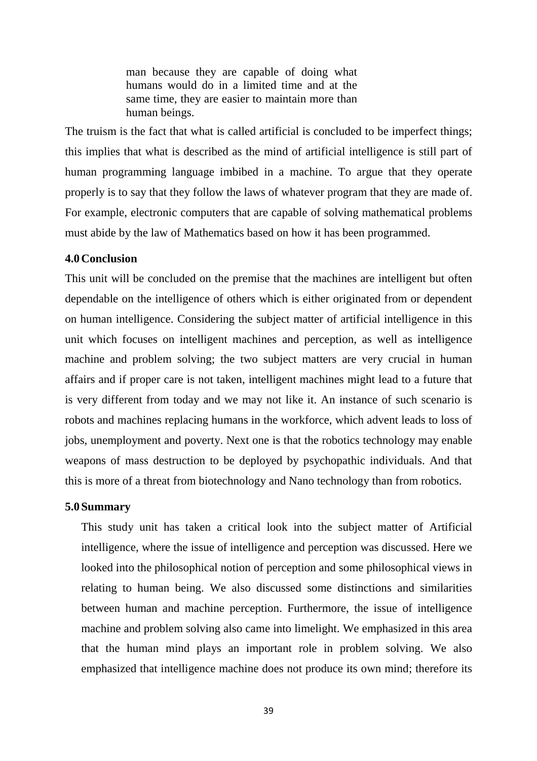> man because they are capable of doing what humans would do in a limited time and at the same time, they are easier to maintain more than human beings.

The truism is the fact that what is called artificial is concluded to be imperfect things; this implies that what is described as the mind of artificial intelligence is still part of human programming language imbibed in a machine. To argue that they operate properly is to say that they follow the laws of whatever program that they are made of. For example, electronic computers that are capable of solving mathematical problems must abide by the law of Mathematics based on how it has been programmed.

## 4.0 Conclusion

This unit will be concluded on the premise that the machines are intelligent but often dependable on the intelligence of others which is either originated from or dependent on human intelligence. Considering the subject matter of artificial intelligence in this unit which focuses on intelligent machines and perception, as well as intelligence machine and problem solving; the two subject matters are very crucial in human affairs and if proper care is not taken, intelligent machines might lead to a future that is very different from today and we may not like it. An instance of such scenario is robots and machines replacing humans in the workforce, which advent leads to loss of jobs, unemployment and poverty. Next one is that the robotics technology may enable weapons of mass destruction to be deployed by psychopathic individuals. And that this is more of a threat from biotechnology and Nano technology than from robotics.

## 5.0 Summary

This study unit has taken a critical look into the subject matter of Artificial intelligence, where the issue of intelligence and perception was discussed. Here we looked into the philosophical notion of perception and some philosophical views in relating to human being. We also discussed some distinctions and similarities between human and machine perception. Furthermore, the issue of intelligence machine and problem solving also came into limelight. We emphasized in this area that the human mind plays an important role in problem solving. We also emphasized that intelligence machine does not produce its own mind; therefore its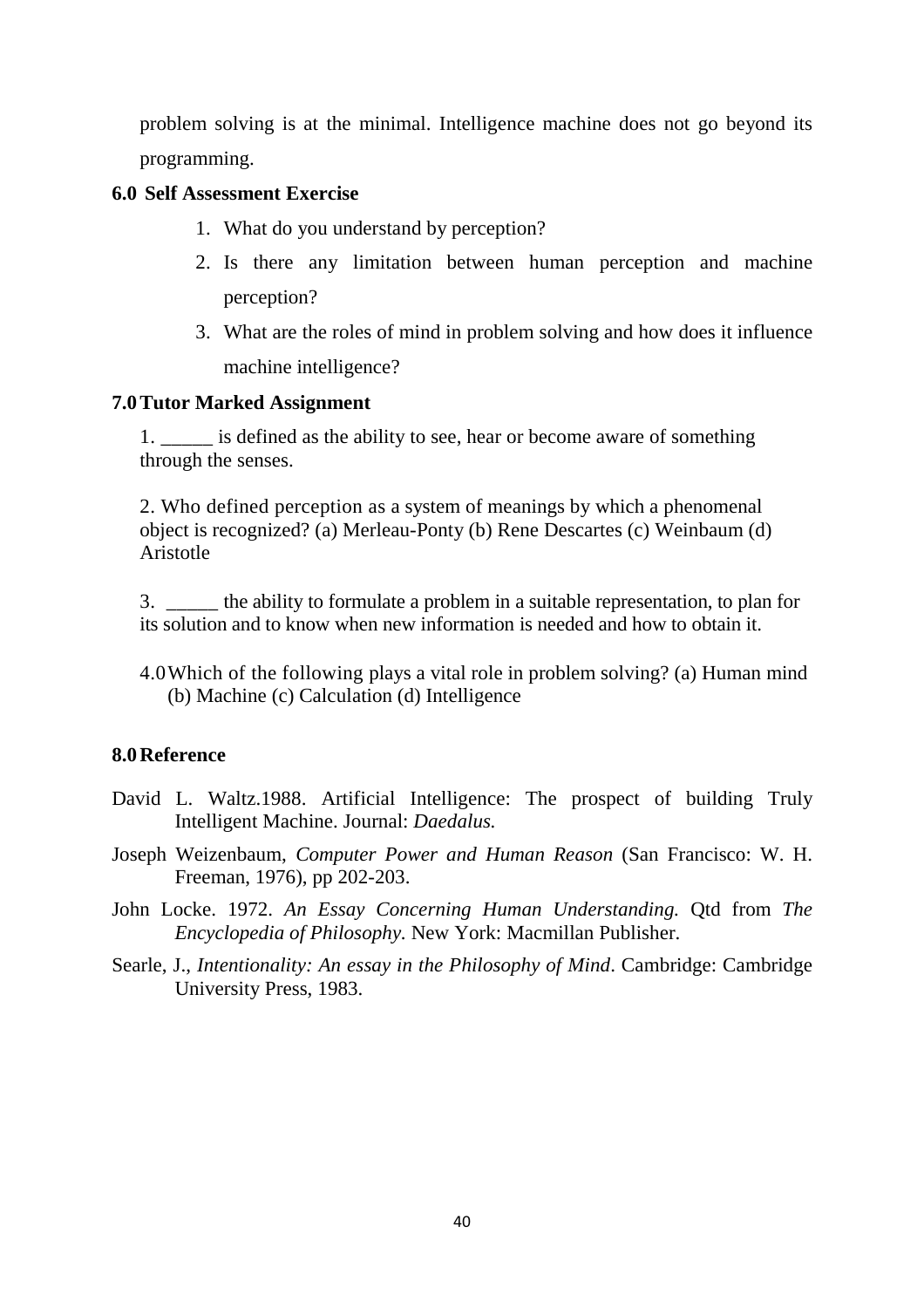problem solving is at the minimal. Intelligence machine does not go beyond its programming.

## 6.0 Self Assessment Exercise

1. What do you understand by perception?
2. Is there any limitation between human perception and machine perception?
3. What are the roles of mind in problem solving and how does it influence machine intelligence?

## 7.0 Tutor Marked Assignment

1. _____ is defined as the ability to see, hear or become aware of something through the senses.

2. Who defined perception as a system of meanings by which a phenomenal object is recognized? (a) Merleau-Ponty (b) Rene Descartes (c) Weinbaum (d) Aristotle

3. _____ the ability to formulate a problem in a suitable representation, to plan for its solution and to know when new information is needed and how to obtain it.

4.0 Which of the following plays a vital role in problem solving? (a) Human mind (b) Machine (c) Calculation (d) Intelligence

## 8.0 Reference

David L. Waltz.1988. Artificial Intelligence: The prospect of building Truly Intelligent Machine. Journal: *Daedalus.*

Joseph Weizenbaum, *Computer Power and Human Reason* (San Francisco: W. H. Freeman, 1976), pp 202-203.

John Locke. 1972. *An Essay Concerning Human Understanding.* Qtd from *The Encyclopedia of Philosophy*. New York: Macmillan Publisher.

Searle, J., *Intentionality: An essay in the Philosophy of Mind*. Cambridge: Cambridge University Press, 1983.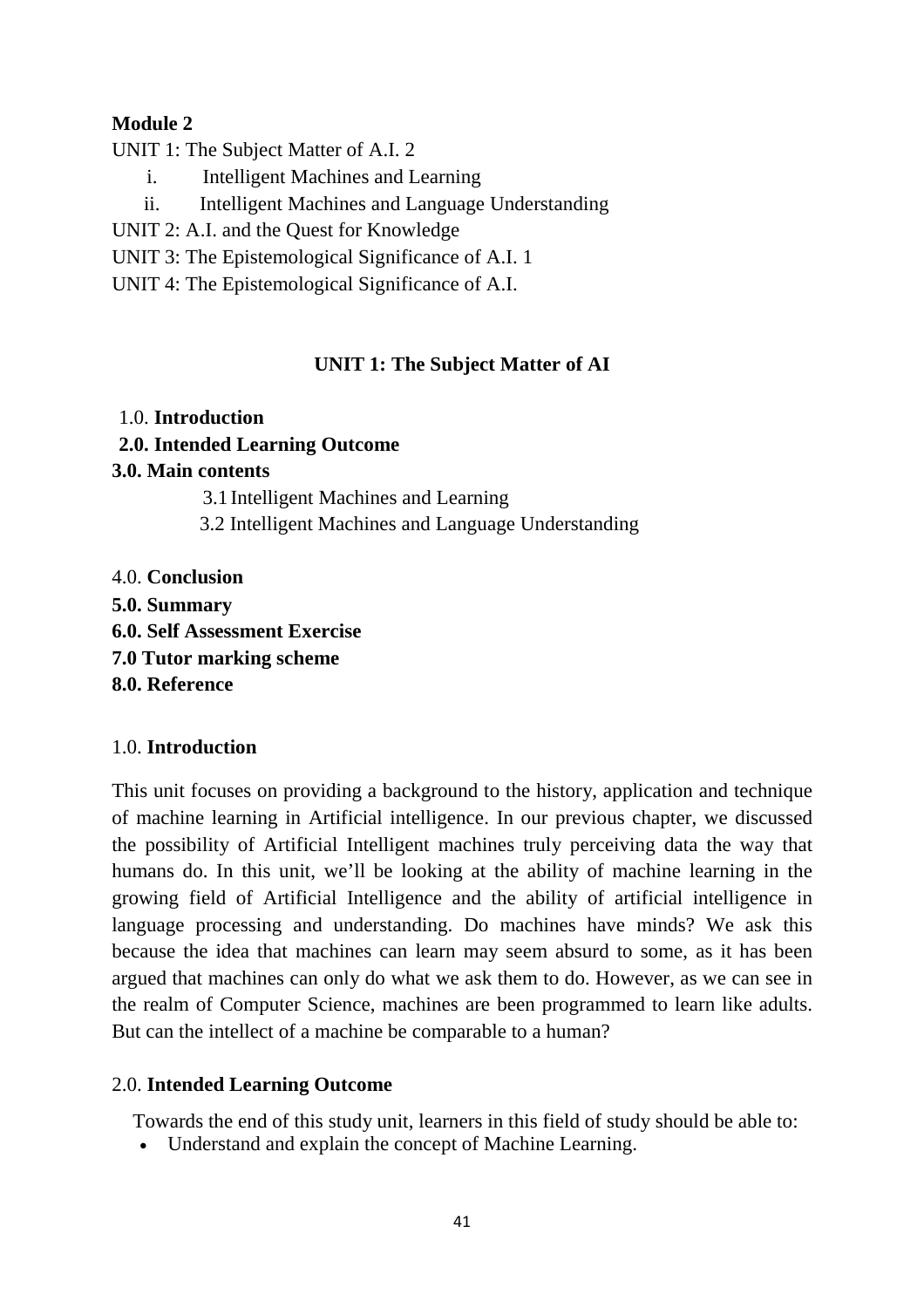**Module 2**

UNIT 1: The Subject Matter of A.I. 2

i. Intelligent Machines and Learning

ii. Intelligent Machines and Language Understanding

UNIT 2: A.I. and the Quest for Knowledge

UNIT 3: The Epistemological Significance of A.I. 1

UNIT 4: The Epistemological Significance of A.I.

## UNIT 1: The Subject Matter of AI

1.0. **Introduction**

**2.0. Intended Learning Outcome**

**3.0. Main contents**

3.1 Intelligent Machines and Learning

3.2 Intelligent Machines and Language Understanding

4.0. **Conclusion**

**5.0. Summary**

**6.0. Self Assessment Exercise**

**7.0 Tutor marking scheme**

**8.0. Reference**

### 1.0. Introduction

This unit focuses on providing a background to the history, application and technique of machine learning in Artificial intelligence. In our previous chapter, we discussed the possibility of Artificial Intelligent machines truly perceiving data the way that humans do. In this unit, we'll be looking at the ability of machine learning in the growing field of Artificial Intelligence and the ability of artificial intelligence in language processing and understanding. Do machines have minds? We ask this because the idea that machines can learn may seem absurd to some, as it has been argued that machines can only do what we ask them to do. However, as we can see in the realm of Computer Science, machines are been programmed to learn like adults. But can the intellect of a machine be comparable to a human?

### 2.0. Intended Learning Outcome

Towards the end of this study unit, learners in this field of study should be able to:

- Understand and explain the concept of Machine Learning.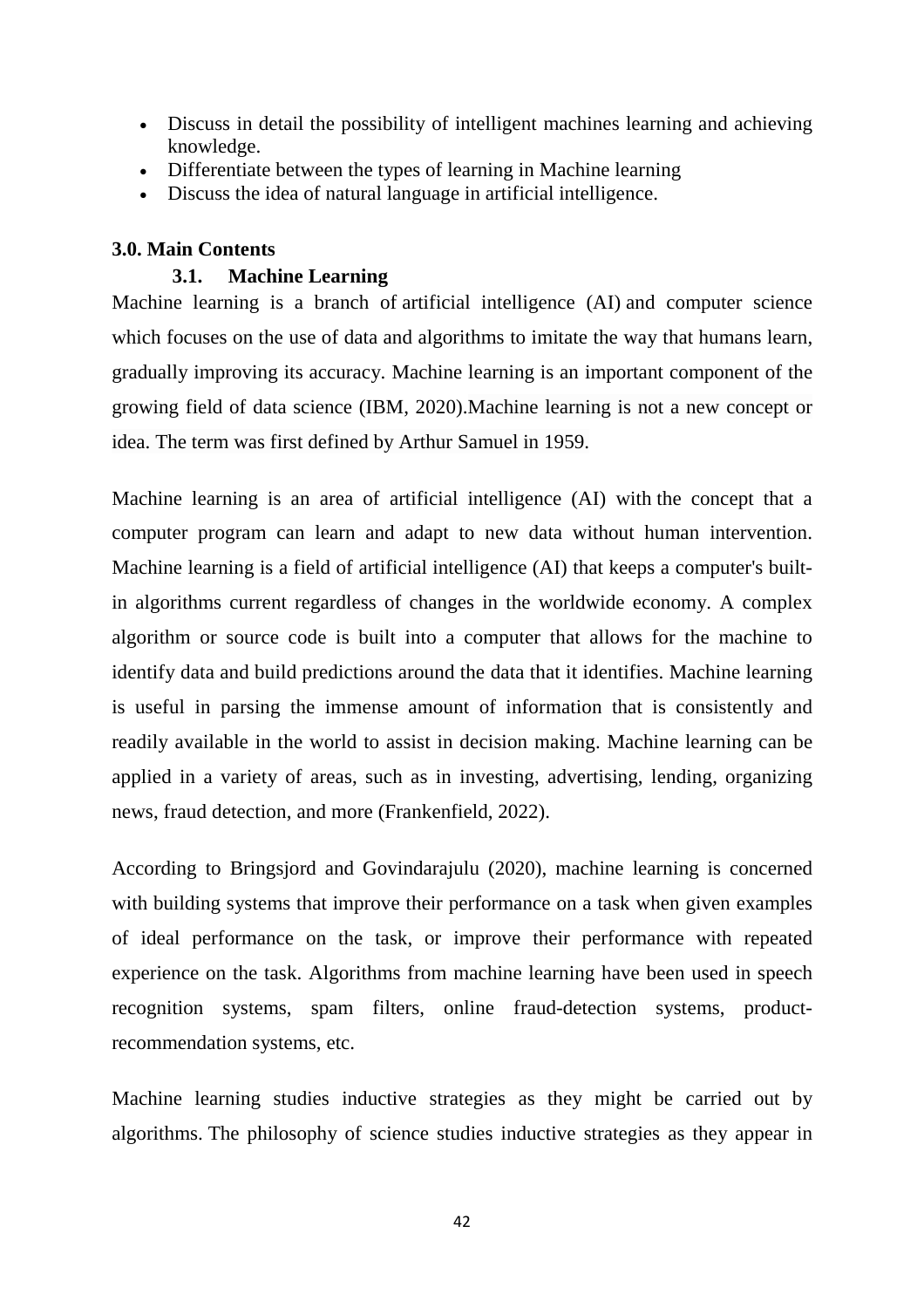- Discuss in detail the possibility of intelligent machines learning and achieving knowledge.
- Differentiate between the types of learning in Machine learning
- Discuss the idea of natural language in artificial intelligence.

## 3.0. Main Contents

### 3.1. Machine Learning

Machine learning is a branch of artificial intelligence (AI) and computer science which focuses on the use of data and algorithms to imitate the way that humans learn, gradually improving its accuracy. Machine learning is an important component of the growing field of data science (IBM, 2020).Machine learning is not a new concept or idea. The term was first defined by Arthur Samuel in 1959.

Machine learning is an area of artificial intelligence (AI) with the concept that a computer program can learn and adapt to new data without human intervention. Machine learning is a field of artificial intelligence (AI) that keeps a computer's built-in algorithms current regardless of changes in the worldwide economy. A complex algorithm or source code is built into a computer that allows for the machine to identify data and build predictions around the data that it identifies. Machine learning is useful in parsing the immense amount of information that is consistently and readily available in the world to assist in decision making. Machine learning can be applied in a variety of areas, such as in investing, advertising, lending, organizing news, fraud detection, and more (Frankenfield, 2022).

According to Bringsjord and Govindarajulu (2020), machine learning is concerned with building systems that improve their performance on a task when given examples of ideal performance on the task, or improve their performance with repeated experience on the task. Algorithms from machine learning have been used in speech recognition systems, spam filters, online fraud-detection systems, product-recommendation systems, etc.

Machine learning studies inductive strategies as they might be carried out by algorithms. The philosophy of science studies inductive strategies as they appear in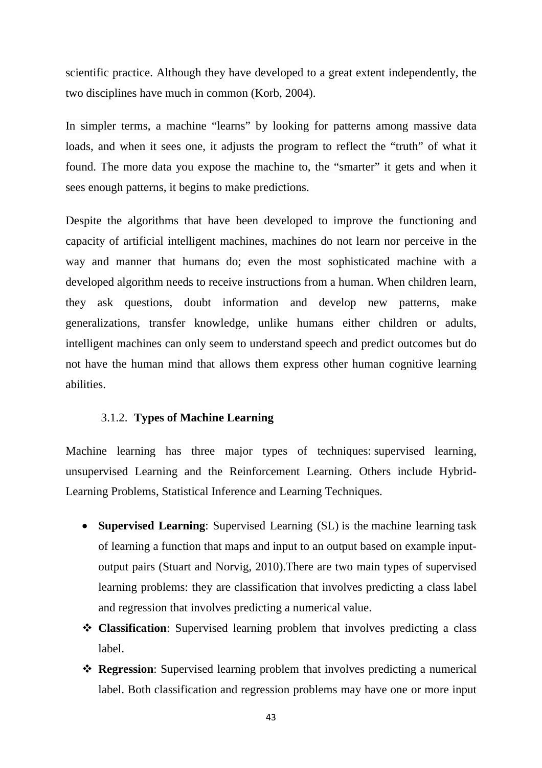scientific practice. Although they have developed to a great extent independently, the two disciplines have much in common (Korb, 2004).

In simpler terms, a machine "learns" by looking for patterns among massive data loads, and when it sees one, it adjusts the program to reflect the "truth" of what it found. The more data you expose the machine to, the "smarter" it gets and when it sees enough patterns, it begins to make predictions.

Despite the algorithms that have been developed to improve the functioning and capacity of artificial intelligent machines, machines do not learn nor perceive in the way and manner that humans do; even the most sophisticated machine with a developed algorithm needs to receive instructions from a human. When children learn, they ask questions, doubt information and develop new patterns, make generalizations, transfer knowledge, unlike humans either children or adults, intelligent machines can only seem to understand speech and predict outcomes but do not have the human mind that allows them express other human cognitive learning abilities.

### 3.1.2. **Types of Machine Learning**

Machine learning has three major types of techniques: supervised learning, unsupervised Learning and the Reinforcement Learning. Others include Hybrid-Learning Problems, Statistical Inference and Learning Techniques.

- **Supervised Learning**: Supervised Learning (SL) is the machine learning task of learning a function that maps and input to an output based on example input-output pairs (Stuart and Norvig, 2010).There are two main types of supervised learning problems: they are classification that involves predicting a class label and regression that involves predicting a numerical value.

- **Classification**: Supervised learning problem that involves predicting a class label.
- **Regression**: Supervised learning problem that involves predicting a numerical label. Both classification and regression problems may have one or more input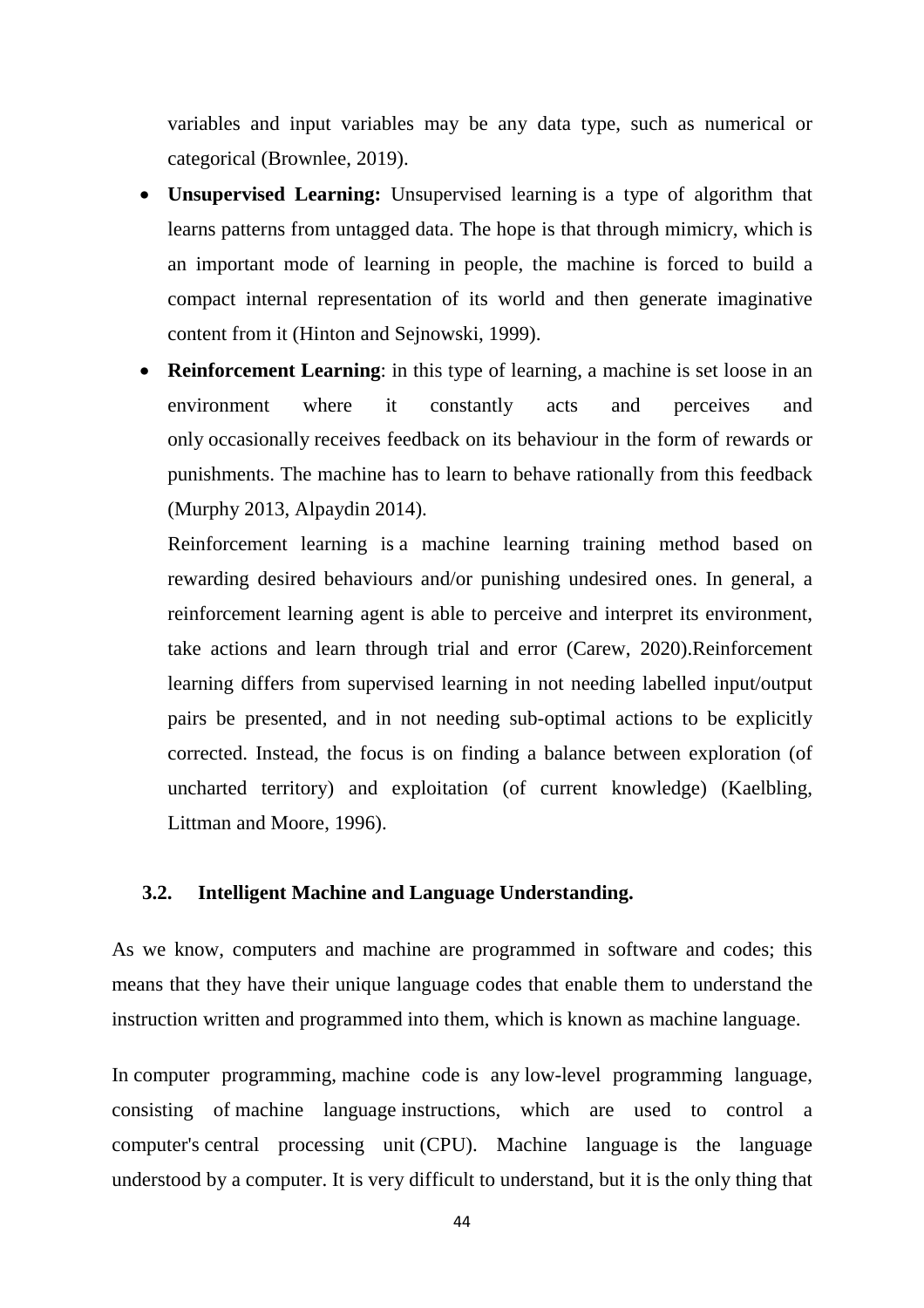variables and input variables may be any data type, such as numerical or categorical (Brownlee, 2019).

- **Unsupervised Learning:** Unsupervised learning is a type of algorithm that learns patterns from untagged data. The hope is that through mimicry, which is an important mode of learning in people, the machine is forced to build a compact internal representation of its world and then generate imaginative content from it (Hinton and Sejnowski, 1999).
- **Reinforcement Learning**: in this type of learning, a machine is set loose in an environment where it constantly acts and perceives and only occasionally receives feedback on its behaviour in the form of rewards or punishments. The machine has to learn to behave rationally from this feedback (Murphy 2013, Alpaydin 2014).

  Reinforcement learning is a machine learning training method based on rewarding desired behaviours and/or punishing undesired ones. In general, a reinforcement learning agent is able to perceive and interpret its environment, take actions and learn through trial and error (Carew, 2020).Reinforcement learning differs from supervised learning in not needing labelled input/output pairs be presented, and in not needing sub-optimal actions to be explicitly corrected. Instead, the focus is on finding a balance between exploration (of uncharted territory) and exploitation (of current knowledge) (Kaelbling, Littman and Moore, 1996).

### 3.2. Intelligent Machine and Language Understanding.

As we know, computers and machine are programmed in software and codes; this means that they have their unique language codes that enable them to understand the instruction written and programmed into them, which is known as machine language.

In computer programming, machine code is any low-level programming language, consisting of machine language instructions, which are used to control a computer's central processing unit (CPU). Machine language is the language understood by a computer. It is very difficult to understand, but it is the only thing that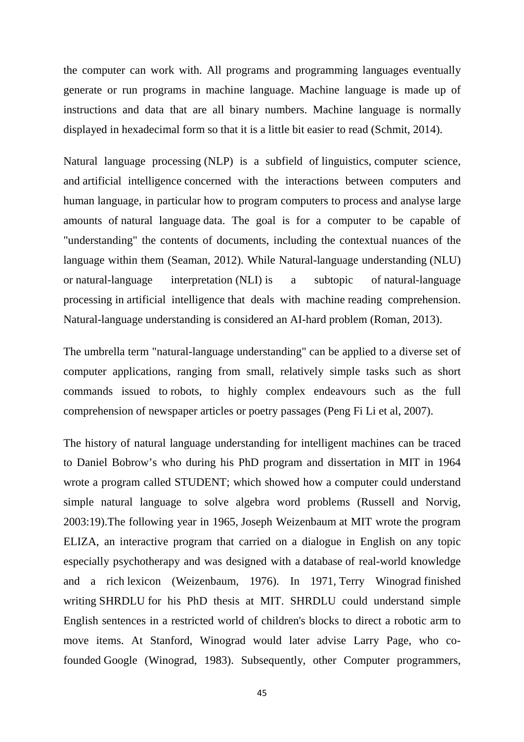the computer can work with. All programs and programming languages eventually generate or run programs in machine language. Machine language is made up of instructions and data that are all binary numbers. Machine language is normally displayed in hexadecimal form so that it is a little bit easier to read (Schmit, 2014).

Natural language processing (NLP) is a subfield of linguistics, computer science, and artificial intelligence concerned with the interactions between computers and human language, in particular how to program computers to process and analyse large amounts of natural language data. The goal is for a computer to be capable of "understanding" the contents of documents, including the contextual nuances of the language within them (Seaman, 2012). While Natural-language understanding (NLU) or natural-language interpretation (NLI) is a subtopic of natural-language processing in artificial intelligence that deals with machine reading comprehension. Natural-language understanding is considered an AI-hard problem (Roman, 2013).

The umbrella term "natural-language understanding" can be applied to a diverse set of computer applications, ranging from small, relatively simple tasks such as short commands issued to robots, to highly complex endeavours such as the full comprehension of newspaper articles or poetry passages (Peng Fi Li et al, 2007).

The history of natural language understanding for intelligent machines can be traced to Daniel Bobrow's who during his PhD program and dissertation in MIT in 1964 wrote a program called STUDENT; which showed how a computer could understand simple natural language to solve algebra word problems (Russell and Norvig, 2003:19).The following year in 1965, Joseph Weizenbaum at MIT wrote the program ELIZA, an interactive program that carried on a dialogue in English on any topic especially psychotherapy and was designed with a database of real-world knowledge and a rich lexicon (Weizenbaum, 1976). In 1971, Terry Winograd finished writing SHRDLU for his PhD thesis at MIT. SHRDLU could understand simple English sentences in a restricted world of children's blocks to direct a robotic arm to move items. At Stanford, Winograd would later advise Larry Page, who co-founded Google (Winograd, 1983). Subsequently, other Computer programmers,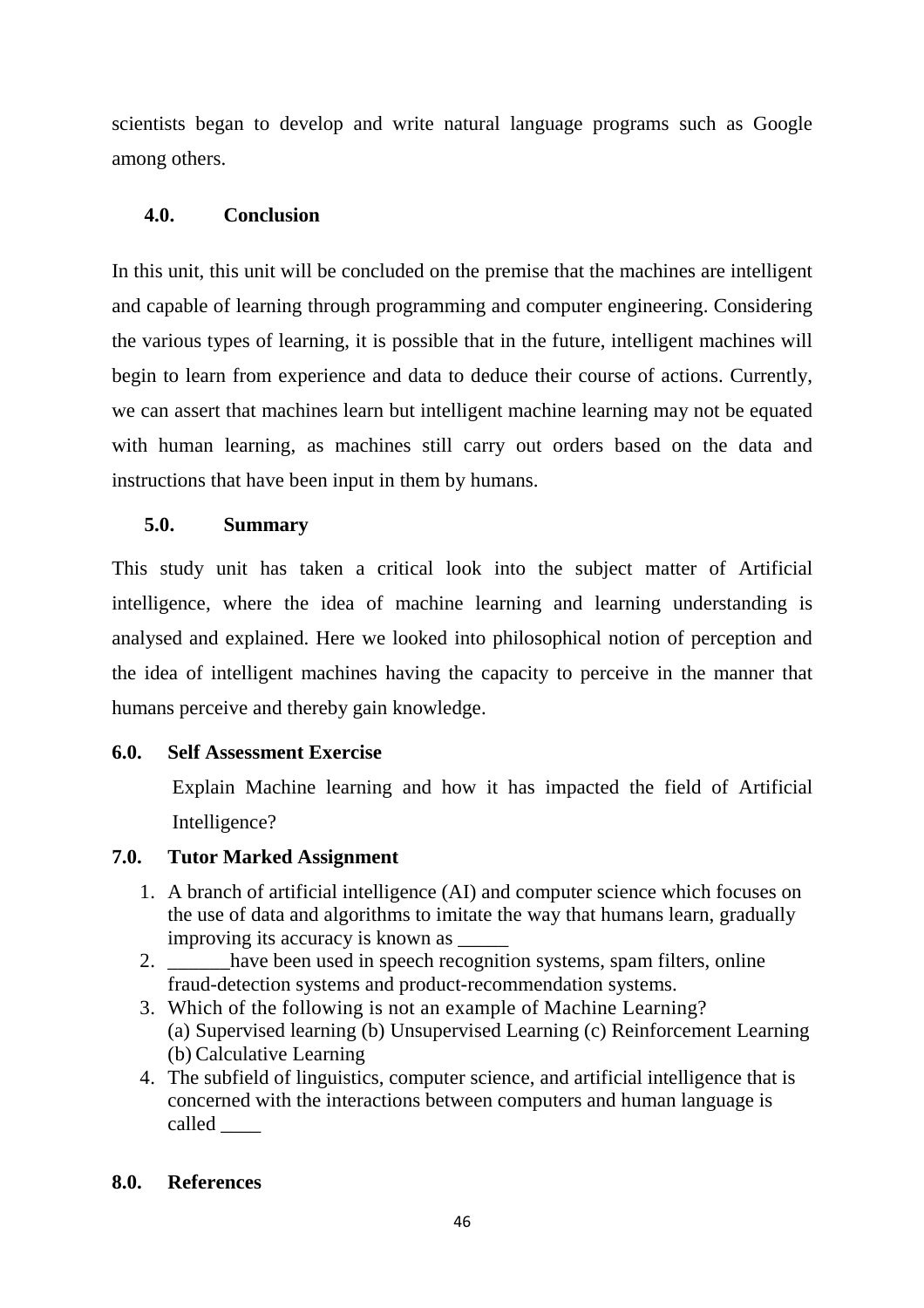scientists began to develop and write natural language programs such as Google among others.

## 4.0. Conclusion

In this unit, this unit will be concluded on the premise that the machines are intelligent and capable of learning through programming and computer engineering. Considering the various types of learning, it is possible that in the future, intelligent machines will begin to learn from experience and data to deduce their course of actions. Currently, we can assert that machines learn but intelligent machine learning may not be equated with human learning, as machines still carry out orders based on the data and instructions that have been input in them by humans.

## 5.0. Summary

This study unit has taken a critical look into the subject matter of Artificial intelligence, where the idea of machine learning and learning understanding is analysed and explained. Here we looked into philosophical notion of perception and the idea of intelligent machines having the capacity to perceive in the manner that humans perceive and thereby gain knowledge.

## 6.0. Self Assessment Exercise

Explain Machine learning and how it has impacted the field of Artificial Intelligence?

## 7.0. Tutor Marked Assignment

1. A branch of artificial intelligence (AI) and computer science which focuses on the use of data and algorithms to imitate the way that humans learn, gradually improving its accuracy is known as _____
2. ______have been used in speech recognition systems, spam filters, online fraud-detection systems and product-recommendation systems.
3. Which of the following is not an example of Machine Learning?
   (a) Supervised learning (b) Unsupervised Learning (c) Reinforcement Learning
   (b) Calculative Learning
4. The subfield of linguistics, computer science, and artificial intelligence that is concerned with the interactions between computers and human language is called ____

## 8.0. References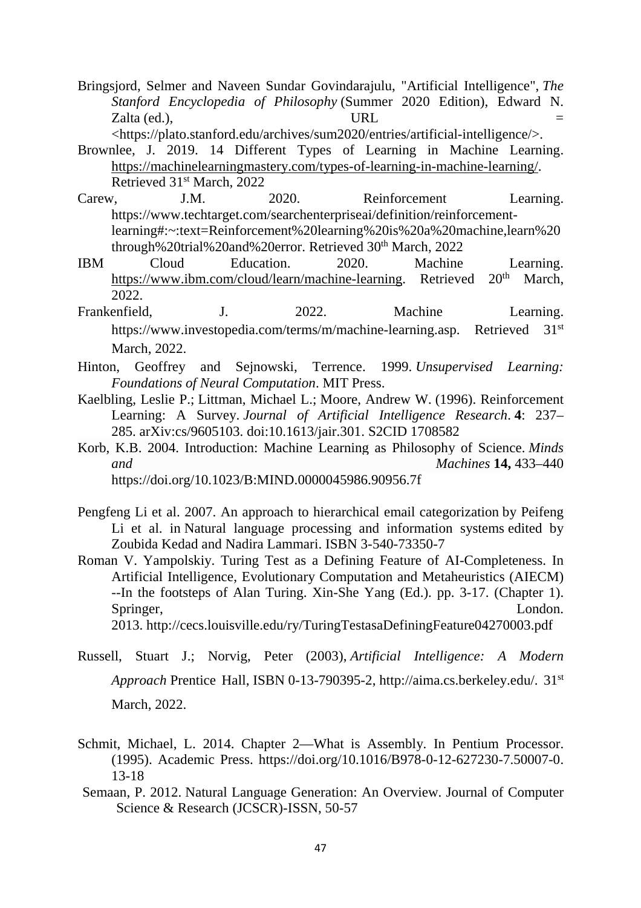Bringsjord, Selmer and Naveen Sundar Govindarajulu, "Artificial Intelligence", *The Stanford Encyclopedia of Philosophy* (Summer 2020 Edition), Edward N. Zalta (ed.), URL = <https://plato.stanford.edu/archives/sum2020/entries/artificial-intelligence/>.

Brownlee, J. 2019. 14 Different Types of Learning in Machine Learning. https://machinelearningmastery.com/types-of-learning-in-machine-learning/. Retrieved 31st March, 2022

Carew, J.M. 2020. Reinforcement Learning. https://www.techtarget.com/searchenterpriseai/definition/reinforcement-learning#:~:text=Reinforcement%20learning%20is%20a%20machine,learn%20through%20trial%20and%20error. Retrieved 30th March, 2022

IBM Cloud Education. 2020. Machine Learning. https://www.ibm.com/cloud/learn/machine-learning. Retrieved 20th March, 2022.

Frankenfield, J. 2022. Machine Learning. https://www.investopedia.com/terms/m/machine-learning.asp. Retrieved 31st March, 2022.

Hinton, Geoffrey and Sejnowski, Terrence. 1999. *Unsupervised Learning: Foundations of Neural Computation*. MIT Press.

Kaelbling, Leslie P.; Littman, Michael L.; Moore, Andrew W. (1996). Reinforcement Learning: A Survey. *Journal of Artificial Intelligence Research*. **4**: 237–285. arXiv:cs/9605103. doi:10.1613/jair.301. S2CID 1708582

Korb, K.B. 2004. Introduction: Machine Learning as Philosophy of Science. *Minds and Machines* **14,** 433–440 https://doi.org/10.1023/B:MIND.0000045986.90956.7f

Pengfeng Li et al. 2007. An approach to hierarchical email categorization by Peifeng Li et al. in Natural language processing and information systems edited by Zoubida Kedad and Nadira Lammari. ISBN 3-540-73350-7

Roman V. Yampolskiy. Turing Test as a Defining Feature of AI-Completeness. In Artificial Intelligence, Evolutionary Computation and Metaheuristics (AIECM) --In the footsteps of Alan Turing. Xin-She Yang (Ed.). pp. 3-17. (Chapter 1). Springer, London. 2013. http://cecs.louisville.edu/ry/TuringTestasaDefiningFeature04270003.pdf

Russell, Stuart J.; Norvig, Peter (2003), *Artificial Intelligence: A Modern Approach* Prentice Hall, ISBN 0-13-790395-2, http://aima.cs.berkeley.edu/. 31st March, 2022.

Schmit, Michael, L. 2014. Chapter 2—What is Assembly. In Pentium Processor. (1995). Academic Press. https://doi.org/10.1016/B978-0-12-627230-7.50007-0. 13-18

Semaan, P. 2012. Natural Language Generation: An Overview. Journal of Computer Science & Research (JCSCR)-ISSN, 50-57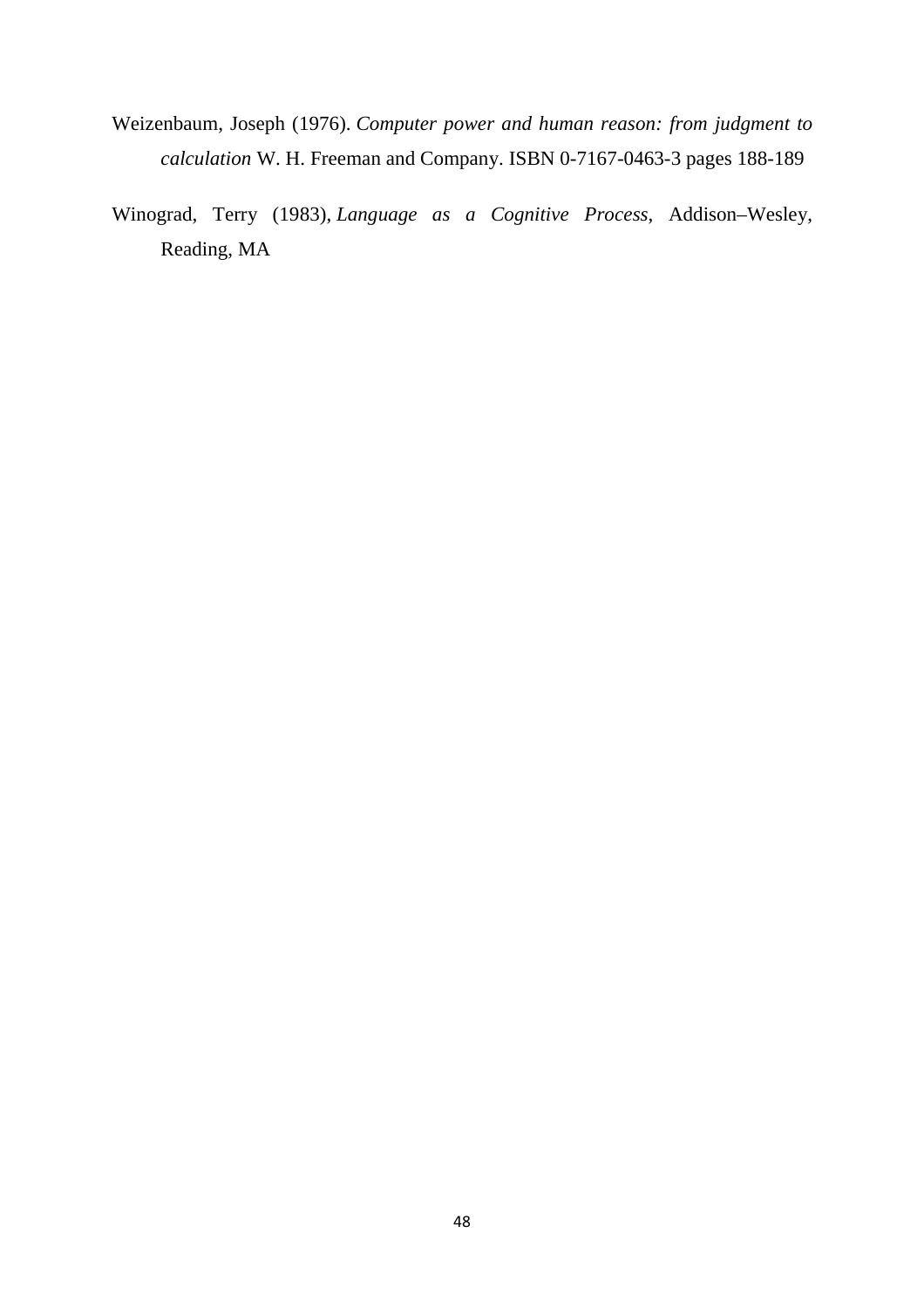Weizenbaum, Joseph (1976). *Computer power and human reason: from judgment to calculation* W. H. Freeman and Company. ISBN 0-7167-0463-3 pages 188-189

Winograd, Terry (1983), *Language as a Cognitive Process*, Addison–Wesley, Reading, MA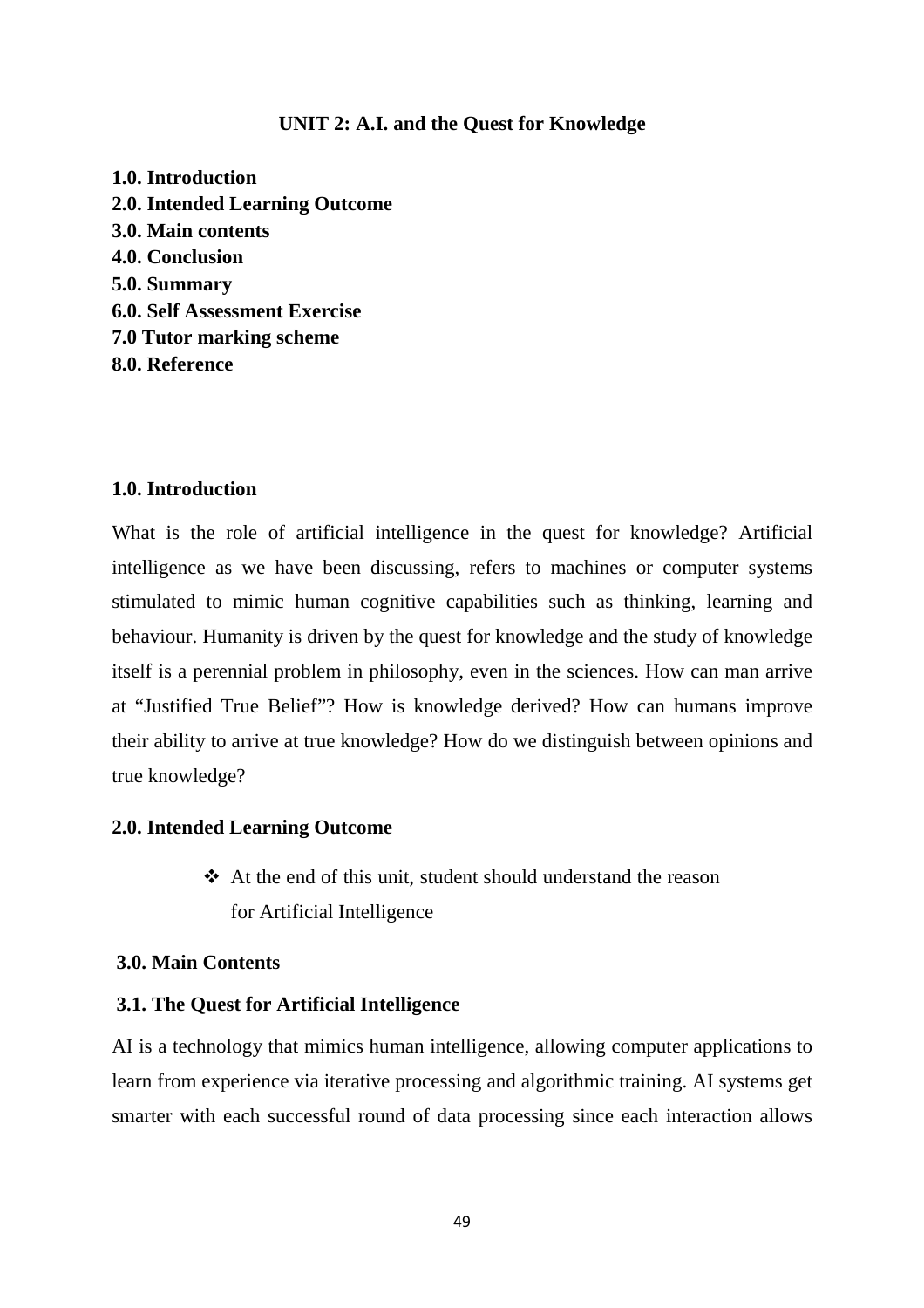# UNIT 2: A.I. and the Quest for Knowledge

**1.0. Introduction**
**2.0. Intended Learning Outcome**
**3.0. Main contents**
**4.0. Conclusion**
**5.0. Summary**
**6.0. Self Assessment Exercise**
**7.0 Tutor marking scheme**
**8.0. Reference**

## 1.0. Introduction

What is the role of artificial intelligence in the quest for knowledge? Artificial intelligence as we have been discussing, refers to machines or computer systems stimulated to mimic human cognitive capabilities such as thinking, learning and behaviour. Humanity is driven by the quest for knowledge and the study of knowledge itself is a perennial problem in philosophy, even in the sciences. How can man arrive at "Justified True Belief"? How is knowledge derived? How can humans improve their ability to arrive at true knowledge? How do we distinguish between opinions and true knowledge?

## 2.0. Intended Learning Outcome

- At the end of this unit, student should understand the reason for Artificial Intelligence

## 3.0. Main Contents

### 3.1. The Quest for Artificial Intelligence

AI is a technology that mimics human intelligence, allowing computer applications to learn from experience via iterative processing and algorithmic training. AI systems get smarter with each successful round of data processing since each interaction allows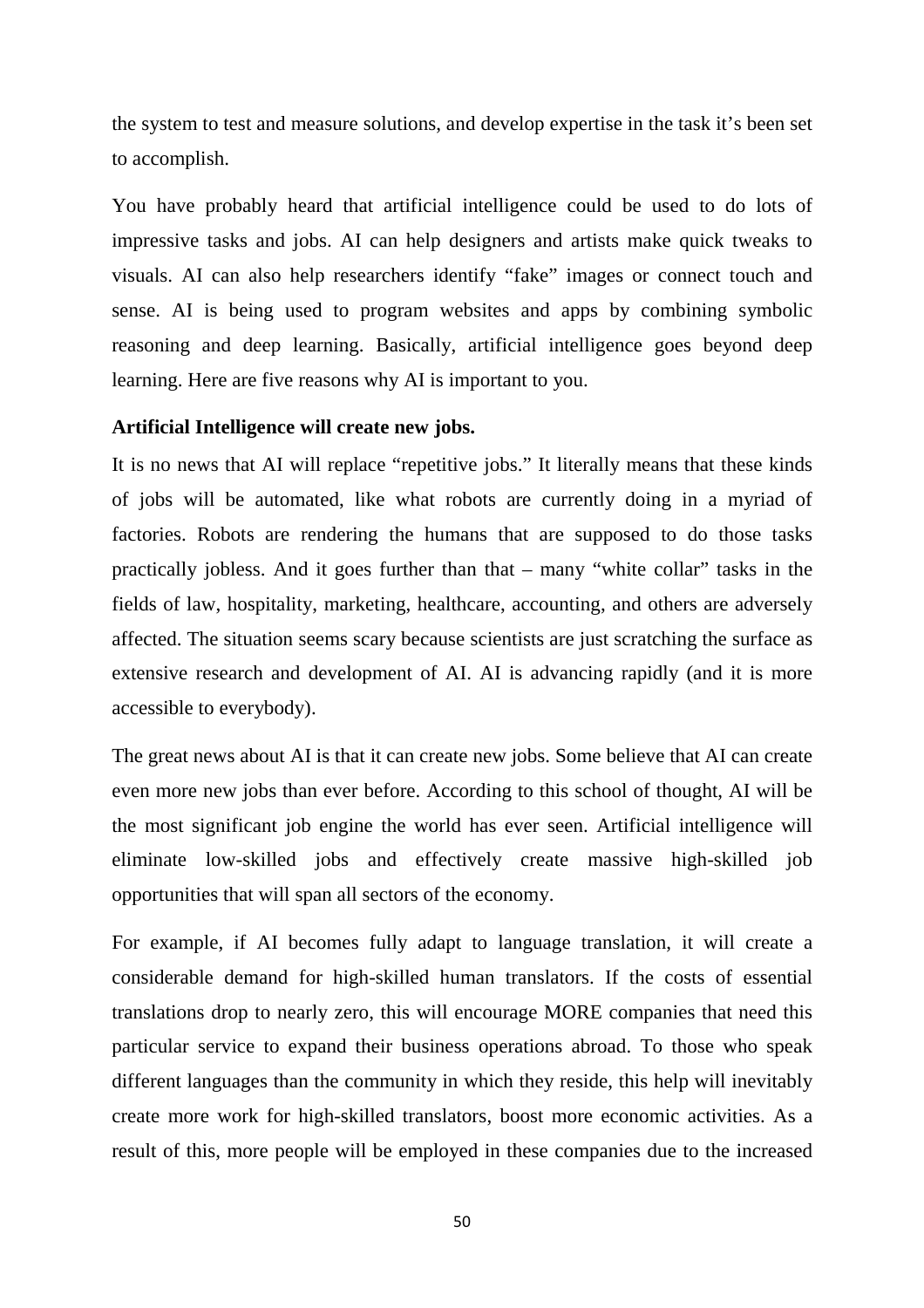the system to test and measure solutions, and develop expertise in the task it's been set to accomplish.

You have probably heard that artificial intelligence could be used to do lots of impressive tasks and jobs. AI can help designers and artists make quick tweaks to visuals. AI can also help researchers identify "fake" images or connect touch and sense. AI is being used to program websites and apps by combining symbolic reasoning and deep learning. Basically, artificial intelligence goes beyond deep learning. Here are five reasons why AI is important to you.

**Artificial Intelligence will create new jobs.**

It is no news that AI will replace "repetitive jobs." It literally means that these kinds of jobs will be automated, like what robots are currently doing in a myriad of factories. Robots are rendering the humans that are supposed to do those tasks practically jobless. And it goes further than that – many "white collar" tasks in the fields of law, hospitality, marketing, healthcare, accounting, and others are adversely affected. The situation seems scary because scientists are just scratching the surface as extensive research and development of AI. AI is advancing rapidly (and it is more accessible to everybody).

The great news about AI is that it can create new jobs. Some believe that AI can create even more new jobs than ever before. According to this school of thought, AI will be the most significant job engine the world has ever seen. Artificial intelligence will eliminate low-skilled jobs and effectively create massive high-skilled job opportunities that will span all sectors of the economy.

For example, if AI becomes fully adapt to language translation, it will create a considerable demand for high-skilled human translators. If the costs of essential translations drop to nearly zero, this will encourage MORE companies that need this particular service to expand their business operations abroad. To those who speak different languages than the community in which they reside, this help will inevitably create more work for high-skilled translators, boost more economic activities. As a result of this, more people will be employed in these companies due to the increased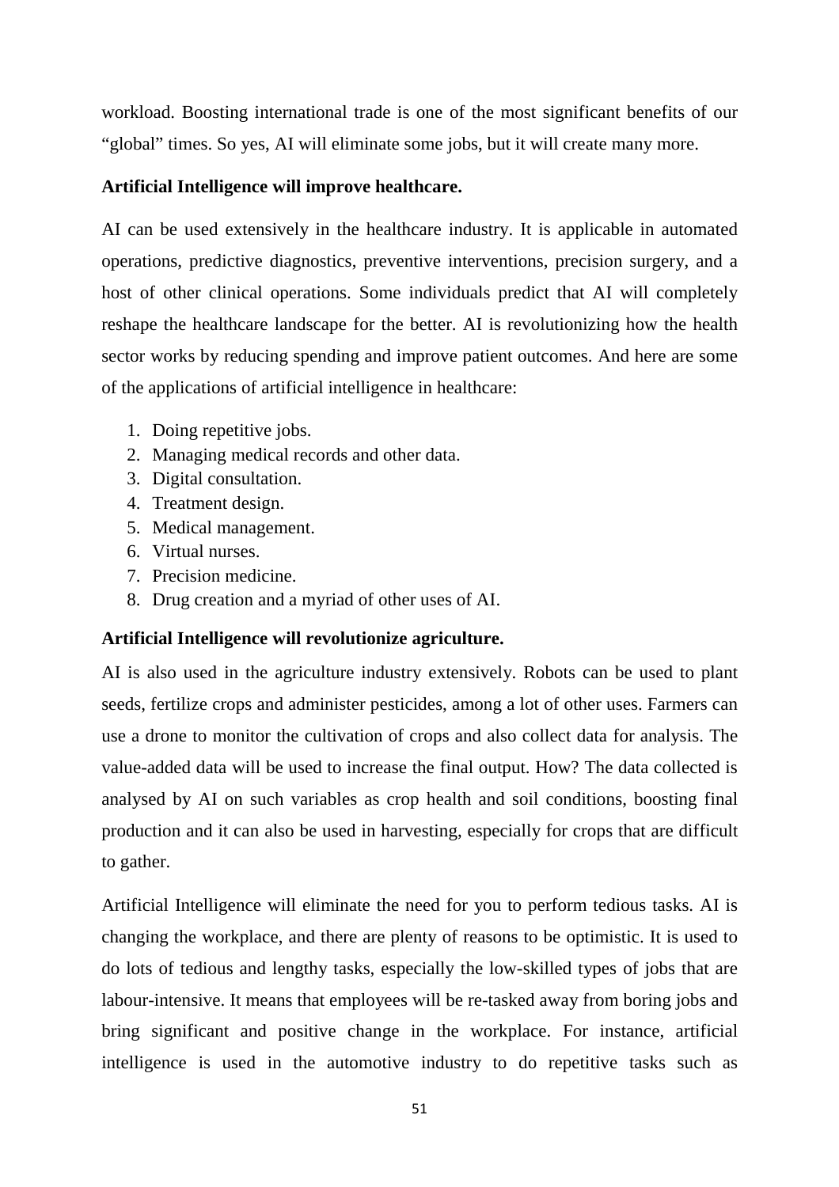workload. Boosting international trade is one of the most significant benefits of our "global" times. So yes, AI will eliminate some jobs, but it will create many more.

**Artificial Intelligence will improve healthcare.**

AI can be used extensively in the healthcare industry. It is applicable in automated operations, predictive diagnostics, preventive interventions, precision surgery, and a host of other clinical operations. Some individuals predict that AI will completely reshape the healthcare landscape for the better. AI is revolutionizing how the health sector works by reducing spending and improve patient outcomes. And here are some of the applications of artificial intelligence in healthcare:

1. Doing repetitive jobs.
2. Managing medical records and other data.
3. Digital consultation.
4. Treatment design.
5. Medical management.
6. Virtual nurses.
7. Precision medicine.
8. Drug creation and a myriad of other uses of AI.

**Artificial Intelligence will revolutionize agriculture.**

AI is also used in the agriculture industry extensively. Robots can be used to plant seeds, fertilize crops and administer pesticides, among a lot of other uses. Farmers can use a drone to monitor the cultivation of crops and also collect data for analysis. The value-added data will be used to increase the final output. How? The data collected is analysed by AI on such variables as crop health and soil conditions, boosting final production and it can also be used in harvesting, especially for crops that are difficult to gather.

Artificial Intelligence will eliminate the need for you to perform tedious tasks. AI is changing the workplace, and there are plenty of reasons to be optimistic. It is used to do lots of tedious and lengthy tasks, especially the low-skilled types of jobs that are labour-intensive. It means that employees will be re-tasked away from boring jobs and bring significant and positive change in the workplace. For instance, artificial intelligence is used in the automotive industry to do repetitive tasks such as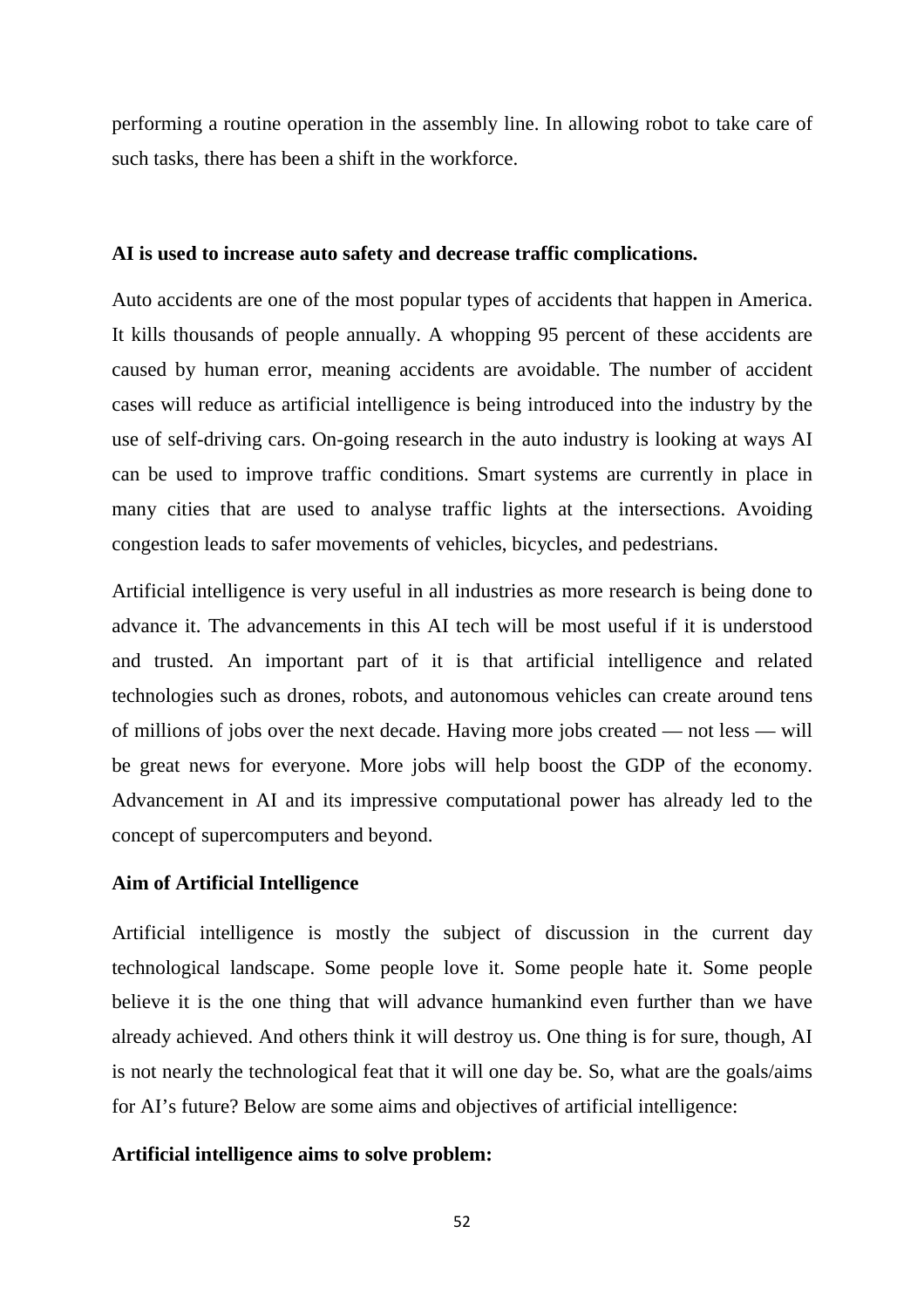performing a routine operation in the assembly line. In allowing robot to take care of such tasks, there has been a shift in the workforce.

**AI is used to increase auto safety and decrease traffic complications.**

Auto accidents are one of the most popular types of accidents that happen in America. It kills thousands of people annually. A whopping 95 percent of these accidents are caused by human error, meaning accidents are avoidable. The number of accident cases will reduce as artificial intelligence is being introduced into the industry by the use of self-driving cars. On-going research in the auto industry is looking at ways AI can be used to improve traffic conditions. Smart systems are currently in place in many cities that are used to analyse traffic lights at the intersections. Avoiding congestion leads to safer movements of vehicles, bicycles, and pedestrians.

Artificial intelligence is very useful in all industries as more research is being done to advance it. The advancements in this AI tech will be most useful if it is understood and trusted. An important part of it is that artificial intelligence and related technologies such as drones, robots, and autonomous vehicles can create around tens of millions of jobs over the next decade. Having more jobs created — not less — will be great news for everyone. More jobs will help boost the GDP of the economy. Advancement in AI and its impressive computational power has already led to the concept of supercomputers and beyond.

**Aim of Artificial Intelligence**

Artificial intelligence is mostly the subject of discussion in the current day technological landscape. Some people love it. Some people hate it. Some people believe it is the one thing that will advance humankind even further than we have already achieved. And others think it will destroy us. One thing is for sure, though, AI is not nearly the technological feat that it will one day be. So, what are the goals/aims for AI's future? Below are some aims and objectives of artificial intelligence:

**Artificial intelligence aims to solve problem:**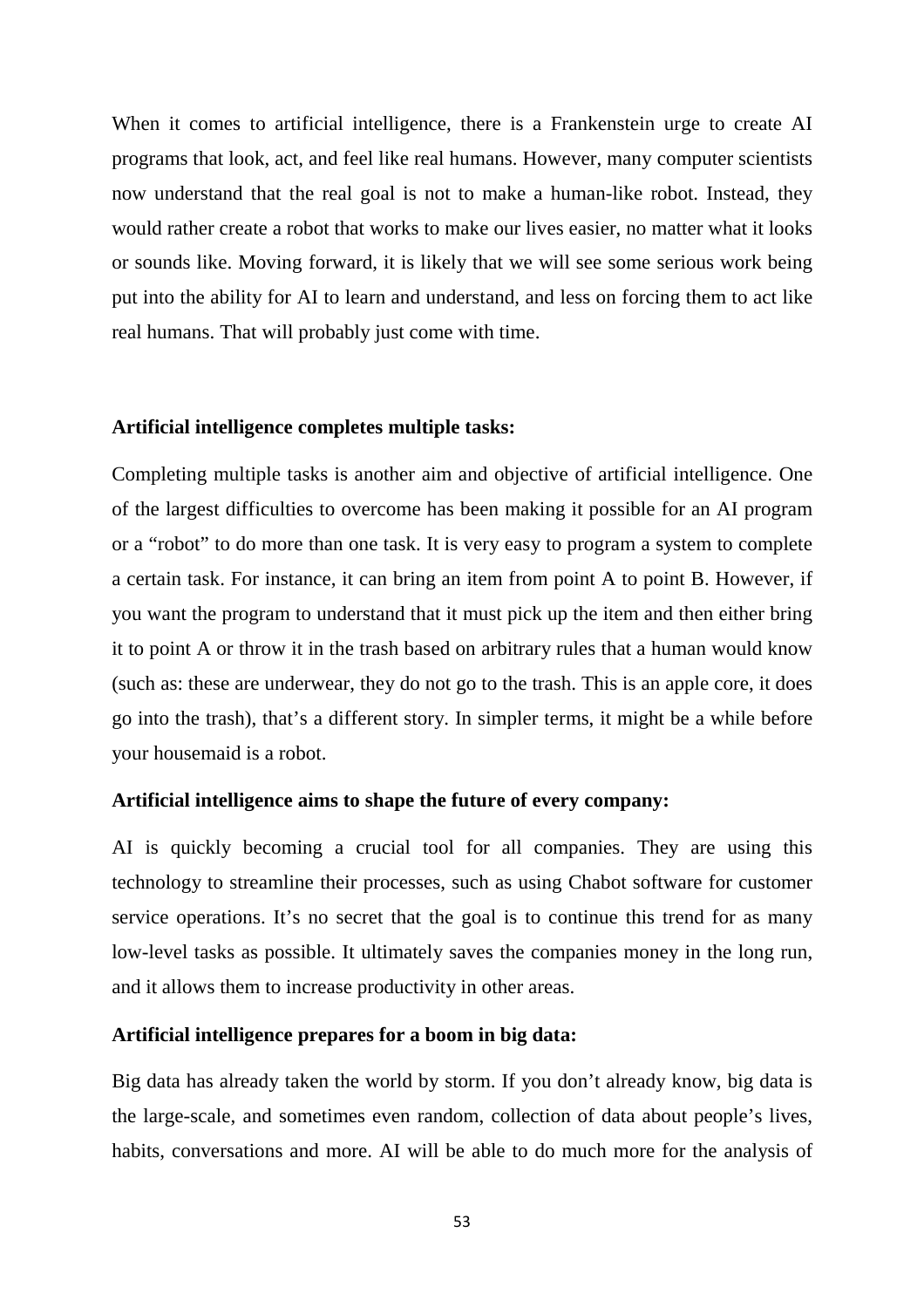When it comes to artificial intelligence, there is a Frankenstein urge to create AI programs that look, act, and feel like real humans. However, many computer scientists now understand that the real goal is not to make a human-like robot. Instead, they would rather create a robot that works to make our lives easier, no matter what it looks or sounds like. Moving forward, it is likely that we will see some serious work being put into the ability for AI to learn and understand, and less on forcing them to act like real humans. That will probably just come with time.

**Artificial intelligence completes multiple tasks:**

Completing multiple tasks is another aim and objective of artificial intelligence. One of the largest difficulties to overcome has been making it possible for an AI program or a "robot" to do more than one task. It is very easy to program a system to complete a certain task. For instance, it can bring an item from point A to point B. However, if you want the program to understand that it must pick up the item and then either bring it to point A or throw it in the trash based on arbitrary rules that a human would know (such as: these are underwear, they do not go to the trash. This is an apple core, it does go into the trash), that's a different story. In simpler terms, it might be a while before your housemaid is a robot.

**Artificial intelligence aims to shape the future of every company:**

AI is quickly becoming a crucial tool for all companies. They are using this technology to streamline their processes, such as using Chabot software for customer service operations. It's no secret that the goal is to continue this trend for as many low-level tasks as possible. It ultimately saves the companies money in the long run, and it allows them to increase productivity in other areas.

**Artificial intelligence prepares for a boom in big data:**

Big data has already taken the world by storm. If you don't already know, big data is the large-scale, and sometimes even random, collection of data about people's lives, habits, conversations and more. AI will be able to do much more for the analysis of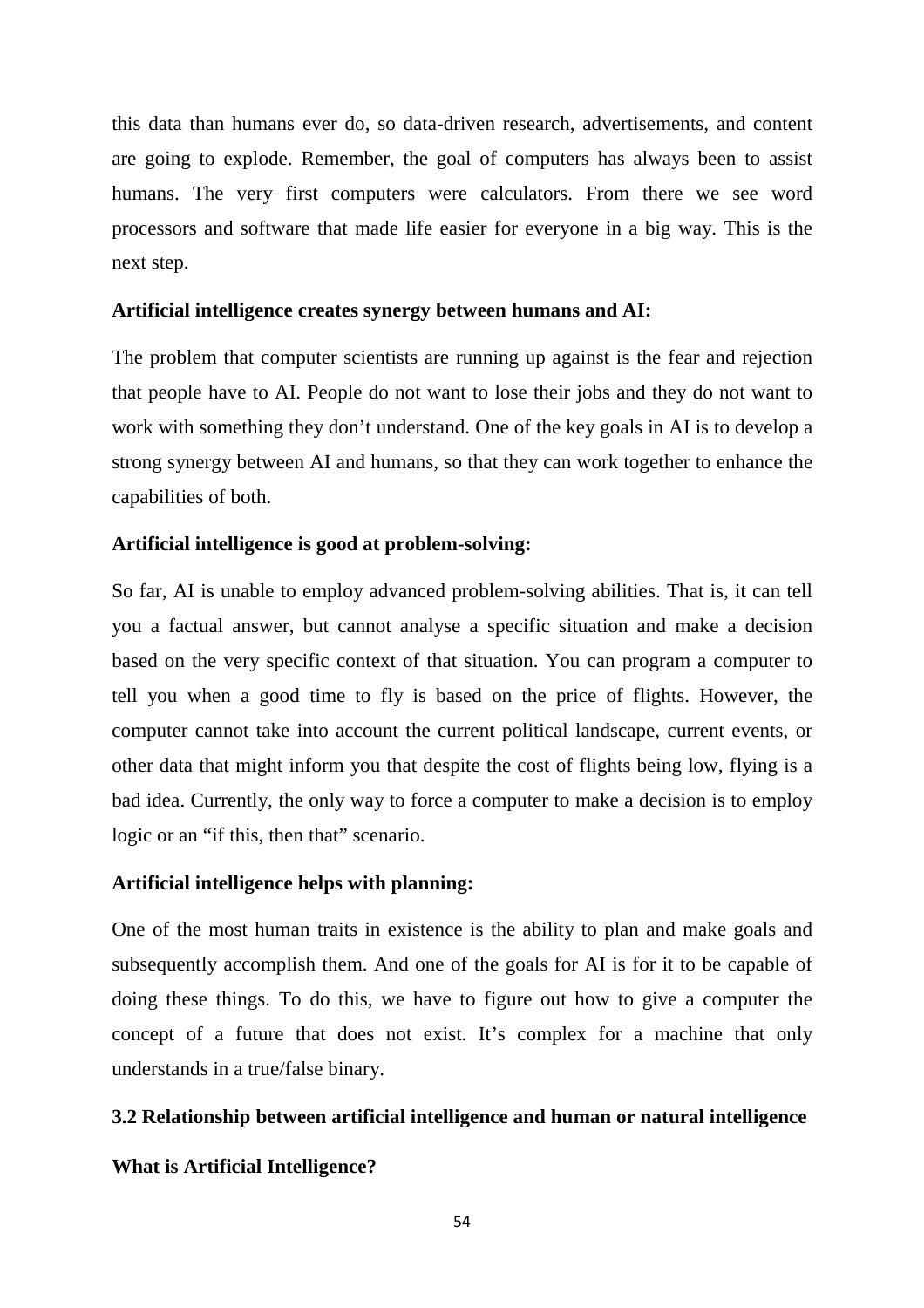this data than humans ever do, so data-driven research, advertisements, and content are going to explode. Remember, the goal of computers has always been to assist humans. The very first computers were calculators. From there we see word processors and software that made life easier for everyone in a big way. This is the next step.

**Artificial intelligence creates synergy between humans and AI:**

The problem that computer scientists are running up against is the fear and rejection that people have to AI. People do not want to lose their jobs and they do not want to work with something they don't understand. One of the key goals in AI is to develop a strong synergy between AI and humans, so that they can work together to enhance the capabilities of both.

**Artificial intelligence is good at problem-solving:**

So far, AI is unable to employ advanced problem-solving abilities. That is, it can tell you a factual answer, but cannot analyse a specific situation and make a decision based on the very specific context of that situation. You can program a computer to tell you when a good time to fly is based on the price of flights. However, the computer cannot take into account the current political landscape, current events, or other data that might inform you that despite the cost of flights being low, flying is a bad idea. Currently, the only way to force a computer to make a decision is to employ logic or an "if this, then that" scenario.

**Artificial intelligence helps with planning:**

One of the most human traits in existence is the ability to plan and make goals and subsequently accomplish them. And one of the goals for AI is for it to be capable of doing these things. To do this, we have to figure out how to give a computer the concept of a future that does not exist. It's complex for a machine that only understands in a true/false binary.

## 3.2 Relationship between artificial intelligence and human or natural intelligence

### What is Artificial Intelligence?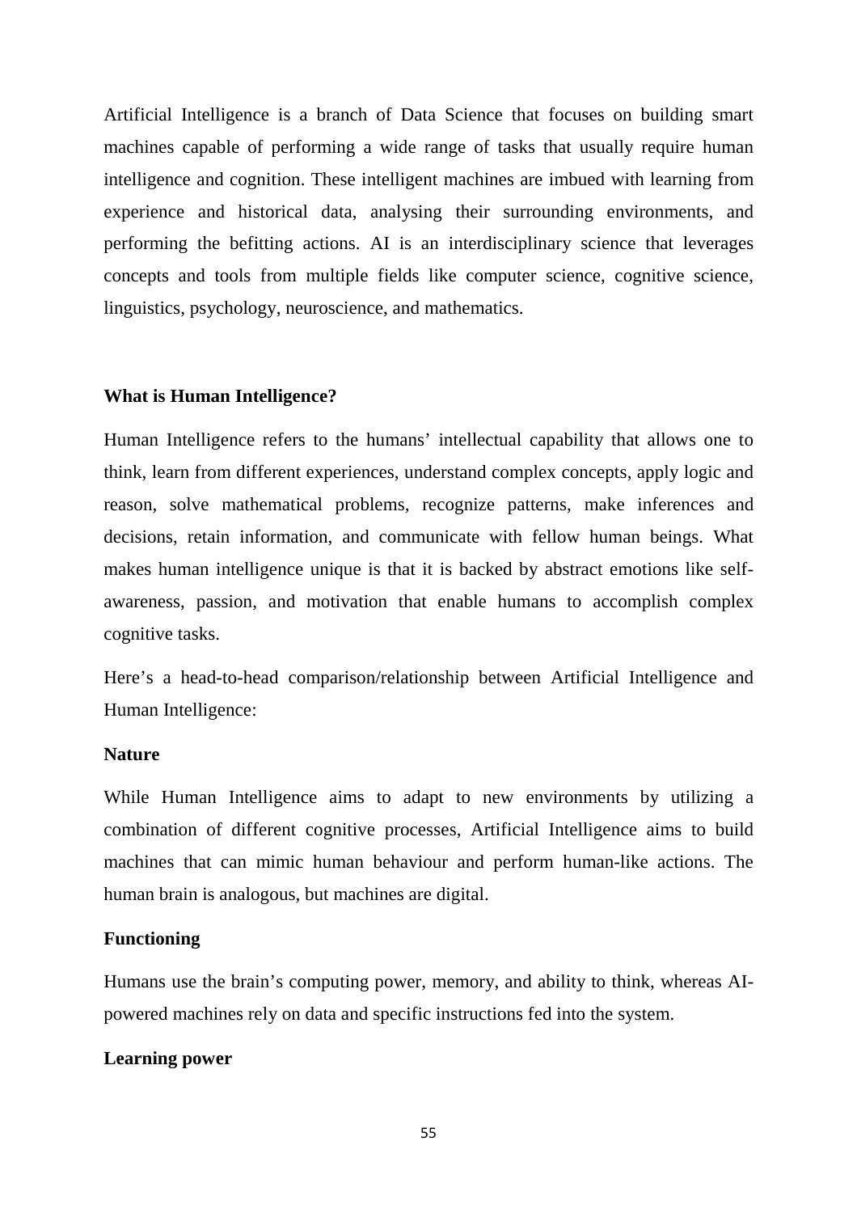Artificial Intelligence is a branch of Data Science that focuses on building smart machines capable of performing a wide range of tasks that usually require human intelligence and cognition. These intelligent machines are imbued with learning from experience and historical data, analysing their surrounding environments, and performing the befitting actions. AI is an interdisciplinary science that leverages concepts and tools from multiple fields like computer science, cognitive science, linguistics, psychology, neuroscience, and mathematics.

**What is Human Intelligence?**

Human Intelligence refers to the humans' intellectual capability that allows one to think, learn from different experiences, understand complex concepts, apply logic and reason, solve mathematical problems, recognize patterns, make inferences and decisions, retain information, and communicate with fellow human beings. What makes human intelligence unique is that it is backed by abstract emotions like self-awareness, passion, and motivation that enable humans to accomplish complex cognitive tasks.

Here's a head-to-head comparison/relationship between Artificial Intelligence and Human Intelligence:

**Nature**

While Human Intelligence aims to adapt to new environments by utilizing a combination of different cognitive processes, Artificial Intelligence aims to build machines that can mimic human behaviour and perform human-like actions. The human brain is analogous, but machines are digital.

**Functioning**

Humans use the brain's computing power, memory, and ability to think, whereas AI-powered machines rely on data and specific instructions fed into the system.

**Learning power**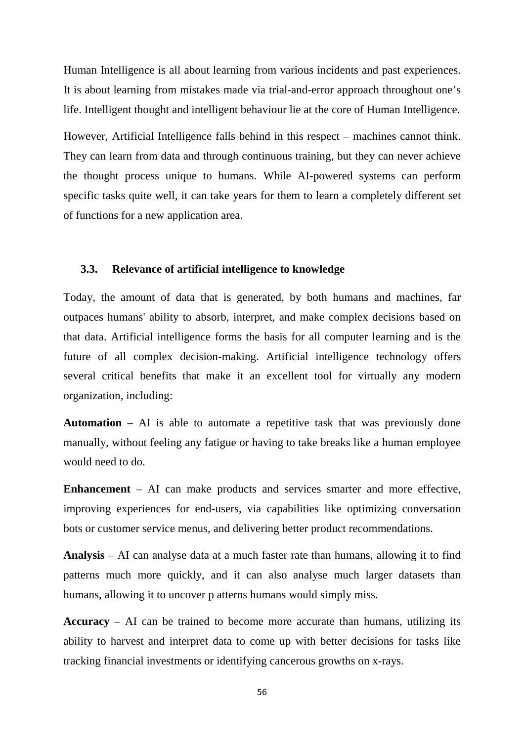Human Intelligence is all about learning from various incidents and past experiences. It is about learning from mistakes made via trial-and-error approach throughout one's life. Intelligent thought and intelligent behaviour lie at the core of Human Intelligence.

However, Artificial Intelligence falls behind in this respect – machines cannot think. They can learn from data and through continuous training, but they can never achieve the thought process unique to humans. While AI-powered systems can perform specific tasks quite well, it can take years for them to learn a completely different set of functions for a new application area.

### 3.3. Relevance of artificial intelligence to knowledge

Today, the amount of data that is generated, by both humans and machines, far outpaces humans' ability to absorb, interpret, and make complex decisions based on that data. Artificial intelligence forms the basis for all computer learning and is the future of all complex decision-making. Artificial intelligence technology offers several critical benefits that make it an excellent tool for virtually any modern organization, including:

**Automation** – AI is able to automate a repetitive task that was previously done manually, without feeling any fatigue or having to take breaks like a human employee would need to do.

**Enhancement** – AI can make products and services smarter and more effective, improving experiences for end-users, via capabilities like optimizing conversation bots or customer service menus, and delivering better product recommendations.

**Analysis** – AI can analyse data at a much faster rate than humans, allowing it to find patterns much more quickly, and it can also analyse much larger datasets than humans, allowing it to uncover p atterns humans would simply miss.

**Accuracy** – AI can be trained to become more accurate than humans, utilizing its ability to harvest and interpret data to come up with better decisions for tasks like tracking financial investments or identifying cancerous growths on x-rays.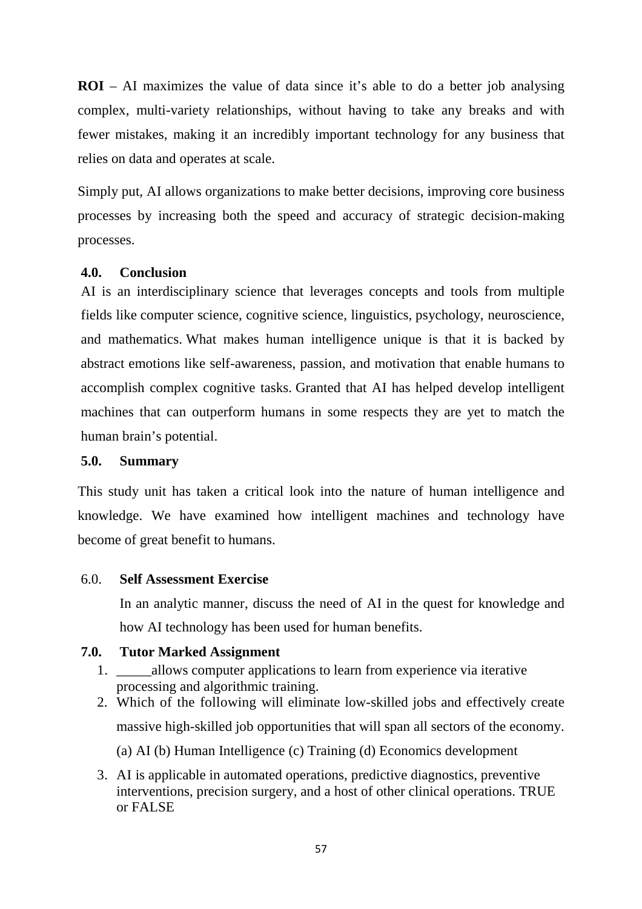**ROI** – AI maximizes the value of data since it's able to do a better job analysing complex, multi-variety relationships, without having to take any breaks and with fewer mistakes, making it an incredibly important technology for any business that relies on data and operates at scale.

Simply put, AI allows organizations to make better decisions, improving core business processes by increasing both the speed and accuracy of strategic decision-making processes.

## 4.0. Conclusion

AI is an interdisciplinary science that leverages concepts and tools from multiple fields like computer science, cognitive science, linguistics, psychology, neuroscience, and mathematics. What makes human intelligence unique is that it is backed by abstract emotions like self-awareness, passion, and motivation that enable humans to accomplish complex cognitive tasks. Granted that AI has helped develop intelligent machines that can outperform humans in some respects they are yet to match the human brain's potential.

## 5.0. Summary

This study unit has taken a critical look into the nature of human intelligence and knowledge. We have examined how intelligent machines and technology have become of great benefit to humans.

## 6.0. Self Assessment Exercise

In an analytic manner, discuss the need of AI in the quest for knowledge and how AI technology has been used for human benefits.

## 7.0. Tutor Marked Assignment

1. _____allows computer applications to learn from experience via iterative processing and algorithmic training.
2. Which of the following will eliminate low-skilled jobs and effectively create massive high-skilled job opportunities that will span all sectors of the economy.

   (a) AI (b) Human Intelligence (c) Training (d) Economics development
3. AI is applicable in automated operations, predictive diagnostics, preventive interventions, precision surgery, and a host of other clinical operations. TRUE or FALSE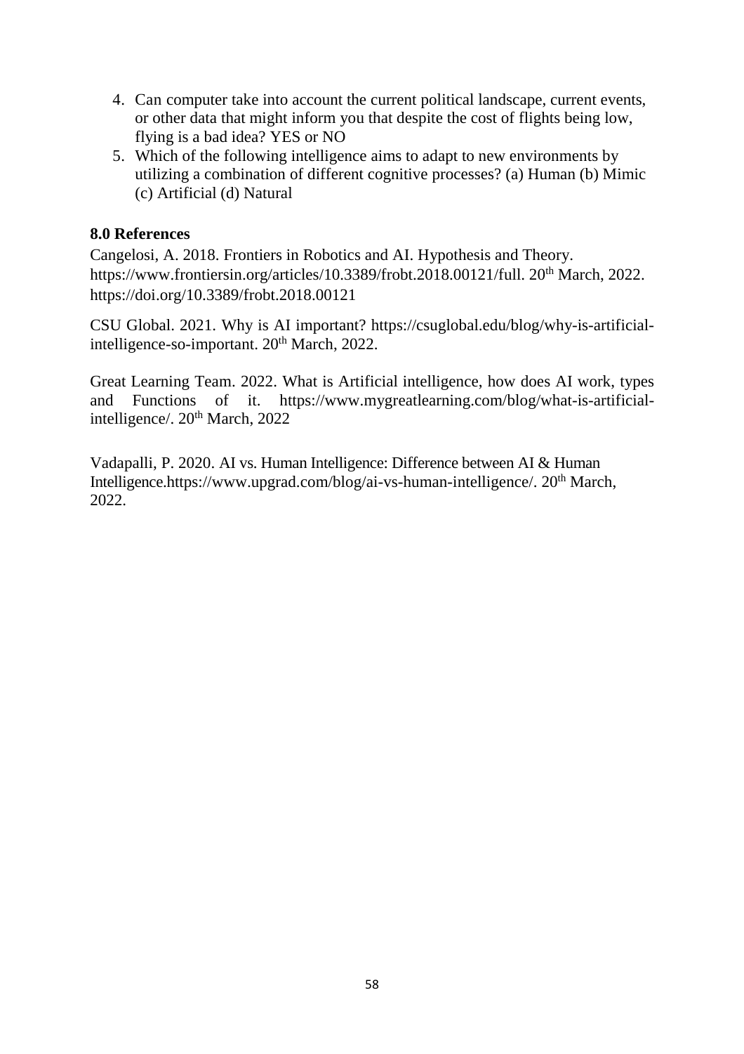4. Can computer take into account the current political landscape, current events, or other data that might inform you that despite the cost of flights being low, flying is a bad idea? YES or NO
5. Which of the following intelligence aims to adapt to new environments by utilizing a combination of different cognitive processes? (a) Human (b) Mimic (c) Artificial (d) Natural

**8.0 References**

Cangelosi, A. 2018. Frontiers in Robotics and AI. Hypothesis and Theory. https://www.frontiersin.org/articles/10.3389/frobt.2018.00121/full. 20th March, 2022. https://doi.org/10.3389/frobt.2018.00121

CSU Global. 2021. Why is AI important? https://csuglobal.edu/blog/why-is-artificial-intelligence-so-important. 20th March, 2022.

Great Learning Team. 2022. What is Artificial intelligence, how does AI work, types and Functions of it. https://www.mygreatlearning.com/blog/what-is-artificial-intelligence/. 20th March, 2022

Vadapalli, P. 2020. AI vs. Human Intelligence: Difference between AI & Human Intelligence.https://www.upgrad.com/blog/ai-vs-human-intelligence/. 20th March, 2022.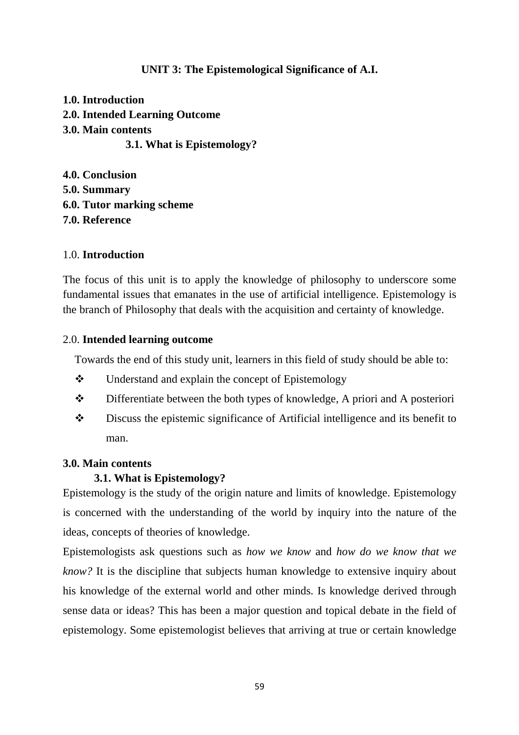**UNIT 3: The Epistemological Significance of A.I.**

**1.0. Introduction**
**2.0. Intended Learning Outcome**
**3.0. Main contents**
  **3.1. What is Epistemology?**

**4.0. Conclusion**
**5.0. Summary**
**6.0. Tutor marking scheme**
**7.0. Reference**

1.0. **Introduction**

The focus of this unit is to apply the knowledge of philosophy to underscore some fundamental issues that emanates in the use of artificial intelligence. Epistemology is the branch of Philosophy that deals with the acquisition and certainty of knowledge.

2.0. **Intended learning outcome**

Towards the end of this study unit, learners in this field of study should be able to:

- ❖ Understand and explain the concept of Epistemology
- ❖ Differentiate between the both types of knowledge, A priori and A posteriori
- ❖ Discuss the epistemic significance of Artificial intelligence and its benefit to man.

**3.0. Main contents**

**3.1. What is Epistemology?**

Epistemology is the study of the origin nature and limits of knowledge. Epistemology is concerned with the understanding of the world by inquiry into the nature of the ideas, concepts of theories of knowledge.

Epistemologists ask questions such as *how we know* and *how do we know that we know?* It is the discipline that subjects human knowledge to extensive inquiry about his knowledge of the external world and other minds. Is knowledge derived through sense data or ideas? This has been a major question and topical debate in the field of epistemology. Some epistemologist believes that arriving at true or certain knowledge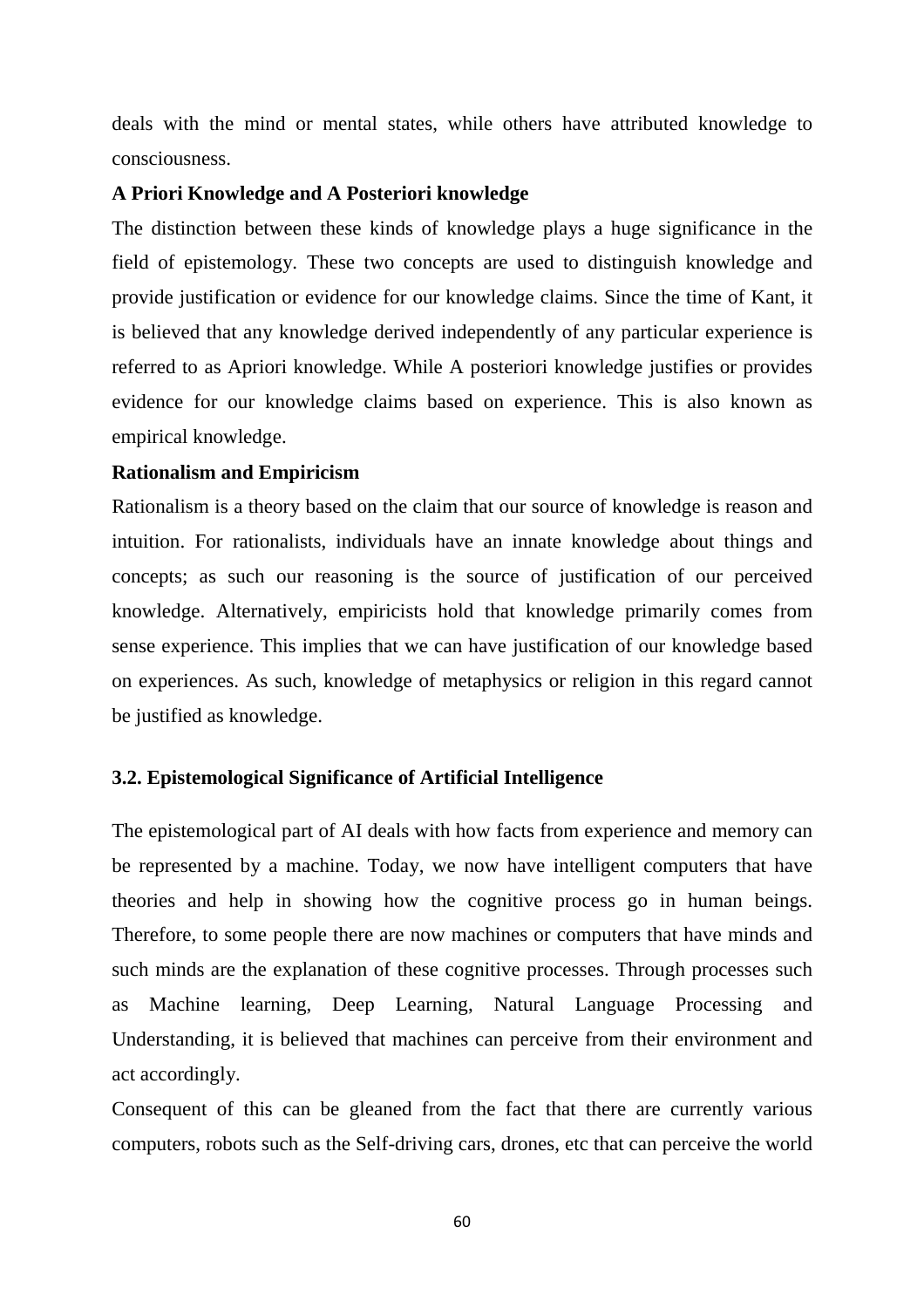deals with the mind or mental states, while others have attributed knowledge to consciousness.

**A Priori Knowledge and A Posteriori knowledge**

The distinction between these kinds of knowledge plays a huge significance in the field of epistemology. These two concepts are used to distinguish knowledge and provide justification or evidence for our knowledge claims. Since the time of Kant, it is believed that any knowledge derived independently of any particular experience is referred to as Apriori knowledge. While A posteriori knowledge justifies or provides evidence for our knowledge claims based on experience. This is also known as empirical knowledge.

**Rationalism and Empiricism**

Rationalism is a theory based on the claim that our source of knowledge is reason and intuition. For rationalists, individuals have an innate knowledge about things and concepts; as such our reasoning is the source of justification of our perceived knowledge. Alternatively, empiricists hold that knowledge primarily comes from sense experience. This implies that we can have justification of our knowledge based on experiences. As such, knowledge of metaphysics or religion in this regard cannot be justified as knowledge.

### 3.2. Epistemological Significance of Artificial Intelligence

The epistemological part of AI deals with how facts from experience and memory can be represented by a machine. Today, we now have intelligent computers that have theories and help in showing how the cognitive process go in human beings. Therefore, to some people there are now machines or computers that have minds and such minds are the explanation of these cognitive processes. Through processes such as Machine learning, Deep Learning, Natural Language Processing and Understanding, it is believed that machines can perceive from their environment and act accordingly.

Consequent of this can be gleaned from the fact that there are currently various computers, robots such as the Self-driving cars, drones, etc that can perceive the world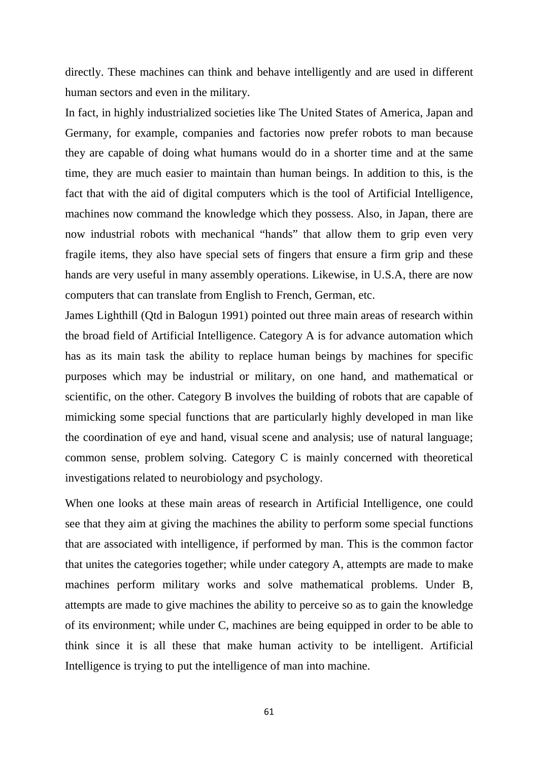directly. These machines can think and behave intelligently and are used in different human sectors and even in the military.

In fact, in highly industrialized societies like The United States of America, Japan and Germany, for example, companies and factories now prefer robots to man because they are capable of doing what humans would do in a shorter time and at the same time, they are much easier to maintain than human beings. In addition to this, is the fact that with the aid of digital computers which is the tool of Artificial Intelligence, machines now command the knowledge which they possess. Also, in Japan, there are now industrial robots with mechanical "hands" that allow them to grip even very fragile items, they also have special sets of fingers that ensure a firm grip and these hands are very useful in many assembly operations. Likewise, in U.S.A, there are now computers that can translate from English to French, German, etc.

James Lighthill (Qtd in Balogun 1991) pointed out three main areas of research within the broad field of Artificial Intelligence. Category A is for advance automation which has as its main task the ability to replace human beings by machines for specific purposes which may be industrial or military, on one hand, and mathematical or scientific, on the other. Category B involves the building of robots that are capable of mimicking some special functions that are particularly highly developed in man like the coordination of eye and hand, visual scene and analysis; use of natural language; common sense, problem solving. Category C is mainly concerned with theoretical investigations related to neurobiology and psychology.

When one looks at these main areas of research in Artificial Intelligence, one could see that they aim at giving the machines the ability to perform some special functions that are associated with intelligence, if performed by man. This is the common factor that unites the categories together; while under category A, attempts are made to make machines perform military works and solve mathematical problems. Under B, attempts are made to give machines the ability to perceive so as to gain the knowledge of its environment; while under C, machines are being equipped in order to be able to think since it is all these that make human activity to be intelligent. Artificial Intelligence is trying to put the intelligence of man into machine.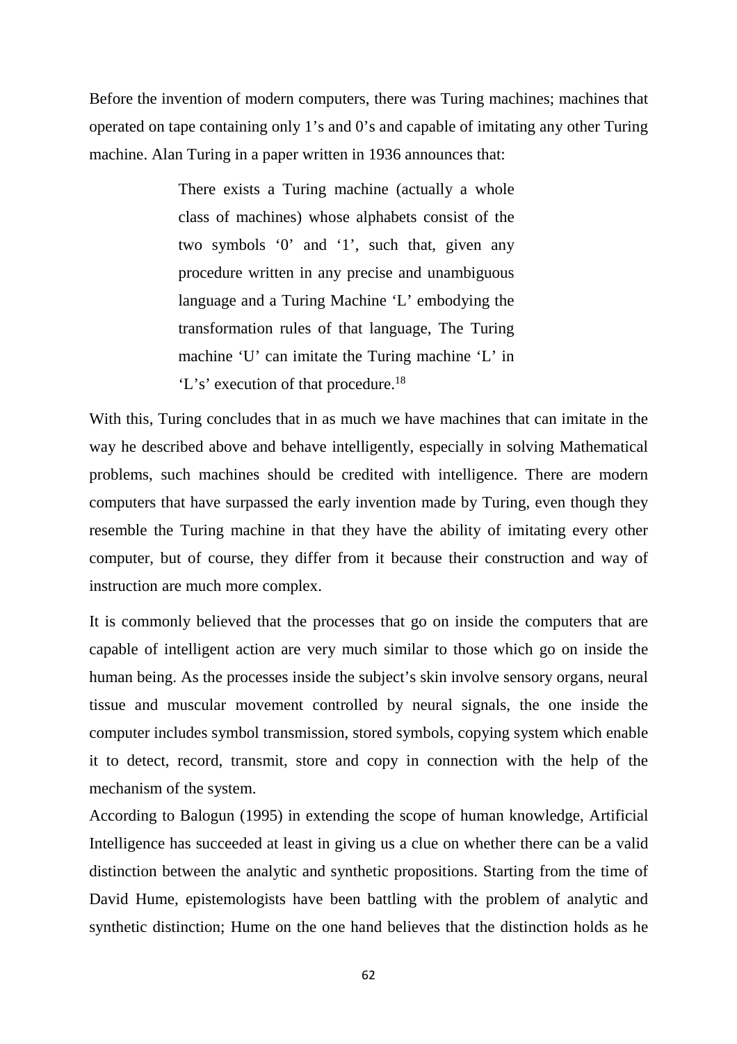Before the invention of modern computers, there was Turing machines; machines that operated on tape containing only 1's and 0's and capable of imitating any other Turing machine. Alan Turing in a paper written in 1936 announces that:

> There exists a Turing machine (actually a whole class of machines) whose alphabets consist of the two symbols '0' and '1', such that, given any procedure written in any precise and unambiguous language and a Turing Machine 'L' embodying the transformation rules of that language, The Turing machine 'U' can imitate the Turing machine 'L' in 'L's' execution of that procedure.[18]

With this, Turing concludes that in as much we have machines that can imitate in the way he described above and behave intelligently, especially in solving Mathematical problems, such machines should be credited with intelligence. There are modern computers that have surpassed the early invention made by Turing, even though they resemble the Turing machine in that they have the ability of imitating every other computer, but of course, they differ from it because their construction and way of instruction are much more complex.

It is commonly believed that the processes that go on inside the computers that are capable of intelligent action are very much similar to those which go on inside the human being. As the processes inside the subject's skin involve sensory organs, neural tissue and muscular movement controlled by neural signals, the one inside the computer includes symbol transmission, stored symbols, copying system which enable it to detect, record, transmit, store and copy in connection with the help of the mechanism of the system.

According to Balogun (1995) in extending the scope of human knowledge, Artificial Intelligence has succeeded at least in giving us a clue on whether there can be a valid distinction between the analytic and synthetic propositions. Starting from the time of David Hume, epistemologists have been battling with the problem of analytic and synthetic distinction; Hume on the one hand believes that the distinction holds as he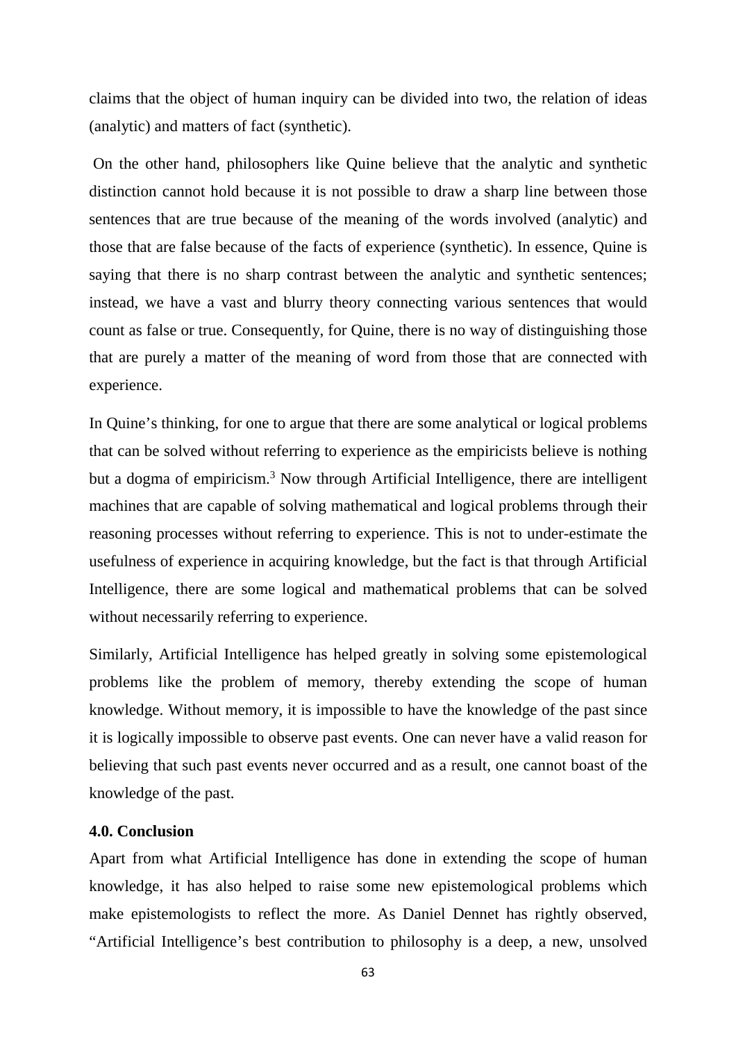claims that the object of human inquiry can be divided into two, the relation of ideas (analytic) and matters of fact (synthetic).

On the other hand, philosophers like Quine believe that the analytic and synthetic distinction cannot hold because it is not possible to draw a sharp line between those sentences that are true because of the meaning of the words involved (analytic) and those that are false because of the facts of experience (synthetic). In essence, Quine is saying that there is no sharp contrast between the analytic and synthetic sentences; instead, we have a vast and blurry theory connecting various sentences that would count as false or true. Consequently, for Quine, there is no way of distinguishing those that are purely a matter of the meaning of word from those that are connected with experience.

In Quine's thinking, for one to argue that there are some analytical or logical problems that can be solved without referring to experience as the empiricists believe is nothing but a dogma of empiricism.[3] Now through Artificial Intelligence, there are intelligent machines that are capable of solving mathematical and logical problems through their reasoning processes without referring to experience. This is not to under-estimate the usefulness of experience in acquiring knowledge, but the fact is that through Artificial Intelligence, there are some logical and mathematical problems that can be solved without necessarily referring to experience.

Similarly, Artificial Intelligence has helped greatly in solving some epistemological problems like the problem of memory, thereby extending the scope of human knowledge. Without memory, it is impossible to have the knowledge of the past since it is logically impossible to observe past events. One can never have a valid reason for believing that such past events never occurred and as a result, one cannot boast of the knowledge of the past.

**4.0. Conclusion**

Apart from what Artificial Intelligence has done in extending the scope of human knowledge, it has also helped to raise some new epistemological problems which make epistemologists to reflect the more. As Daniel Dennet has rightly observed, "Artificial Intelligence's best contribution to philosophy is a deep, a new, unsolved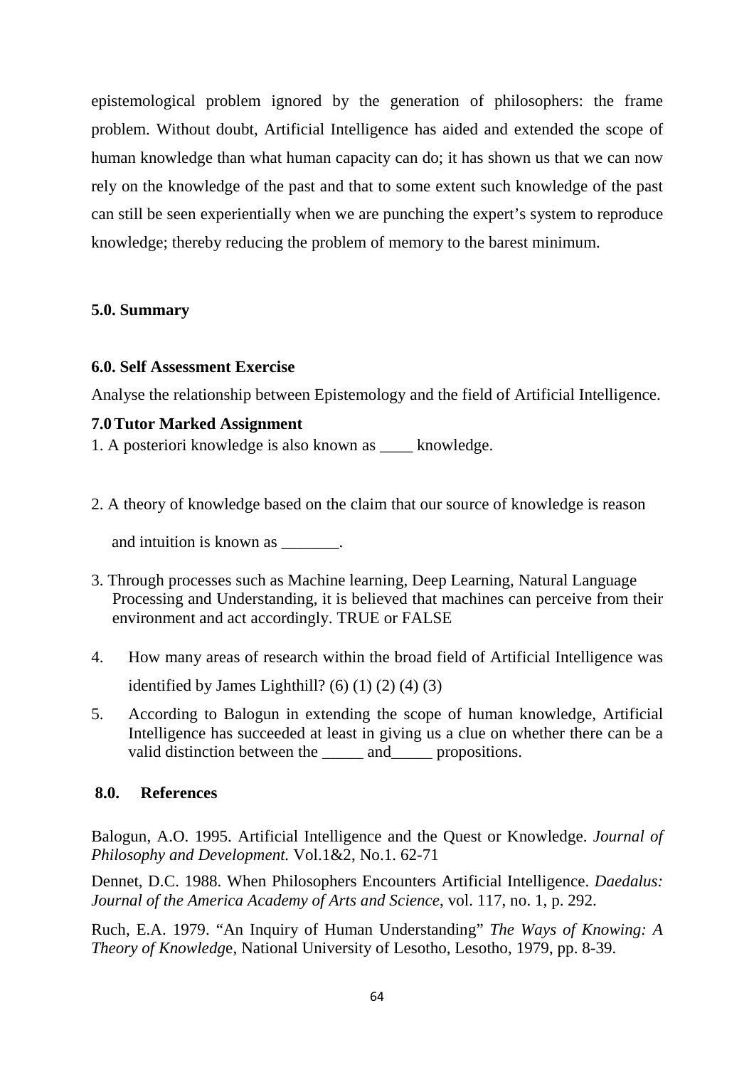epistemological problem ignored by the generation of philosophers: the frame problem. Without doubt, Artificial Intelligence has aided and extended the scope of human knowledge than what human capacity can do; it has shown us that we can now rely on the knowledge of the past and that to some extent such knowledge of the past can still be seen experientially when we are punching the expert's system to reproduce knowledge; thereby reducing the problem of memory to the barest minimum.

## 5.0. Summary

## 6.0. Self Assessment Exercise

Analyse the relationship between Epistemology and the field of Artificial Intelligence.

## 7.0 Tutor Marked Assignment

1. A posteriori knowledge is also known as ____ knowledge.

2. A theory of knowledge based on the claim that our source of knowledge is reason and intuition is known as _______.

3. Through processes such as Machine learning, Deep Learning, Natural Language Processing and Understanding, it is believed that machines can perceive from their environment and act accordingly. TRUE or FALSE

4. How many areas of research within the broad field of Artificial Intelligence was identified by James Lighthill? (6) (1) (2) (4) (3)

5. According to Balogun in extending the scope of human knowledge, Artificial Intelligence has succeeded at least in giving us a clue on whether there can be a valid distinction between the _____ and_____ propositions.

## 8.0. References

Balogun, A.O. 1995. Artificial Intelligence and the Quest or Knowledge. *Journal of Philosophy and Development.* Vol.1&2, No.1. 62-71

Dennet, D.C. 1988. When Philosophers Encounters Artificial Intelligence. *Daedalus: Journal of the America Academy of Arts and Science*, vol. 117, no. 1, p. 292.

Ruch, E.A. 1979. "An Inquiry of Human Understanding" *The Ways of Knowing: A Theory of Knowledg*e, National University of Lesotho, Lesotho, 1979, pp. 8-39.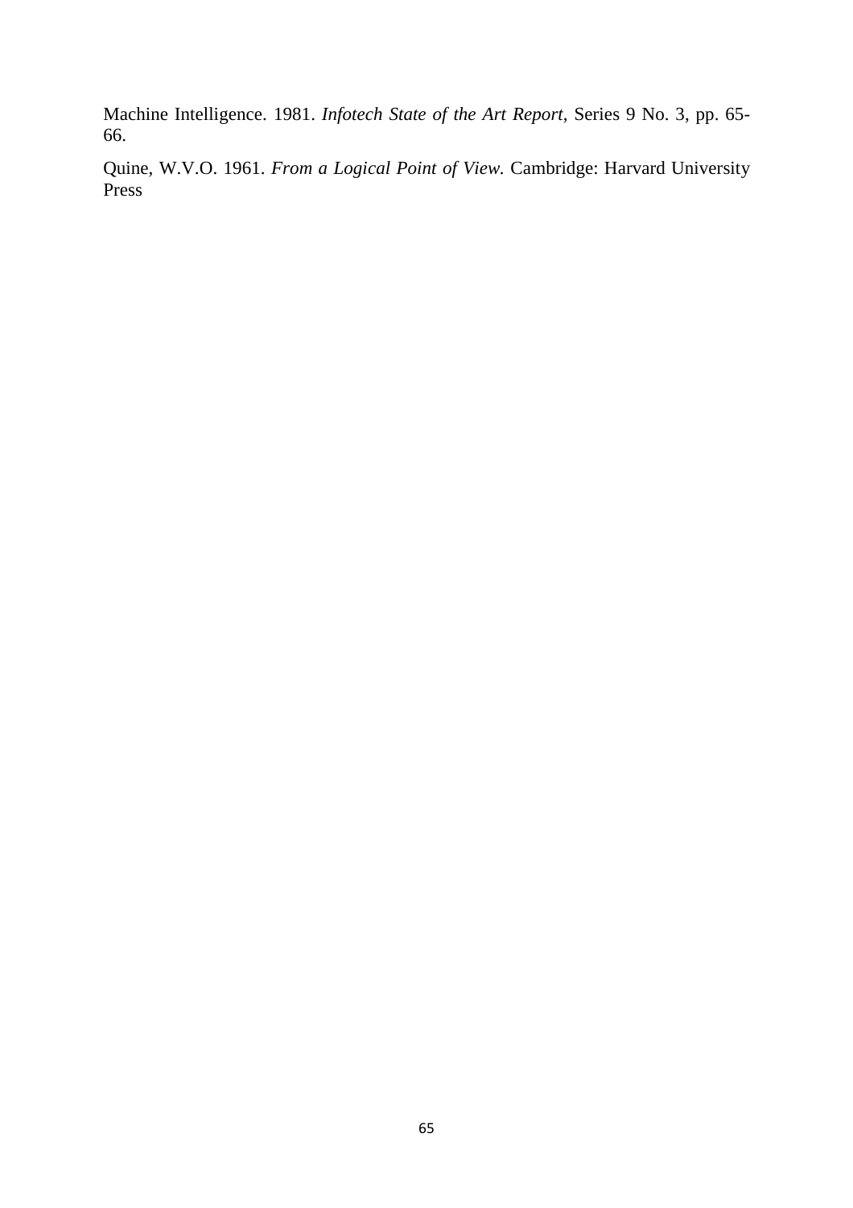Machine Intelligence. 1981. *Infotech State of the Art Report*, Series 9 No. 3, pp. 65-66.

Quine, W.V.O. 1961. *From a Logical Point of View.* Cambridge: Harvard University Press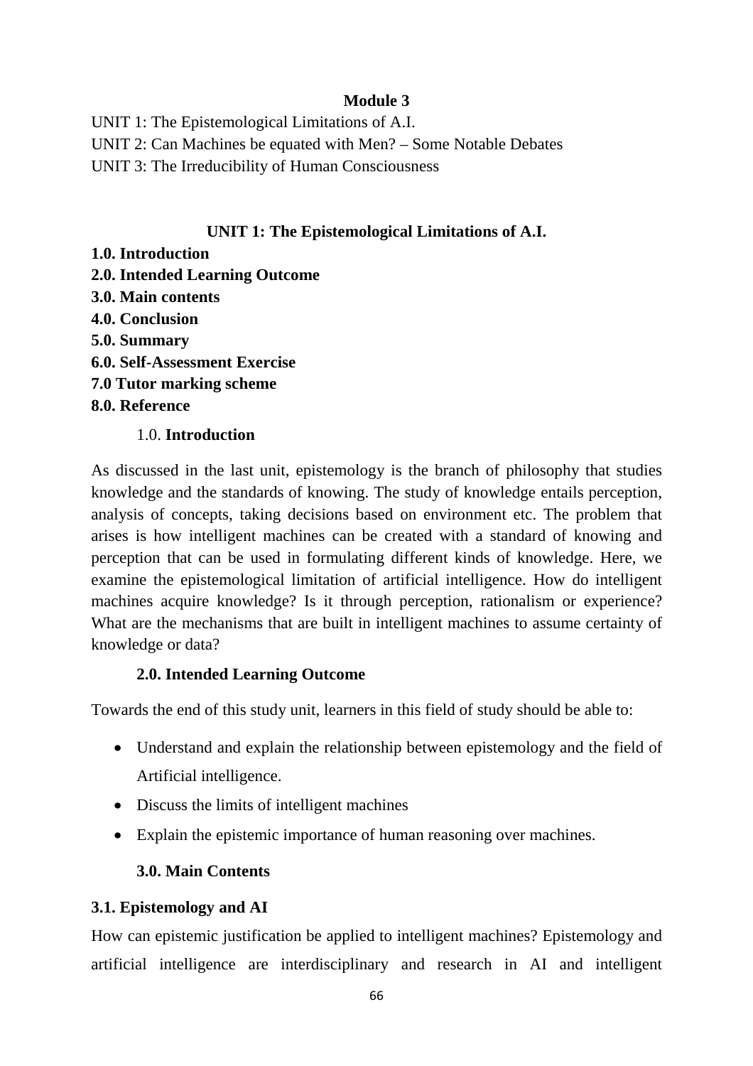## Module 3

UNIT 1: The Epistemological Limitations of A.I.

UNIT 2: Can Machines be equated with Men? – Some Notable Debates

UNIT 3: The Irreducibility of Human Consciousness

### UNIT 1: The Epistemological Limitations of A.I.

**1.0. Introduction**
**2.0. Intended Learning Outcome**
**3.0. Main contents**
**4.0. Conclusion**
**5.0. Summary**
**6.0. Self-Assessment Exercise**
**7.0 Tutor marking scheme**
**8.0. Reference**

#### 1.0. Introduction

As discussed in the last unit, epistemology is the branch of philosophy that studies knowledge and the standards of knowing. The study of knowledge entails perception, analysis of concepts, taking decisions based on environment etc. The problem that arises is how intelligent machines can be created with a standard of knowing and perception that can be used in formulating different kinds of knowledge. Here, we examine the epistemological limitation of artificial intelligence. How do intelligent machines acquire knowledge? Is it through perception, rationalism or experience? What are the mechanisms that are built in intelligent machines to assume certainty of knowledge or data?

#### 2.0. Intended Learning Outcome

Towards the end of this study unit, learners in this field of study should be able to:

- Understand and explain the relationship between epistemology and the field of Artificial intelligence.
- Discuss the limits of intelligent machines
- Explain the epistemic importance of human reasoning over machines.

#### 3.0. Main Contents

#### 3.1. Epistemology and AI

How can epistemic justification be applied to intelligent machines? Epistemology and artificial intelligence are interdisciplinary and research in AI and intelligent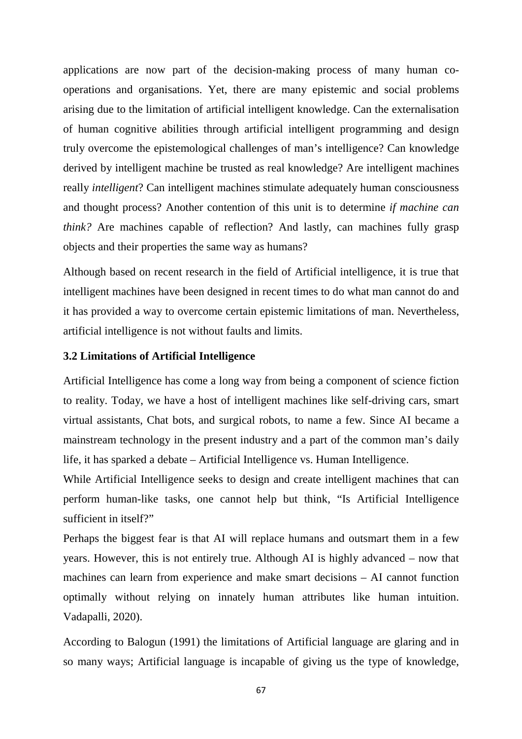applications are now part of the decision-making process of many human co-operations and organisations. Yet, there are many epistemic and social problems arising due to the limitation of artificial intelligent knowledge. Can the externalisation of human cognitive abilities through artificial intelligent programming and design truly overcome the epistemological challenges of man's intelligence? Can knowledge derived by intelligent machine be trusted as real knowledge? Are intelligent machines really *intelligent*? Can intelligent machines stimulate adequately human consciousness and thought process? Another contention of this unit is to determine *if machine can think?* Are machines capable of reflection? And lastly, can machines fully grasp objects and their properties the same way as humans?

Although based on recent research in the field of Artificial intelligence, it is true that intelligent machines have been designed in recent times to do what man cannot do and it has provided a way to overcome certain epistemic limitations of man. Nevertheless, artificial intelligence is not without faults and limits.

### 3.2 Limitations of Artificial Intelligence

Artificial Intelligence has come a long way from being a component of science fiction to reality. Today, we have a host of intelligent machines like self-driving cars, smart virtual assistants, Chat bots, and surgical robots, to name a few. Since AI became a mainstream technology in the present industry and a part of the common man's daily life, it has sparked a debate – Artificial Intelligence vs. Human Intelligence.

While Artificial Intelligence seeks to design and create intelligent machines that can perform human-like tasks, one cannot help but think, "Is Artificial Intelligence sufficient in itself?"

Perhaps the biggest fear is that AI will replace humans and outsmart them in a few years. However, this is not entirely true. Although AI is highly advanced – now that machines can learn from experience and make smart decisions – AI cannot function optimally without relying on innately human attributes like human intuition. Vadapalli, 2020).

According to Balogun (1991) the limitations of Artificial language are glaring and in so many ways; Artificial language is incapable of giving us the type of knowledge,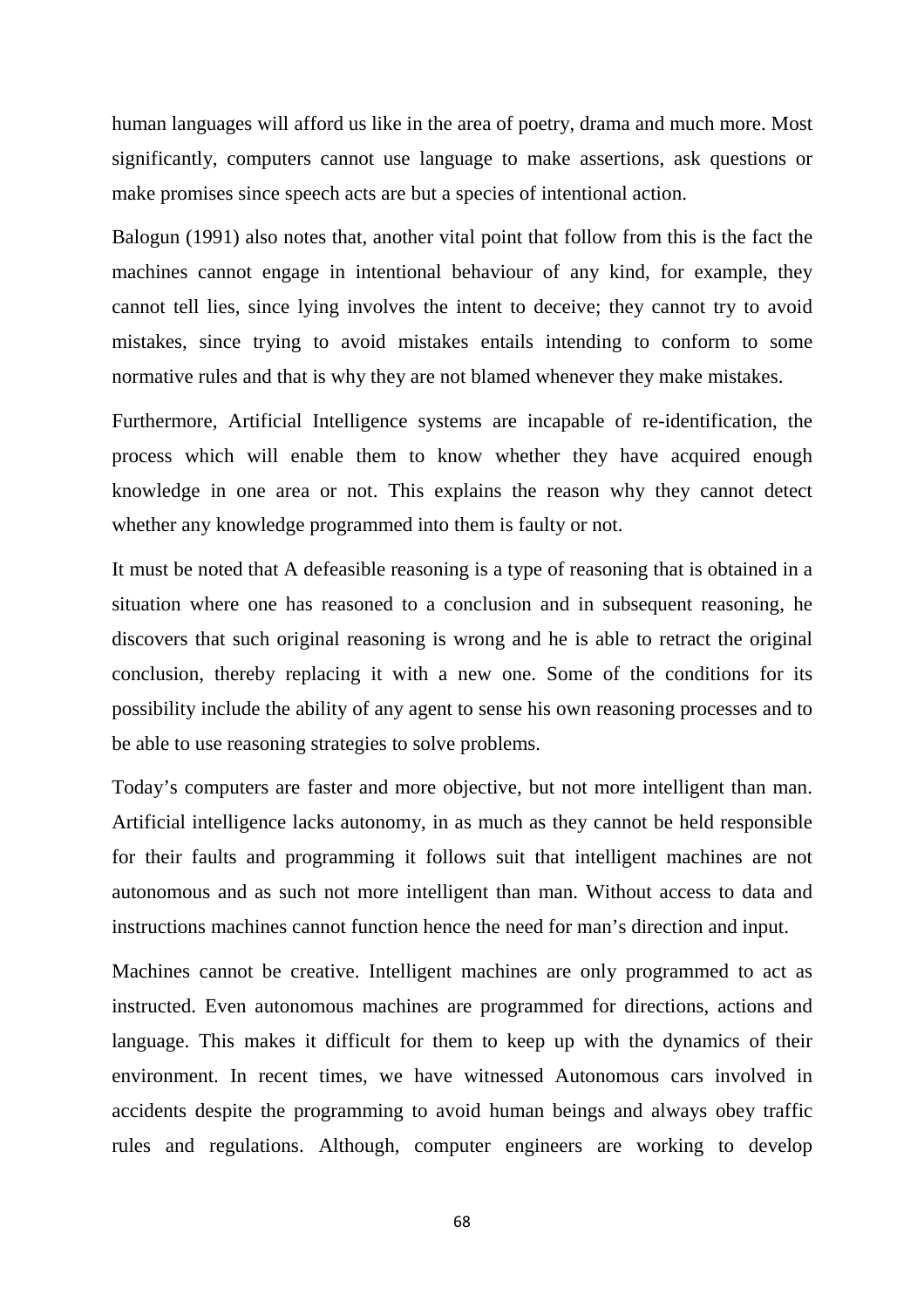human languages will afford us like in the area of poetry, drama and much more. Most significantly, computers cannot use language to make assertions, ask questions or make promises since speech acts are but a species of intentional action.

Balogun (1991) also notes that, another vital point that follow from this is the fact the machines cannot engage in intentional behaviour of any kind, for example, they cannot tell lies, since lying involves the intent to deceive; they cannot try to avoid mistakes, since trying to avoid mistakes entails intending to conform to some normative rules and that is why they are not blamed whenever they make mistakes.

Furthermore, Artificial Intelligence systems are incapable of re-identification, the process which will enable them to know whether they have acquired enough knowledge in one area or not. This explains the reason why they cannot detect whether any knowledge programmed into them is faulty or not.

It must be noted that A defeasible reasoning is a type of reasoning that is obtained in a situation where one has reasoned to a conclusion and in subsequent reasoning, he discovers that such original reasoning is wrong and he is able to retract the original conclusion, thereby replacing it with a new one. Some of the conditions for its possibility include the ability of any agent to sense his own reasoning processes and to be able to use reasoning strategies to solve problems.

Today's computers are faster and more objective, but not more intelligent than man. Artificial intelligence lacks autonomy, in as much as they cannot be held responsible for their faults and programming it follows suit that intelligent machines are not autonomous and as such not more intelligent than man. Without access to data and instructions machines cannot function hence the need for man's direction and input.

Machines cannot be creative. Intelligent machines are only programmed to act as instructed. Even autonomous machines are programmed for directions, actions and language. This makes it difficult for them to keep up with the dynamics of their environment. In recent times, we have witnessed Autonomous cars involved in accidents despite the programming to avoid human beings and always obey traffic rules and regulations. Although, computer engineers are working to develop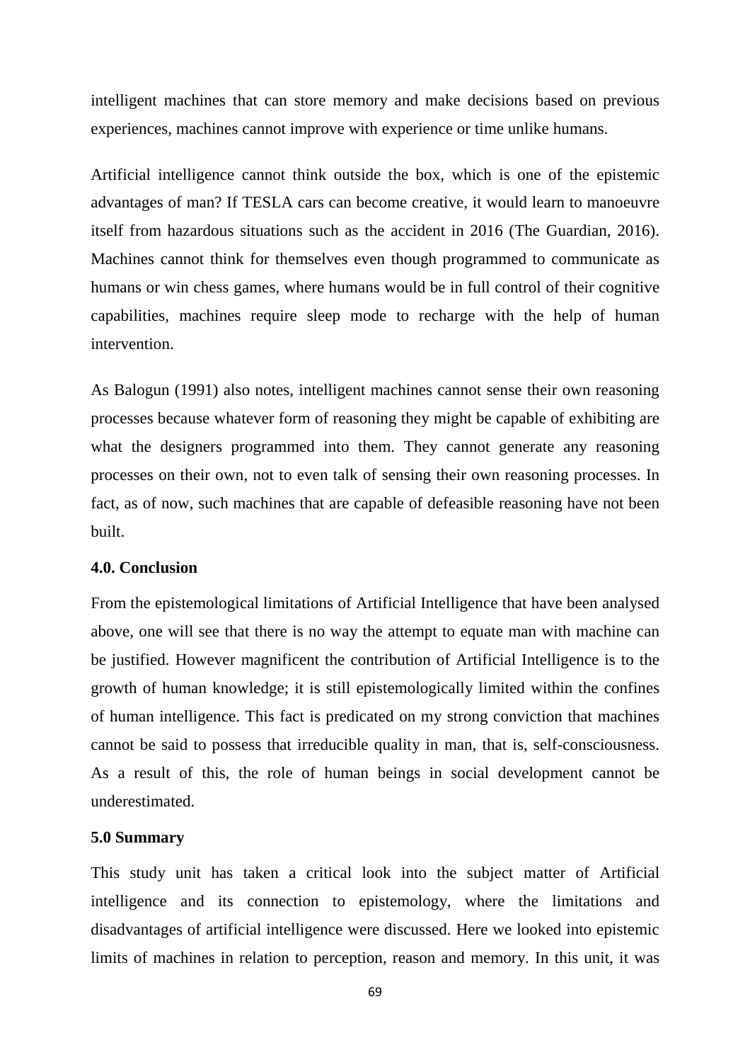intelligent machines that can store memory and make decisions based on previous experiences, machines cannot improve with experience or time unlike humans.

Artificial intelligence cannot think outside the box, which is one of the epistemic advantages of man? If TESLA cars can become creative, it would learn to manoeuvre itself from hazardous situations such as the accident in 2016 (The Guardian, 2016). Machines cannot think for themselves even though programmed to communicate as humans or win chess games, where humans would be in full control of their cognitive capabilities, machines require sleep mode to recharge with the help of human intervention.

As Balogun (1991) also notes, intelligent machines cannot sense their own reasoning processes because whatever form of reasoning they might be capable of exhibiting are what the designers programmed into them. They cannot generate any reasoning processes on their own, not to even talk of sensing their own reasoning processes. In fact, as of now, such machines that are capable of defeasible reasoning have not been built.

**4.0. Conclusion**

From the epistemological limitations of Artificial Intelligence that have been analysed above, one will see that there is no way the attempt to equate man with machine can be justified. However magnificent the contribution of Artificial Intelligence is to the growth of human knowledge; it is still epistemologically limited within the confines of human intelligence. This fact is predicated on my strong conviction that machines cannot be said to possess that irreducible quality in man, that is, self-consciousness. As a result of this, the role of human beings in social development cannot be underestimated.

**5.0 Summary**

This study unit has taken a critical look into the subject matter of Artificial intelligence and its connection to epistemology, where the limitations and disadvantages of artificial intelligence were discussed. Here we looked into epistemic limits of machines in relation to perception, reason and memory. In this unit, it was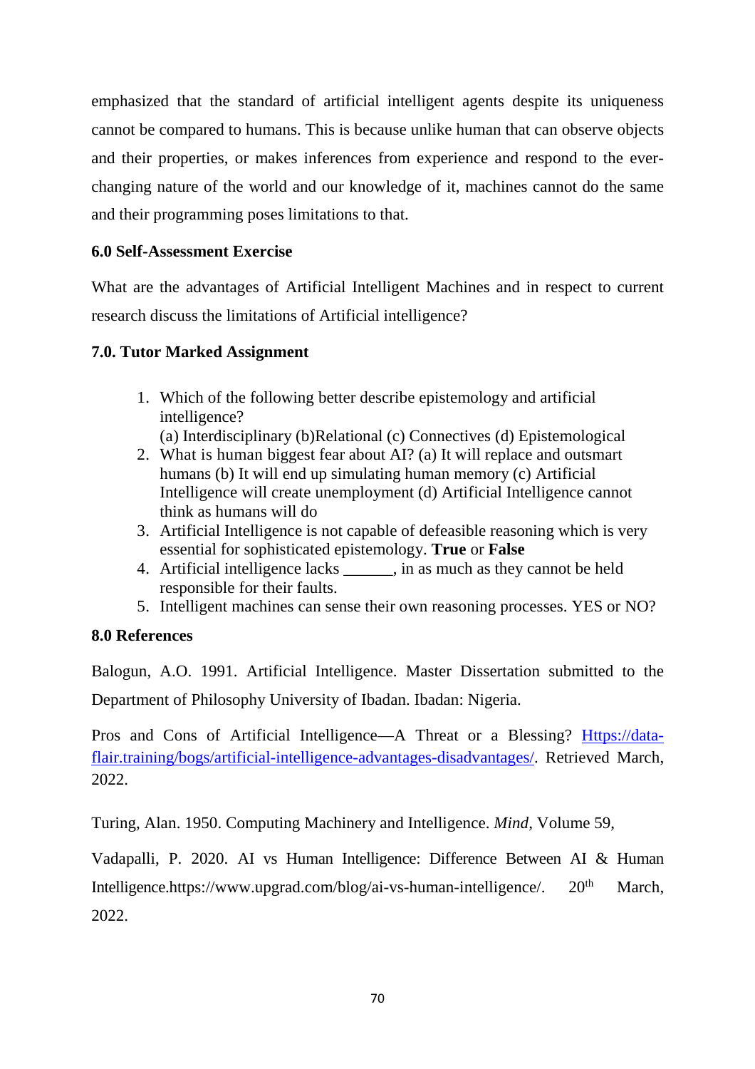emphasized that the standard of artificial intelligent agents despite its uniqueness cannot be compared to humans. This is because unlike human that can observe objects and their properties, or makes inferences from experience and respond to the ever-changing nature of the world and our knowledge of it, machines cannot do the same and their programming poses limitations to that.

### 6.0 Self-Assessment Exercise

What are the advantages of Artificial Intelligent Machines and in respect to current research discuss the limitations of Artificial intelligence?

### 7.0. Tutor Marked Assignment

1. Which of the following better describe epistemology and artificial intelligence?
   (a) Interdisciplinary (b)Relational (c) Connectives (d) Epistemological
2. What is human biggest fear about AI? (a) It will replace and outsmart humans (b) It will end up simulating human memory (c) Artificial Intelligence will create unemployment (d) Artificial Intelligence cannot think as humans will do
3. Artificial Intelligence is not capable of defeasible reasoning which is very essential for sophisticated epistemology. **True** or **False**
4. Artificial intelligence lacks ______, in as much as they cannot be held responsible for their faults.
5. Intelligent machines can sense their own reasoning processes. YES or NO?

### 8.0 References

Balogun, A.O. 1991. Artificial Intelligence. Master Dissertation submitted to the Department of Philosophy University of Ibadan. Ibadan: Nigeria.

Pros and Cons of Artificial Intelligence—A Threat or a Blessing? [Https://data-flair.training/bogs/artificial-intelligence-advantages-disadvantages/](Https://data-flair.training/bogs/artificial-intelligence-advantages-disadvantages/). Retrieved March, 2022.

Turing, Alan. 1950. Computing Machinery and Intelligence. *Mind*, Volume 59,

Vadapalli, P. 2020. AI vs Human Intelligence: Difference Between AI & Human Intelligence.https://www.upgrad.com/blog/ai-vs-human-intelligence/. 20th March, 2022.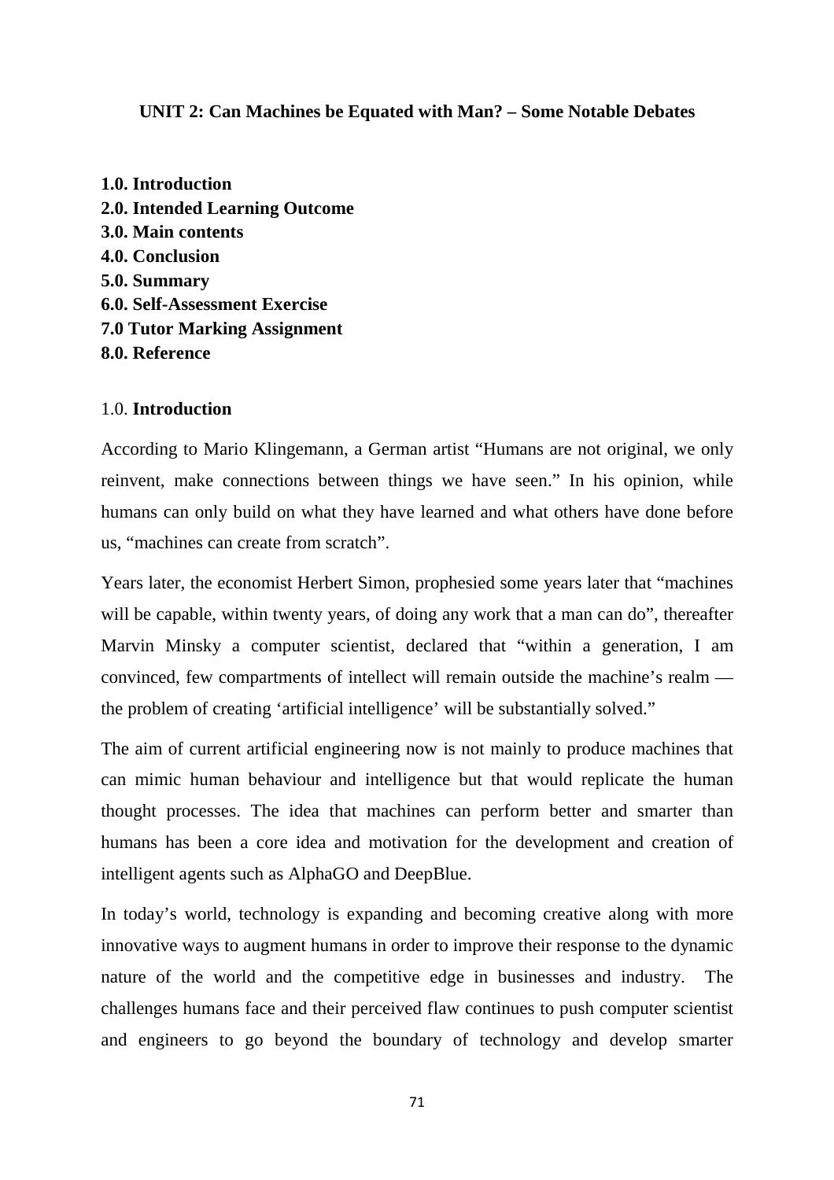## UNIT 2: Can Machines be Equated with Man? – Some Notable Debates

**1.0. Introduction**
**2.0. Intended Learning Outcome**
**3.0. Main contents**
**4.0. Conclusion**
**5.0. Summary**
**6.0. Self-Assessment Exercise**
**7.0 Tutor Marking Assignment**
**8.0. Reference**

### 1.0. Introduction

According to Mario Klingemann, a German artist "Humans are not original, we only reinvent, make connections between things we have seen." In his opinion, while humans can only build on what they have learned and what others have done before us, "machines can create from scratch".

Years later, the economist Herbert Simon, prophesied some years later that "machines will be capable, within twenty years, of doing any work that a man can do", thereafter Marvin Minsky a computer scientist, declared that "within a generation, I am convinced, few compartments of intellect will remain outside the machine's realm — the problem of creating 'artificial intelligence' will be substantially solved."

The aim of current artificial engineering now is not mainly to produce machines that can mimic human behaviour and intelligence but that would replicate the human thought processes. The idea that machines can perform better and smarter than humans has been a core idea and motivation for the development and creation of intelligent agents such as AlphaGO and DeepBlue.

In today's world, technology is expanding and becoming creative along with more innovative ways to augment humans in order to improve their response to the dynamic nature of the world and the competitive edge in businesses and industry. The challenges humans face and their perceived flaw continues to push computer scientist and engineers to go beyond the boundary of technology and develop smarter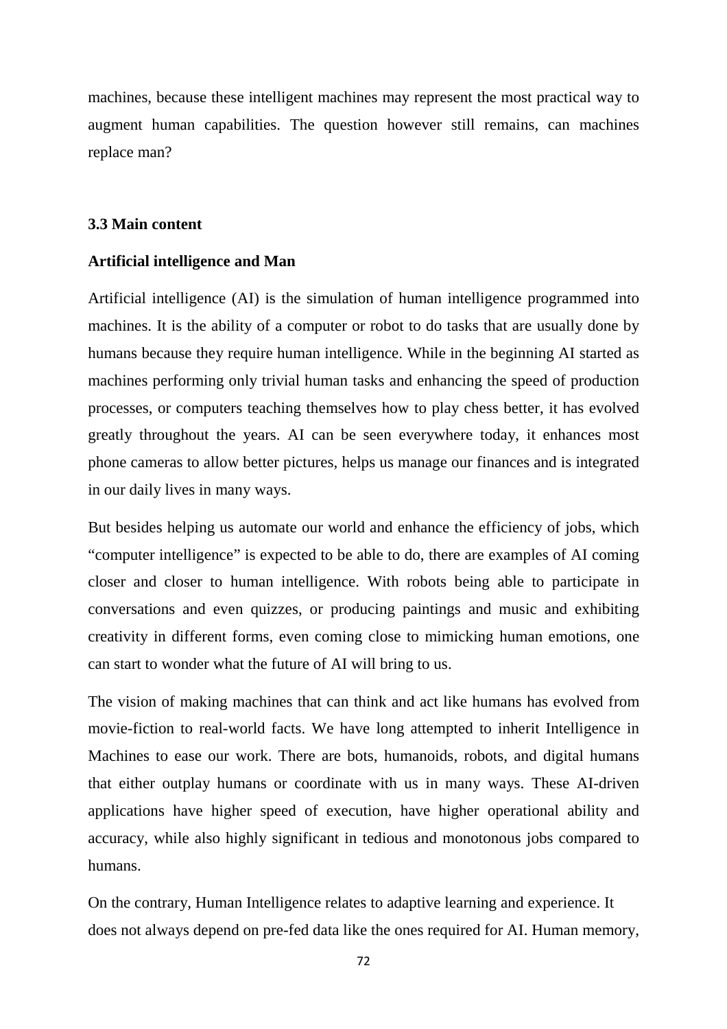machines, because these intelligent machines may represent the most practical way to augment human capabilities. The question however still remains, can machines replace man?

### 3.3 Main content

**Artificial intelligence and Man**

Artificial intelligence (AI) is the simulation of human intelligence programmed into machines. It is the ability of a computer or robot to do tasks that are usually done by humans because they require human intelligence. While in the beginning AI started as machines performing only trivial human tasks and enhancing the speed of production processes, or computers teaching themselves how to play chess better, it has evolved greatly throughout the years. AI can be seen everywhere today, it enhances most phone cameras to allow better pictures, helps us manage our finances and is integrated in our daily lives in many ways.

But besides helping us automate our world and enhance the efficiency of jobs, which "computer intelligence" is expected to be able to do, there are examples of AI coming closer and closer to human intelligence. With robots being able to participate in conversations and even quizzes, or producing paintings and music and exhibiting creativity in different forms, even coming close to mimicking human emotions, one can start to wonder what the future of AI will bring to us.

The vision of making machines that can think and act like humans has evolved from movie-fiction to real-world facts. We have long attempted to inherit Intelligence in Machines to ease our work. There are bots, humanoids, robots, and digital humans that either outplay humans or coordinate with us in many ways. These AI-driven applications have higher speed of execution, have higher operational ability and accuracy, while also highly significant in tedious and monotonous jobs compared to humans.

On the contrary, Human Intelligence relates to adaptive learning and experience. It does not always depend on pre-fed data like the ones required for AI. Human memory,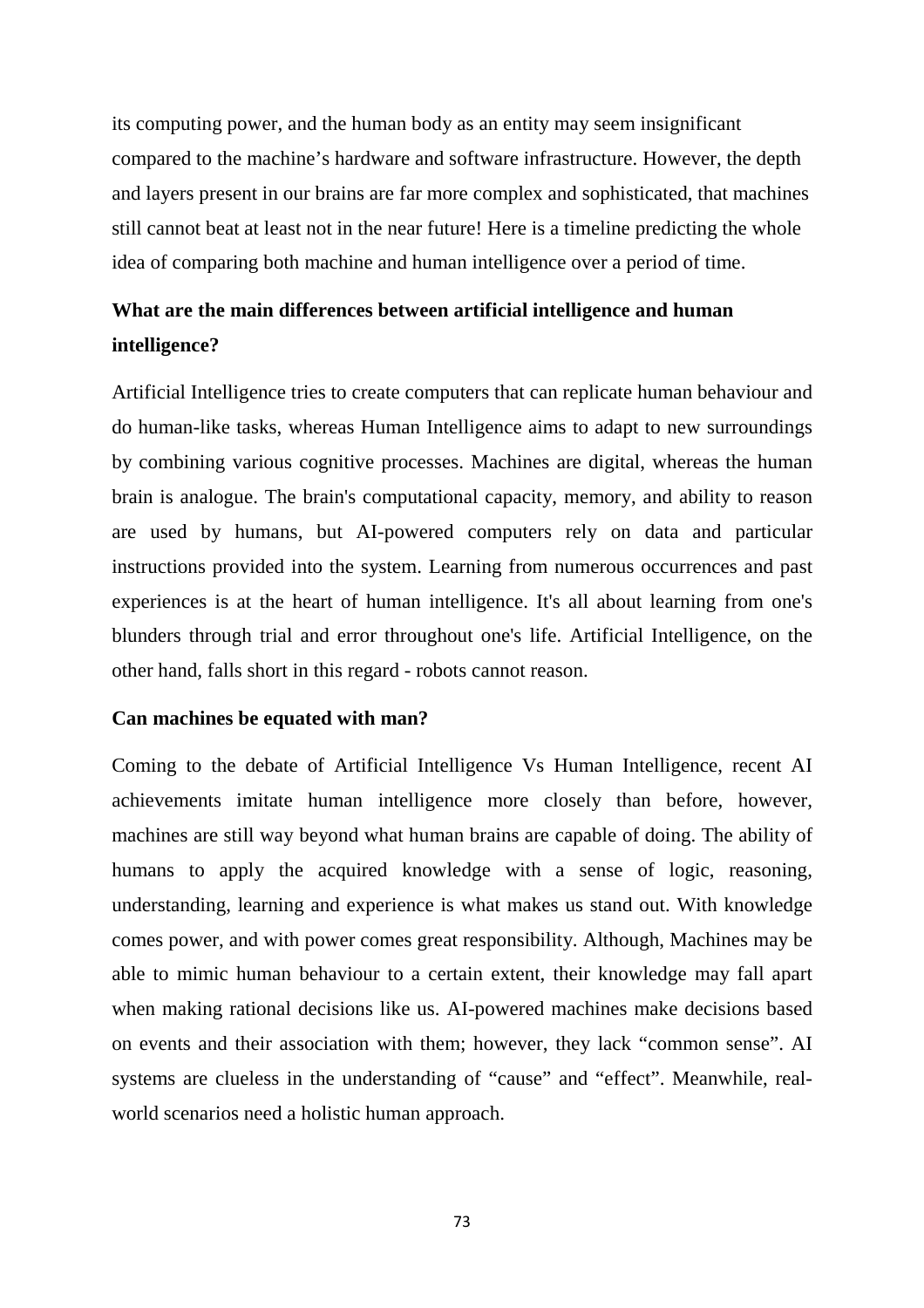its computing power, and the human body as an entity may seem insignificant compared to the machine's hardware and software infrastructure. However, the depth and layers present in our brains are far more complex and sophisticated, that machines still cannot beat at least not in the near future! Here is a timeline predicting the whole idea of comparing both machine and human intelligence over a period of time.

**What are the main differences between artificial intelligence and human intelligence?**

Artificial Intelligence tries to create computers that can replicate human behaviour and do human-like tasks, whereas Human Intelligence aims to adapt to new surroundings by combining various cognitive processes. Machines are digital, whereas the human brain is analogue. The brain's computational capacity, memory, and ability to reason are used by humans, but AI-powered computers rely on data and particular instructions provided into the system. Learning from numerous occurrences and past experiences is at the heart of human intelligence. It's all about learning from one's blunders through trial and error throughout one's life. Artificial Intelligence, on the other hand, falls short in this regard - robots cannot reason.

**Can machines be equated with man?**

Coming to the debate of Artificial Intelligence Vs Human Intelligence, recent AI achievements imitate human intelligence more closely than before, however, machines are still way beyond what human brains are capable of doing. The ability of humans to apply the acquired knowledge with a sense of logic, reasoning, understanding, learning and experience is what makes us stand out. With knowledge comes power, and with power comes great responsibility. Although, Machines may be able to mimic human behaviour to a certain extent, their knowledge may fall apart when making rational decisions like us. AI-powered machines make decisions based on events and their association with them; however, they lack "common sense". AI systems are clueless in the understanding of "cause" and "effect". Meanwhile, real-world scenarios need a holistic human approach.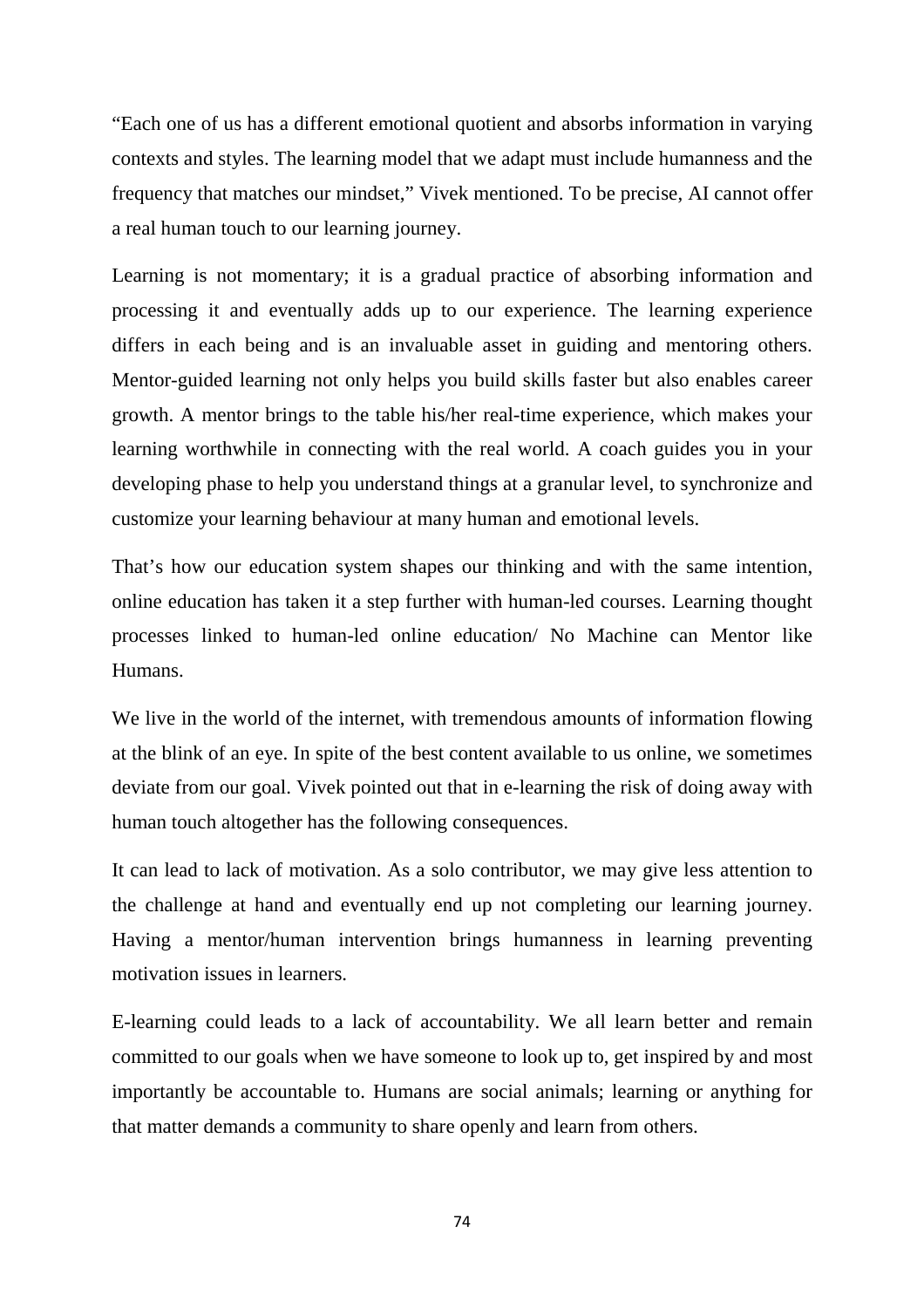"Each one of us has a different emotional quotient and absorbs information in varying contexts and styles. The learning model that we adapt must include humanness and the frequency that matches our mindset," Vivek mentioned. To be precise, AI cannot offer a real human touch to our learning journey.

Learning is not momentary; it is a gradual practice of absorbing information and processing it and eventually adds up to our experience. The learning experience differs in each being and is an invaluable asset in guiding and mentoring others. Mentor-guided learning not only helps you build skills faster but also enables career growth. A mentor brings to the table his/her real-time experience, which makes your learning worthwhile in connecting with the real world. A coach guides you in your developing phase to help you understand things at a granular level, to synchronize and customize your learning behaviour at many human and emotional levels.

That's how our education system shapes our thinking and with the same intention, online education has taken it a step further with human-led courses. Learning thought processes linked to human-led online education/ No Machine can Mentor like Humans.

We live in the world of the internet, with tremendous amounts of information flowing at the blink of an eye. In spite of the best content available to us online, we sometimes deviate from our goal. Vivek pointed out that in e-learning the risk of doing away with human touch altogether has the following consequences.

It can lead to lack of motivation. As a solo contributor, we may give less attention to the challenge at hand and eventually end up not completing our learning journey. Having a mentor/human intervention brings humanness in learning preventing motivation issues in learners.

E-learning could leads to a lack of accountability. We all learn better and remain committed to our goals when we have someone to look up to, get inspired by and most importantly be accountable to. Humans are social animals; learning or anything for that matter demands a community to share openly and learn from others.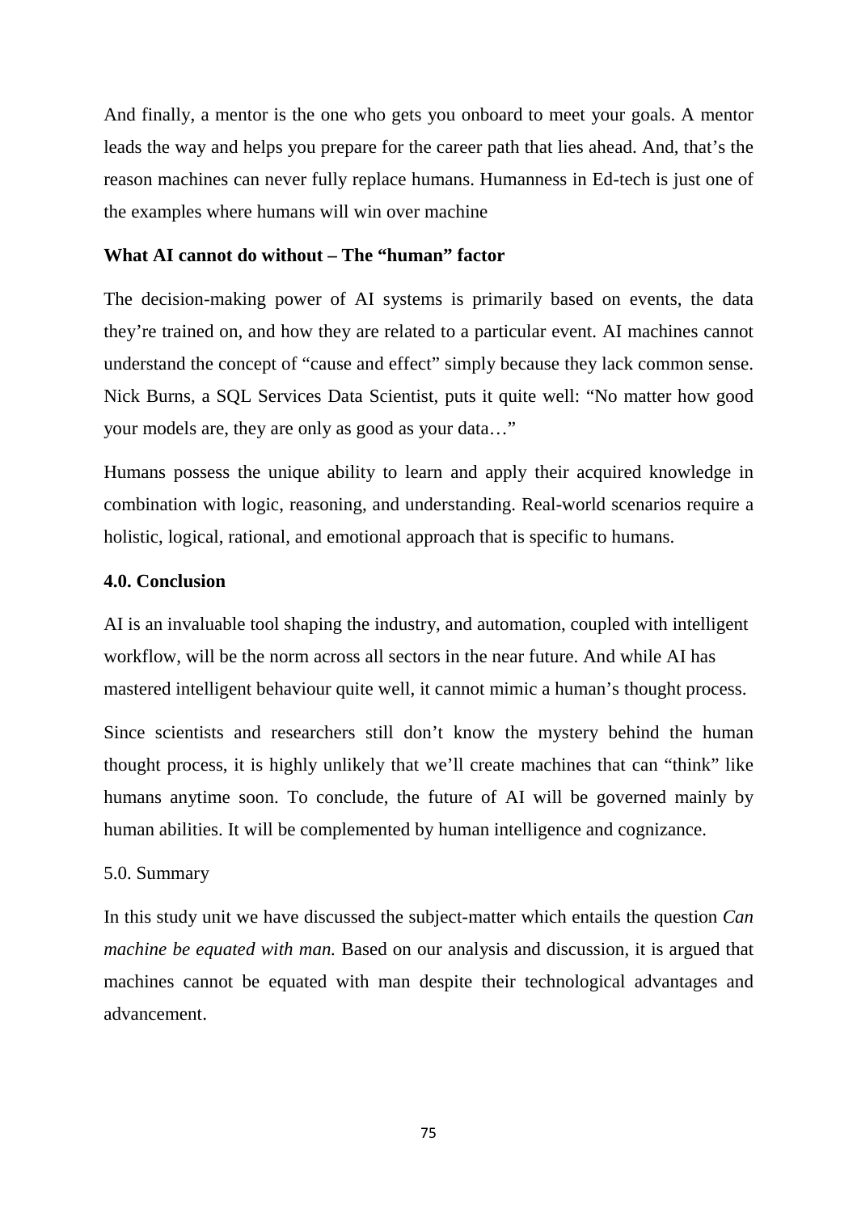And finally, a mentor is the one who gets you onboard to meet your goals. A mentor leads the way and helps you prepare for the career path that lies ahead. And, that's the reason machines can never fully replace humans. Humanness in Ed-tech is just one of the examples where humans will win over machine

**What AI cannot do without – The "human" factor**

The decision-making power of AI systems is primarily based on events, the data they're trained on, and how they are related to a particular event. AI machines cannot understand the concept of "cause and effect" simply because they lack common sense. Nick Burns, a SQL Services Data Scientist, puts it quite well: "No matter how good your models are, they are only as good as your data…"

Humans possess the unique ability to learn and apply their acquired knowledge in combination with logic, reasoning, and understanding. Real-world scenarios require a holistic, logical, rational, and emotional approach that is specific to humans.

**4.0. Conclusion**

AI is an invaluable tool shaping the industry, and automation, coupled with intelligent workflow, will be the norm across all sectors in the near future. And while AI has mastered intelligent behaviour quite well, it cannot mimic a human's thought process.

Since scientists and researchers still don't know the mystery behind the human thought process, it is highly unlikely that we'll create machines that can "think" like humans anytime soon. To conclude, the future of AI will be governed mainly by human abilities. It will be complemented by human intelligence and cognizance.

5.0. Summary

In this study unit we have discussed the subject-matter which entails the question *Can machine be equated with man.* Based on our analysis and discussion, it is argued that machines cannot be equated with man despite their technological advantages and advancement.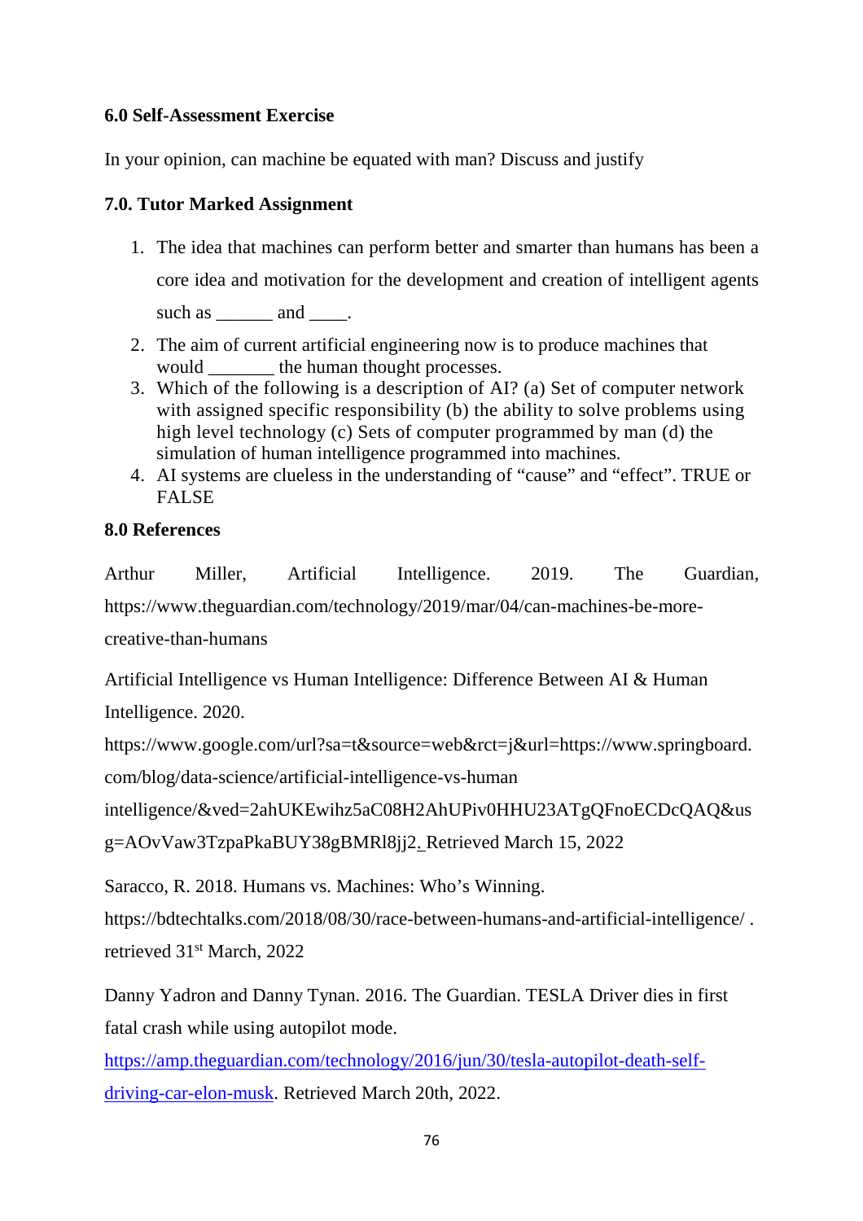**6.0 Self-Assessment Exercise**

In your opinion, can machine be equated with man? Discuss and justify

**7.0. Tutor Marked Assignment**

1. The idea that machines can perform better and smarter than humans has been a core idea and motivation for the development and creation of intelligent agents such as ______ and ____.
2. The aim of current artificial engineering now is to produce machines that would _______ the human thought processes.
3. Which of the following is a description of AI? (a) Set of computer network with assigned specific responsibility (b) the ability to solve problems using high level technology (c) Sets of computer programmed by man (d) the simulation of human intelligence programmed into machines.
4. AI systems are clueless in the understanding of "cause" and "effect". TRUE or FALSE

**8.0 References**

Arthur Miller, Artificial Intelligence. 2019. The Guardian, https://www.theguardian.com/technology/2019/mar/04/can-machines-be-more-creative-than-humans

Artificial Intelligence vs Human Intelligence: Difference Between AI & Human Intelligence. 2020. https://www.google.com/url?sa=t&source=web&rct=j&url=https://www.springboard.com/blog/data-science/artificial-intelligence-vs-human intelligence/&ved=2ahUKEwihz5aC08H2AhUPiv0HHU23ATgQFnoECDcQAQ&usg=AOvVaw3TzpaPkaBUY38gBMRl8jj2. Retrieved March 15, 2022

Saracco, R. 2018. Humans vs. Machines: Who's Winning. https://bdtechtalks.com/2018/08/30/race-between-humans-and-artificial-intelligence/ . retrieved 31st March, 2022

Danny Yadron and Danny Tynan. 2016. The Guardian. TESLA Driver dies in first fatal crash while using autopilot mode. https://amp.theguardian.com/technology/2016/jun/30/tesla-autopilot-death-self-driving-car-elon-musk. Retrieved March 20th, 2022.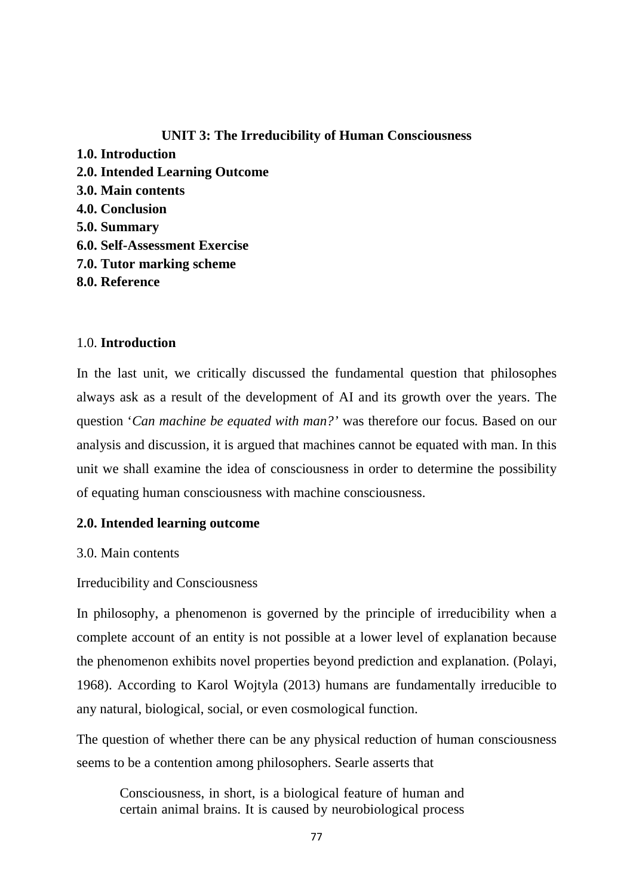## UNIT 3: The Irreducibility of Human Consciousness

**1.0. Introduction**
**2.0. Intended Learning Outcome**
**3.0. Main contents**
**4.0. Conclusion**
**5.0. Summary**
**6.0. Self-Assessment Exercise**
**7.0. Tutor marking scheme**
**8.0. Reference**

### 1.0. Introduction

In the last unit, we critically discussed the fundamental question that philosophes always ask as a result of the development of AI and its growth over the years. The question '*Can machine be equated with man?'* was therefore our focus. Based on our analysis and discussion, it is argued that machines cannot be equated with man. In this unit we shall examine the idea of consciousness in order to determine the possibility of equating human consciousness with machine consciousness.

### 2.0. Intended learning outcome

3.0. Main contents

Irreducibility and Consciousness

In philosophy, a phenomenon is governed by the principle of irreducibility when a complete account of an entity is not possible at a lower level of explanation because the phenomenon exhibits novel properties beyond prediction and explanation. (Polayi, 1968). According to Karol Wojtyla (2013) humans are fundamentally irreducible to any natural, biological, social, or even cosmological function.

The question of whether there can be any physical reduction of human consciousness seems to be a contention among philosophers. Searle asserts that

> Consciousness, in short, is a biological feature of human and certain animal brains. It is caused by neurobiological process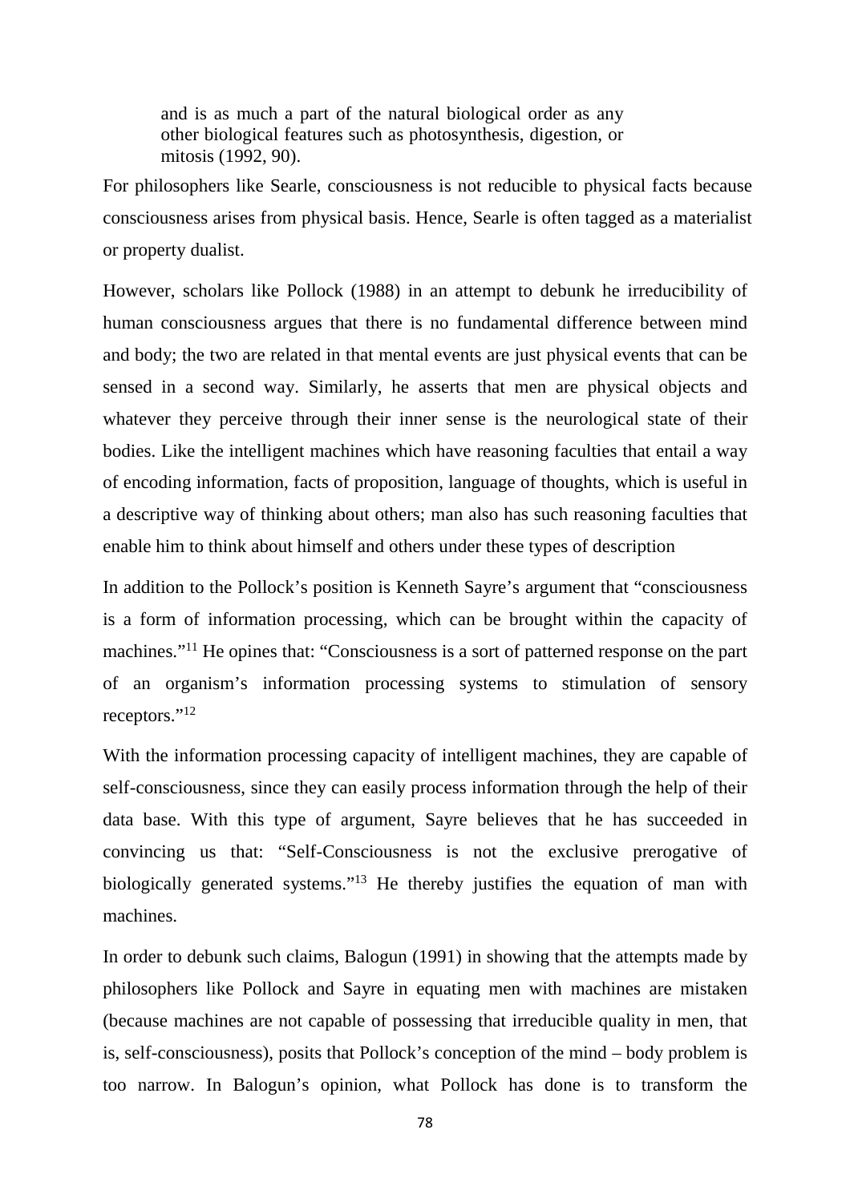> and is as much a part of the natural biological order as any other biological features such as photosynthesis, digestion, or mitosis (1992, 90).

For philosophers like Searle, consciousness is not reducible to physical facts because consciousness arises from physical basis. Hence, Searle is often tagged as a materialist or property dualist.

However, scholars like Pollock (1988) in an attempt to debunk he irreducibility of human consciousness argues that there is no fundamental difference between mind and body; the two are related in that mental events are just physical events that can be sensed in a second way. Similarly, he asserts that men are physical objects and whatever they perceive through their inner sense is the neurological state of their bodies. Like the intelligent machines which have reasoning faculties that entail a way of encoding information, facts of proposition, language of thoughts, which is useful in a descriptive way of thinking about others; man also has such reasoning faculties that enable him to think about himself and others under these types of description

In addition to the Pollock's position is Kenneth Sayre's argument that "consciousness is a form of information processing, which can be brought within the capacity of machines."[11] He opines that: "Consciousness is a sort of patterned response on the part of an organism's information processing systems to stimulation of sensory receptors."[12]

With the information processing capacity of intelligent machines, they are capable of self-consciousness, since they can easily process information through the help of their data base. With this type of argument, Sayre believes that he has succeeded in convincing us that: "Self-Consciousness is not the exclusive prerogative of biologically generated systems."[13] He thereby justifies the equation of man with machines.

In order to debunk such claims, Balogun (1991) in showing that the attempts made by philosophers like Pollock and Sayre in equating men with machines are mistaken (because machines are not capable of possessing that irreducible quality in men, that is, self-consciousness), posits that Pollock's conception of the mind – body problem is too narrow. In Balogun's opinion, what Pollock has done is to transform the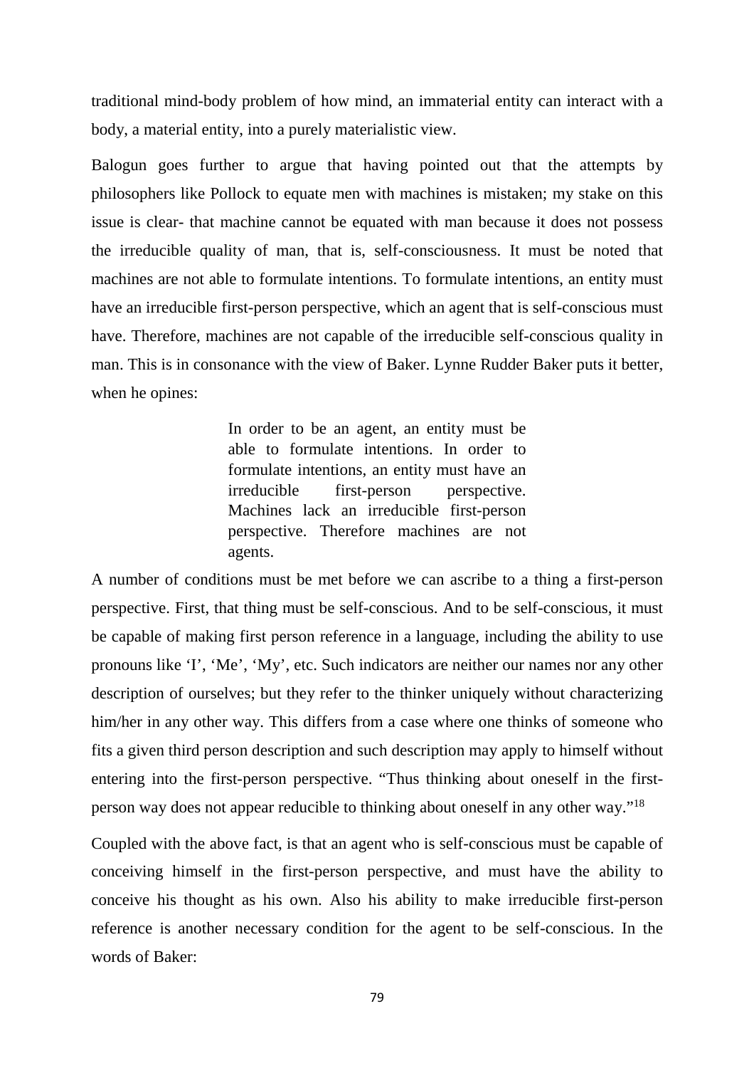traditional mind-body problem of how mind, an immaterial entity can interact with a body, a material entity, into a purely materialistic view.

Balogun goes further to argue that having pointed out that the attempts by philosophers like Pollock to equate men with machines is mistaken; my stake on this issue is clear- that machine cannot be equated with man because it does not possess the irreducible quality of man, that is, self-consciousness. It must be noted that machines are not able to formulate intentions. To formulate intentions, an entity must have an irreducible first-person perspective, which an agent that is self-conscious must have. Therefore, machines are not capable of the irreducible self-conscious quality in man. This is in consonance with the view of Baker. Lynne Rudder Baker puts it better, when he opines:

> In order to be an agent, an entity must be able to formulate intentions. In order to formulate intentions, an entity must have an irreducible first-person perspective. Machines lack an irreducible first-person perspective. Therefore machines are not agents.

A number of conditions must be met before we can ascribe to a thing a first-person perspective. First, that thing must be self-conscious. And to be self-conscious, it must be capable of making first person reference in a language, including the ability to use pronouns like 'I', 'Me', 'My', etc. Such indicators are neither our names nor any other description of ourselves; but they refer to the thinker uniquely without characterizing him/her in any other way. This differs from a case where one thinks of someone who fits a given third person description and such description may apply to himself without entering into the first-person perspective. "Thus thinking about oneself in the first-person way does not appear reducible to thinking about oneself in any other way."[18]

Coupled with the above fact, is that an agent who is self-conscious must be capable of conceiving himself in the first-person perspective, and must have the ability to conceive his thought as his own. Also his ability to make irreducible first-person reference is another necessary condition for the agent to be self-conscious. In the words of Baker: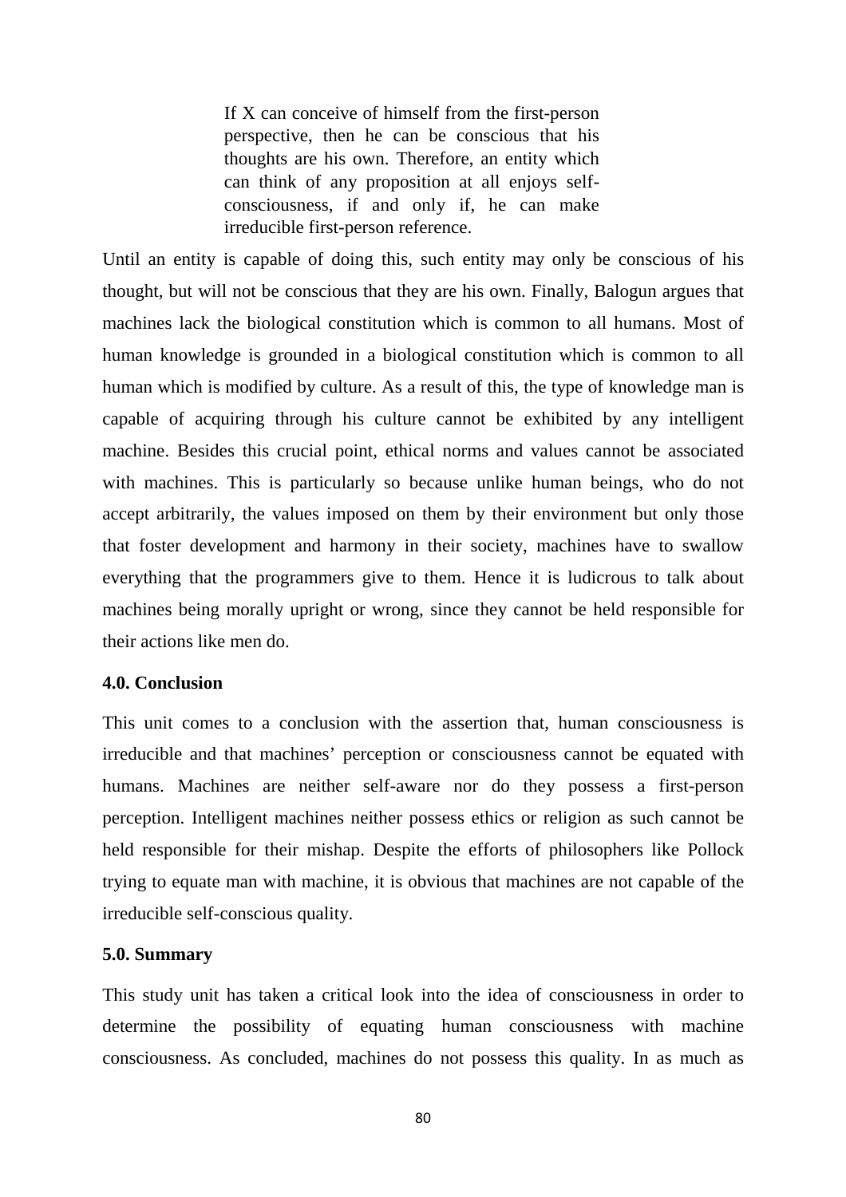> If X can conceive of himself from the first-person perspective, then he can be conscious that his thoughts are his own. Therefore, an entity which can think of any proposition at all enjoys self-consciousness, if and only if, he can make irreducible first-person reference.

Until an entity is capable of doing this, such entity may only be conscious of his thought, but will not be conscious that they are his own. Finally, Balogun argues that machines lack the biological constitution which is common to all humans. Most of human knowledge is grounded in a biological constitution which is common to all human which is modified by culture. As a result of this, the type of knowledge man is capable of acquiring through his culture cannot be exhibited by any intelligent machine. Besides this crucial point, ethical norms and values cannot be associated with machines. This is particularly so because unlike human beings, who do not accept arbitrarily, the values imposed on them by their environment but only those that foster development and harmony in their society, machines have to swallow everything that the programmers give to them. Hence it is ludicrous to talk about machines being morally upright or wrong, since they cannot be held responsible for their actions like men do.

### 4.0. Conclusion

This unit comes to a conclusion with the assertion that, human consciousness is irreducible and that machines' perception or consciousness cannot be equated with humans. Machines are neither self-aware nor do they possess a first-person perception. Intelligent machines neither possess ethics or religion as such cannot be held responsible for their mishap. Despite the efforts of philosophers like Pollock trying to equate man with machine, it is obvious that machines are not capable of the irreducible self-conscious quality.

### 5.0. Summary

This study unit has taken a critical look into the idea of consciousness in order to determine the possibility of equating human consciousness with machine consciousness. As concluded, machines do not possess this quality. In as much as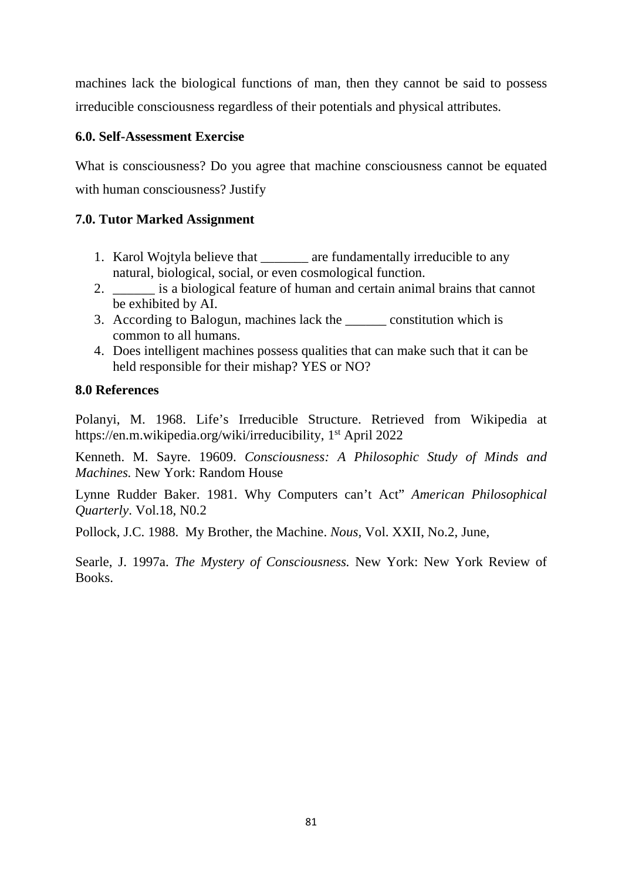machines lack the biological functions of man, then they cannot be said to possess irreducible consciousness regardless of their potentials and physical attributes.

### 6.0. Self-Assessment Exercise

What is consciousness? Do you agree that machine consciousness cannot be equated with human consciousness? Justify

### 7.0. Tutor Marked Assignment

1. Karol Wojtyla believe that _______ are fundamentally irreducible to any natural, biological, social, or even cosmological function.
2. ______ is a biological feature of human and certain animal brains that cannot be exhibited by AI.
3. According to Balogun, machines lack the ______ constitution which is common to all humans.
4. Does intelligent machines possess qualities that can make such that it can be held responsible for their mishap? YES or NO?

### 8.0 References

Polanyi, M. 1968. Life's Irreducible Structure. Retrieved from Wikipedia at https://en.m.wikipedia.org/wiki/irreducibility, 1st April 2022

Kenneth. M. Sayre. 19609. *Consciousness: A Philosophic Study of Minds and Machines.* New York: Random House

Lynne Rudder Baker. 1981. Why Computers can't Act" *American Philosophical Quarterly*. Vol.18, N0.2

Pollock, J.C. 1988. My Brother, the Machine. *Nous*, Vol. XXII, No.2, June,

Searle, J. 1997a. *The Mystery of Consciousness.* New York: New York Review of Books.